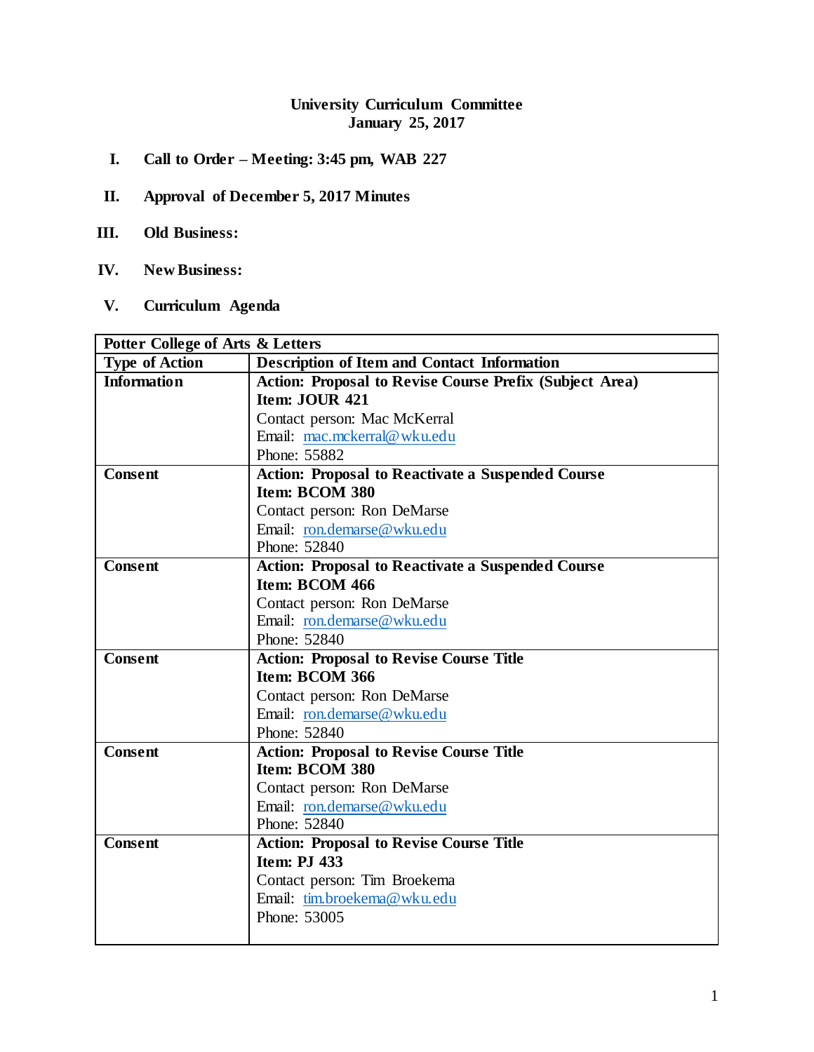**University Curriculum Committee**
**January 25, 2017**

I. **Call to Order – Meeting: 3:45 pm, WAB 227**

II. **Approval of December 5, 2017 Minutes**

III. **Old Business:**

IV. **New Business:**

V. **Curriculum Agenda**

| **Potter College of Arts & Letters** | |
|---|---|
| **Type of Action** | **Description of Item and Contact Information** |
| **Information** | **Action: Proposal to Revise Course Prefix (Subject Area)**<br>**Item: JOUR 421**<br>Contact person: Mac McKerral<br>Email: mac.mckerral@wku.edu<br>Phone: 55882 |
| **Consent** | **Action: Proposal to Reactivate a Suspended Course**<br>**Item: BCOM 380**<br>Contact person: Ron DeMarse<br>Email: ron.demarse@wku.edu<br>Phone: 52840 |
| **Consent** | **Action: Proposal to Reactivate a Suspended Course**<br>**Item: BCOM 466**<br>Contact person: Ron DeMarse<br>Email: ron.demarse@wku.edu<br>Phone: 52840 |
| **Consent** | **Action: Proposal to Revise Course Title**<br>**Item: BCOM 366**<br>Contact person: Ron DeMarse<br>Email: ron.demarse@wku.edu<br>Phone: 52840 |
| **Consent** | **Action: Proposal to Revise Course Title**<br>**Item: BCOM 380**<br>Contact person: Ron DeMarse<br>Email: ron.demarse@wku.edu<br>Phone: 52840 |
| **Consent** | **Action: Proposal to Revise Course Title**<br>**Item: PJ 433**<br>Contact person: Tim Broekema<br>Email: tim.broekema@wku.edu<br>Phone: 53005 |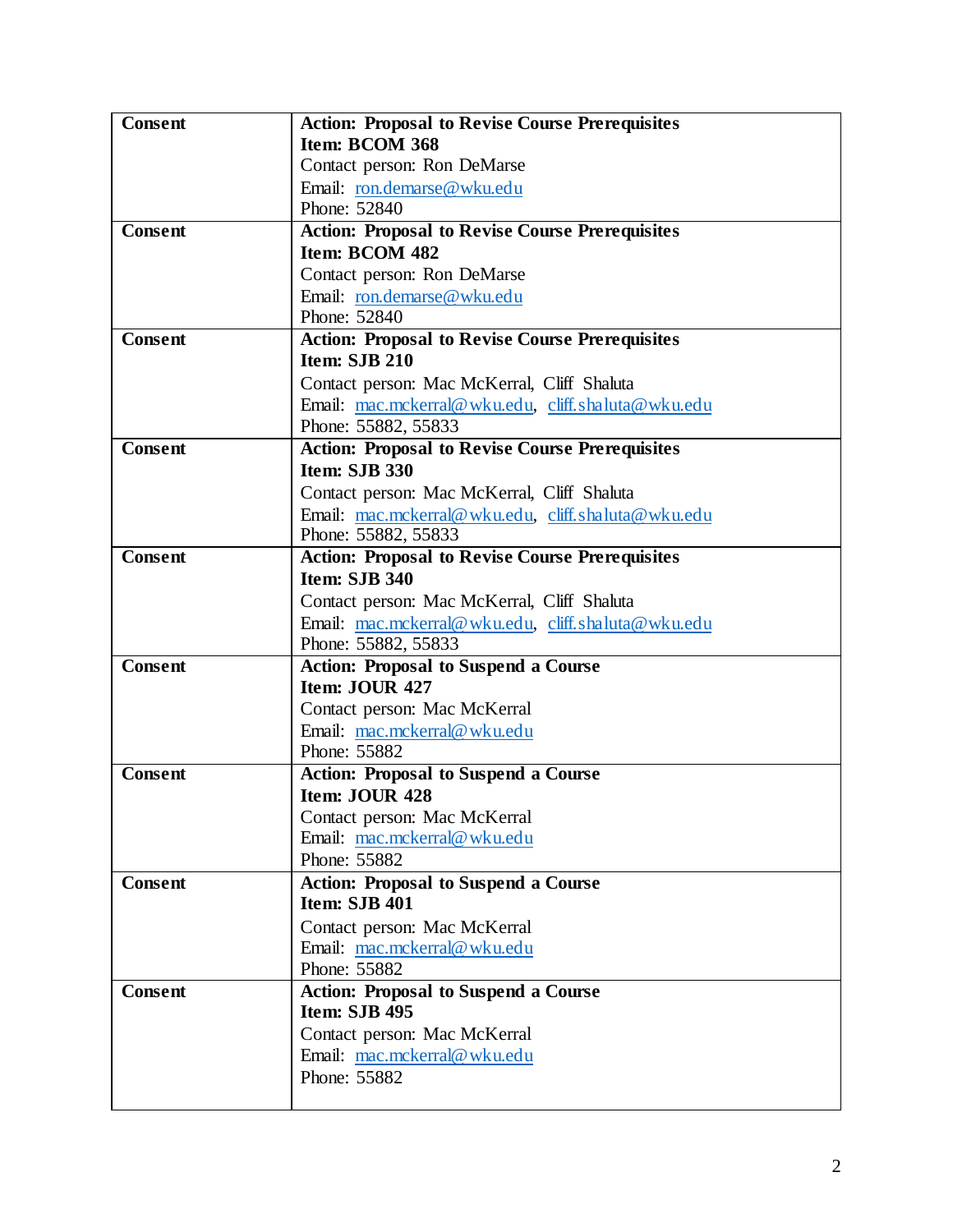| | |
|---|---|
| **Consent** | **Action: Proposal to Revise Course Prerequisites**<br>**Item: BCOM 368**<br>Contact person: Ron DeMarse<br>Email: ron.demarse@wku.edu<br>Phone: 52840 |
| **Consent** | **Action: Proposal to Revise Course Prerequisites**<br>**Item: BCOM 482**<br>Contact person: Ron DeMarse<br>Email: ron.demarse@wku.edu<br>Phone: 52840 |
| **Consent** | **Action: Proposal to Revise Course Prerequisites**<br>**Item: SJB 210**<br>Contact person: Mac McKerral, Cliff Shaluta<br>Email: mac.mckerral@wku.edu, cliff.shaluta@wku.edu<br>Phone: 55882, 55833 |
| **Consent** | **Action: Proposal to Revise Course Prerequisites**<br>**Item: SJB 330**<br>Contact person: Mac McKerral, Cliff Shaluta<br>Email: mac.mckerral@wku.edu, cliff.shaluta@wku.edu<br>Phone: 55882, 55833 |
| **Consent** | **Action: Proposal to Revise Course Prerequisites**<br>**Item: SJB 340**<br>Contact person: Mac McKerral, Cliff Shaluta<br>Email: mac.mckerral@wku.edu, cliff.shaluta@wku.edu<br>Phone: 55882, 55833 |
| **Consent** | **Action: Proposal to Suspend a Course**<br>**Item: JOUR 427**<br>Contact person: Mac McKerral<br>Email: mac.mckerral@wku.edu<br>Phone: 55882 |
| **Consent** | **Action: Proposal to Suspend a Course**<br>**Item: JOUR 428**<br>Contact person: Mac McKerral<br>Email: mac.mckerral@wku.edu<br>Phone: 55882 |
| **Consent** | **Action: Proposal to Suspend a Course**<br>**Item: SJB 401**<br>Contact person: Mac McKerral<br>Email: mac.mckerral@wku.edu<br>Phone: 55882 |
| **Consent** | **Action: Proposal to Suspend a Course**<br>**Item: SJB 495**<br>Contact person: Mac McKerral<br>Email: mac.mckerral@wku.edu<br>Phone: 55882 |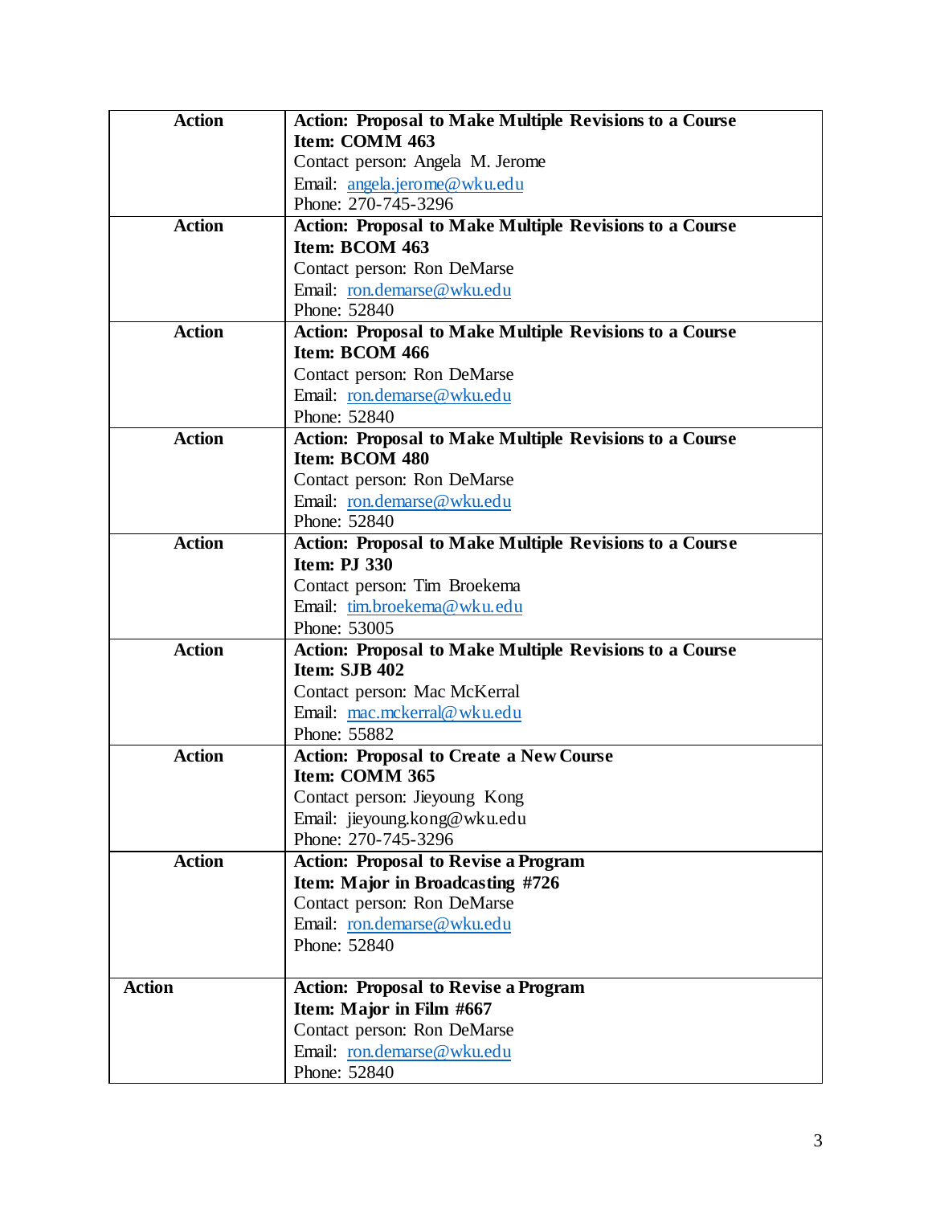| | |
|---|---|
| Action | **Action: Proposal to Make Multiple Revisions to a Course**<br>**Item: COMM 463**<br>Contact person: Angela M. Jerome<br>Email: angela.jerome@wku.edu<br>Phone: 270-745-3296 |
| Action | **Action: Proposal to Make Multiple Revisions to a Course**<br>**Item: BCOM 463**<br>Contact person: Ron DeMarse<br>Email: ron.demarse@wku.edu<br>Phone: 52840 |
| Action | **Action: Proposal to Make Multiple Revisions to a Course**<br>**Item: BCOM 466**<br>Contact person: Ron DeMarse<br>Email: ron.demarse@wku.edu<br>Phone: 52840 |
| Action | **Action: Proposal to Make Multiple Revisions to a Course**<br>**Item: BCOM 480**<br>Contact person: Ron DeMarse<br>Email: ron.demarse@wku.edu<br>Phone: 52840 |
| Action | **Action: Proposal to Make Multiple Revisions to a Course**<br>**Item: PJ 330**<br>Contact person: Tim Broekema<br>Email: tim.broekema@wku.edu<br>Phone: 53005 |
| Action | **Action: Proposal to Make Multiple Revisions to a Course**<br>**Item: SJB 402**<br>Contact person: Mac McKerral<br>Email: mac.mckerral@wku.edu<br>Phone: 55882 |
| Action | **Action: Proposal to Create a New Course**<br>**Item: COMM 365**<br>Contact person: Jieyoung Kong<br>Email: jieyoung.kong@wku.edu<br>Phone: 270-745-3296 |
| Action | **Action: Proposal to Revise a Program**<br>**Item: Major in Broadcasting #726**<br>Contact person: Ron DeMarse<br>Email: ron.demarse@wku.edu<br>Phone: 52840 |
| Action | **Action: Proposal to Revise a Program**<br>**Item: Major in Film #667**<br>Contact person: Ron DeMarse<br>Email: ron.demarse@wku.edu<br>Phone: 52840 |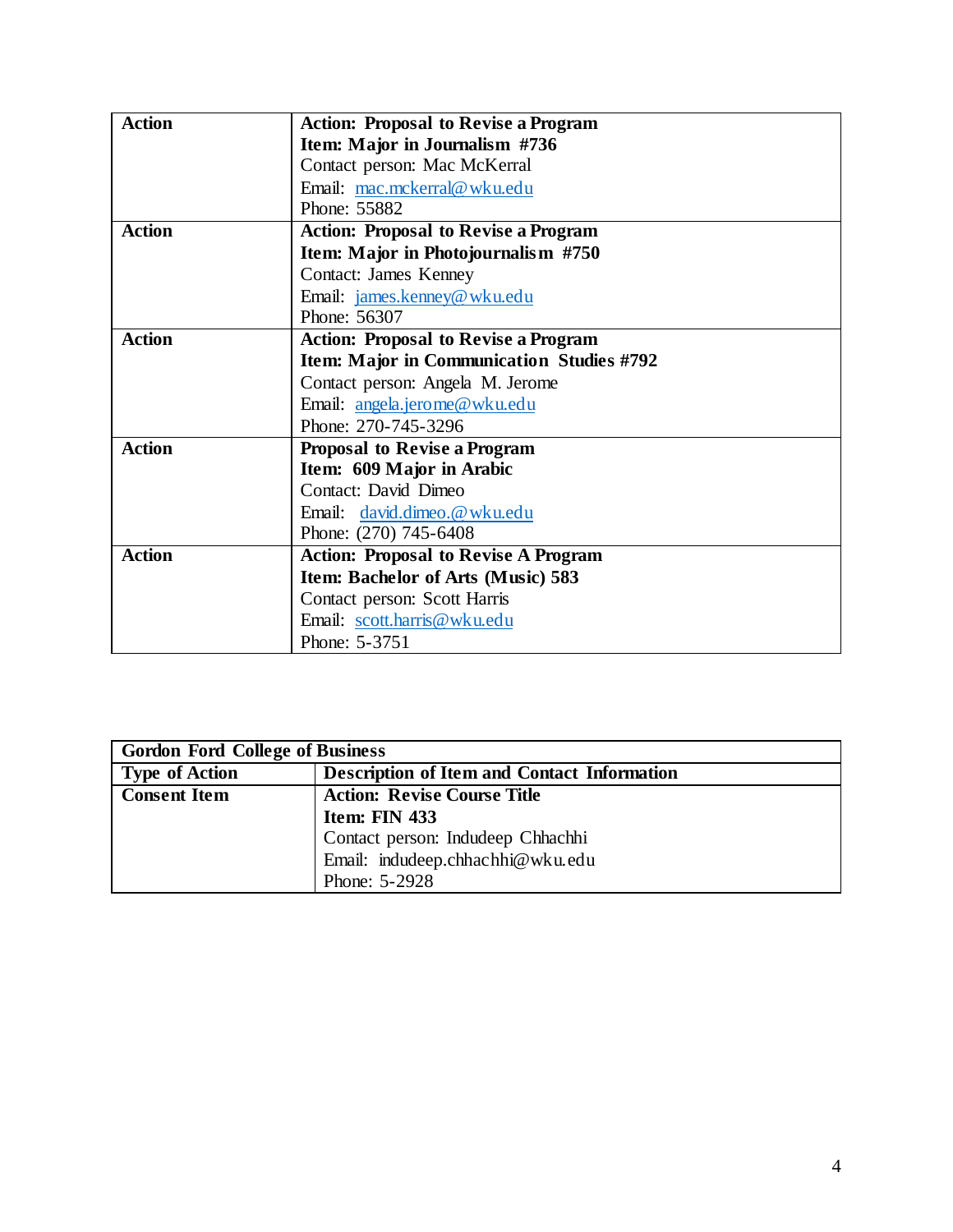| | |
|---|---|
| **Action** | **Action: Proposal to Revise a Program**<br>**Item: Major in Journalism #736**<br>Contact person: Mac McKerral<br>Email: mac.mckerral@wku.edu<br>Phone: 55882 |
| **Action** | **Action: Proposal to Revise a Program**<br>**Item: Major in Photojournalism #750**<br>Contact: James Kenney<br>Email: james.kenney@wku.edu<br>Phone: 56307 |
| **Action** | **Action: Proposal to Revise a Program**<br>**Item: Major in Communication Studies #792**<br>Contact person: Angela M. Jerome<br>Email: angela.jerome@wku.edu<br>Phone: 270-745-3296 |
| **Action** | **Proposal to Revise a Program**<br>**Item: 609 Major in Arabic**<br>Contact: David Dimeo<br>Email: david.dimeo.@wku.edu<br>Phone: (270) 745-6408 |
| **Action** | **Action: Proposal to Revise A Program**<br>**Item: Bachelor of Arts (Music) 583**<br>Contact person: Scott Harris<br>Email: scott.harris@wku.edu<br>Phone: 5-3751 |

| **Gordon Ford College of Business** | |
|---|---|
| **Type of Action** | **Description of Item and Contact Information** |
| **Consent Item** | **Action: Revise Course Title**<br>**Item: FIN 433**<br>Contact person: Indudeep Chhachhi<br>Email: indudeep.chhachhi@wku.edu<br>Phone: 5-2928 |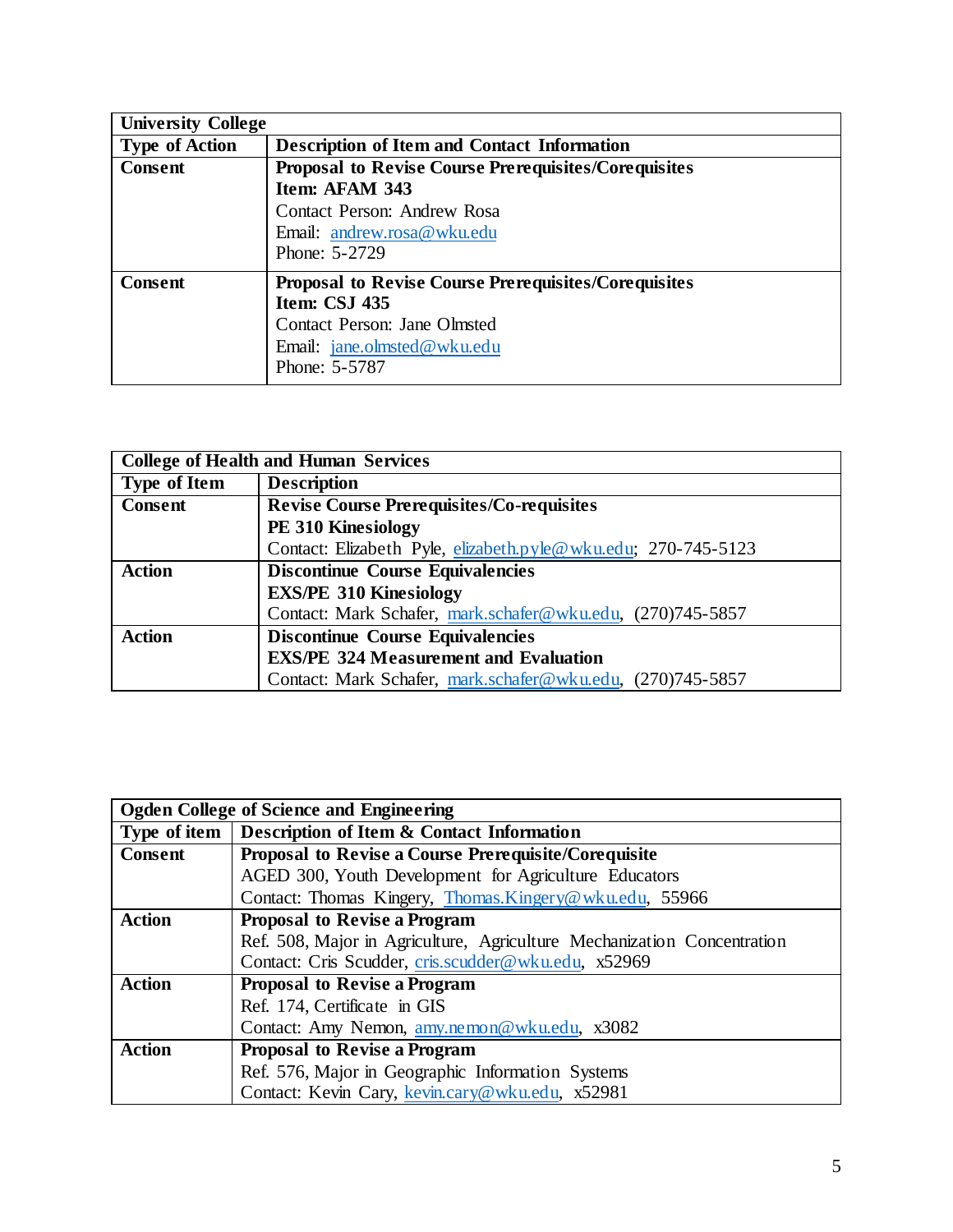| University College | |
|---|---|
| **Type of Action** | **Description of Item and Contact Information** |
| **Consent** | **Proposal to Revise Course Prerequisites/Corequisites**<br>**Item: AFAM 343**<br>Contact Person: Andrew Rosa<br>Email: andrew.rosa@wku.edu<br>Phone: 5-2729 |
| **Consent** | **Proposal to Revise Course Prerequisites/Corequisites**<br>**Item: CSJ 435**<br>Contact Person: Jane Olmsted<br>Email: jane.olmsted@wku.edu<br>Phone: 5-5787 |

| College of Health and Human Services | |
|---|---|
| **Type of Item** | **Description** |
| **Consent** | **Revise Course Prerequisites/Co-requisites**<br>**PE 310 Kinesiology**<br>Contact: Elizabeth Pyle, elizabeth.pyle@wku.edu; 270-745-5123 |
| **Action** | **Discontinue Course Equivalencies**<br>**EXS/PE 310 Kinesiology**<br>Contact: Mark Schafer, mark.schafer@wku.edu, (270)745-5857 |
| **Action** | **Discontinue Course Equivalencies**<br>**EXS/PE 324 Measurement and Evaluation**<br>Contact: Mark Schafer, mark.schafer@wku.edu, (270)745-5857 |

| Ogden College of Science and Engineering | |
|---|---|
| **Type of item** | **Description of Item & Contact Information** |
| **Consent** | **Proposal to Revise a Course Prerequisite/Corequisite**<br>AGED 300, Youth Development for Agriculture Educators<br>Contact: Thomas Kingery, Thomas.Kingery@wku.edu, 55966 |
| **Action** | **Proposal to Revise a Program**<br>Ref. 508, Major in Agriculture, Agriculture Mechanization Concentration<br>Contact: Cris Scudder, cris.scudder@wku.edu, x52969 |
| **Action** | **Proposal to Revise a Program**<br>Ref. 174, Certificate in GIS<br>Contact: Amy Nemon, amy.nemon@wku.edu, x3082 |
| **Action** | **Proposal to Revise a Program**<br>Ref. 576, Major in Geographic Information Systems<br>Contact: Kevin Cary, kevin.cary@wku.edu, x52981 |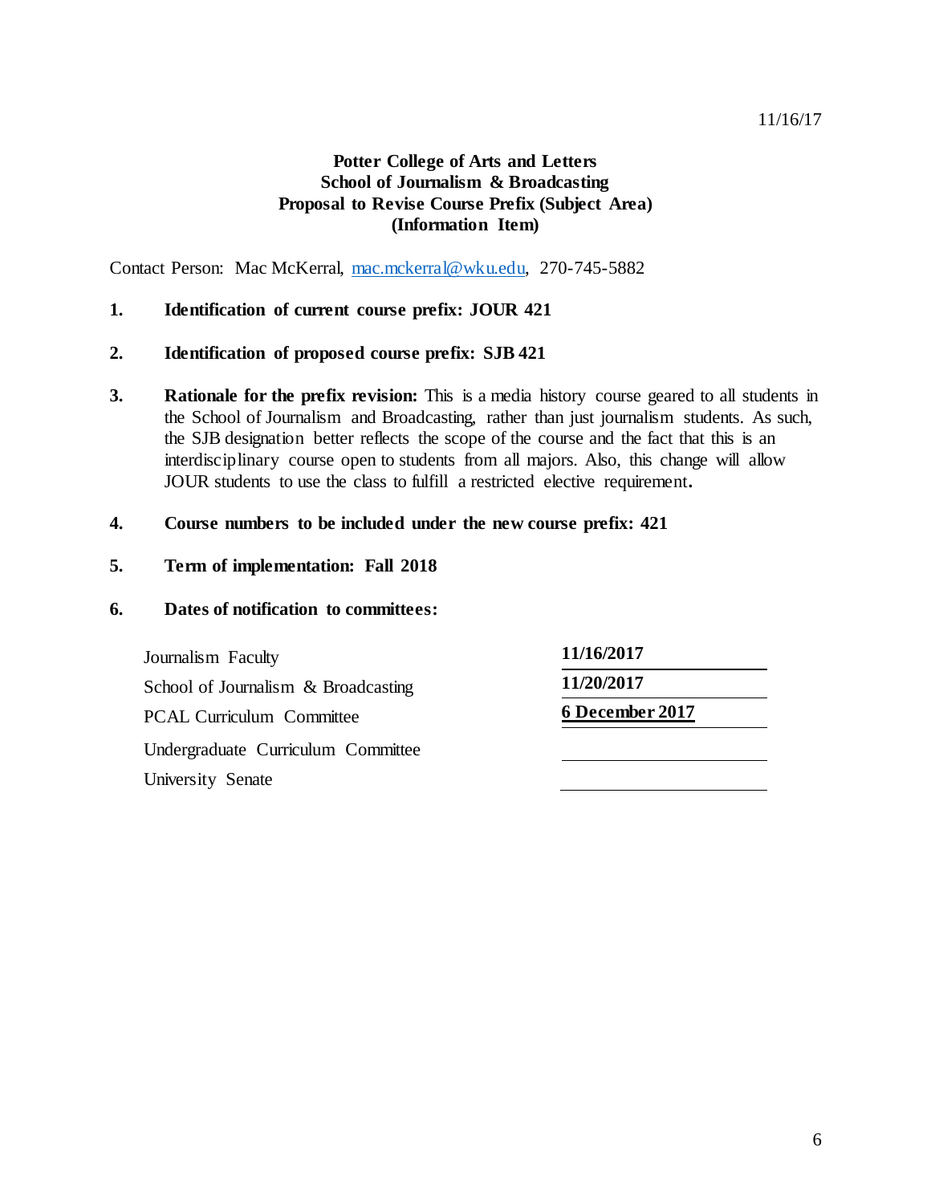11/16/17

**Potter College of Arts and Letters**
**School of Journalism & Broadcasting**
**Proposal to Revise Course Prefix (Subject Area)**
**(Information Item)**

Contact Person: Mac McKerral, mac.mckerral@wku.edu, 270-745-5882

**1. Identification of current course prefix: JOUR 421**

**2. Identification of proposed course prefix: SJB 421**

**3. Rationale for the prefix revision:** This is a media history course geared to all students in the School of Journalism and Broadcasting, rather than just journalism students. As such, the SJB designation better reflects the scope of the course and the fact that this is an interdisciplinary course open to students from all majors. Also, this change will allow JOUR students to use the class to fulfill a restricted elective requirement**.**

**4. Course numbers to be included under the new course prefix: 421**

**5. Term of implementation: Fall 2018**

**6. Dates of notification to committees:**

| | |
|---|---|
| Journalism Faculty | **11/16/2017** |
| School of Journalism & Broadcasting | **11/20/2017** |
| PCAL Curriculum Committee | **6 December 2017** |
| Undergraduate Curriculum Committee | |
| University Senate | |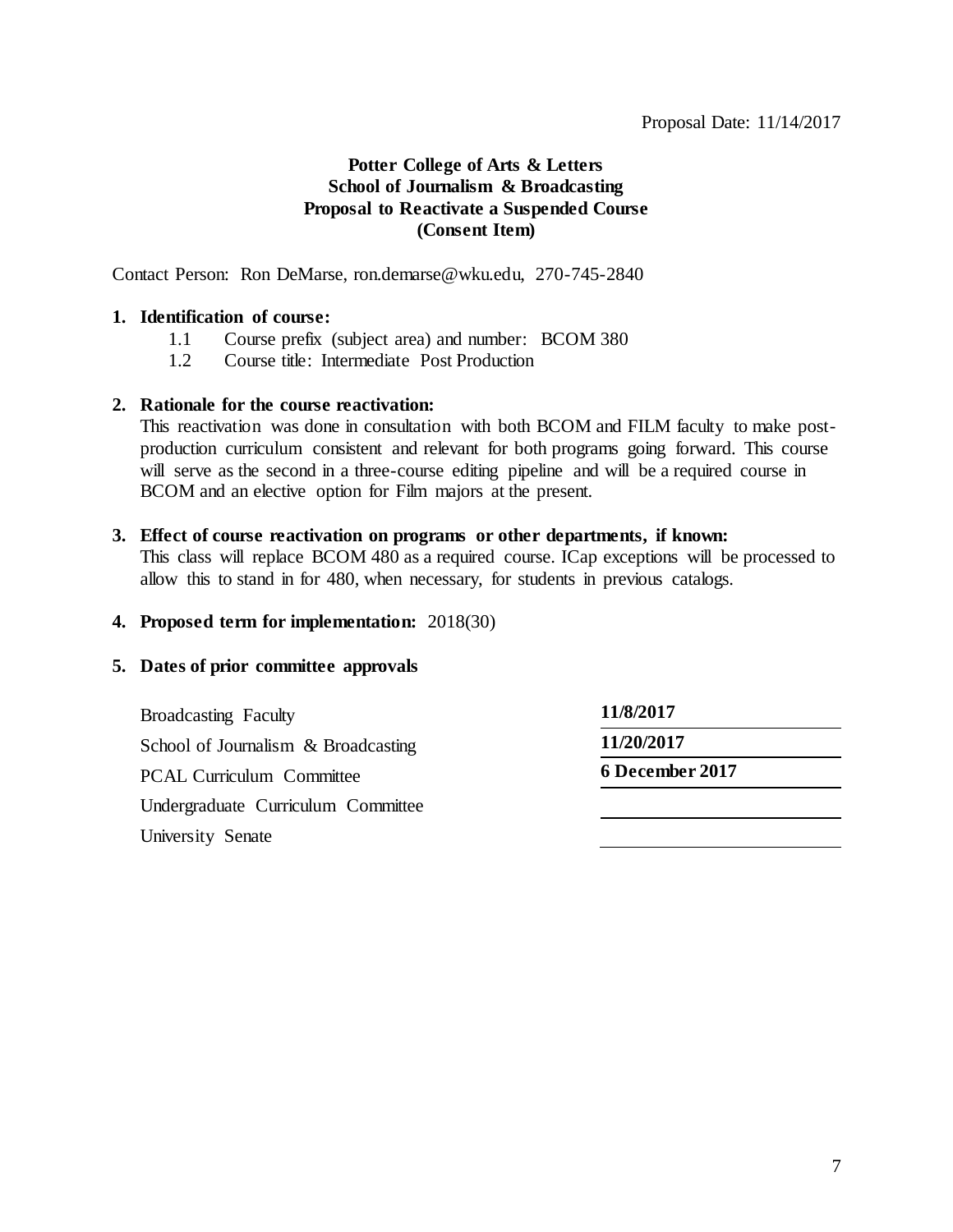Proposal Date: 11/14/2017

**Potter College of Arts & Letters**
**School of Journalism & Broadcasting**
**Proposal to Reactivate a Suspended Course**
**(Consent Item)**

Contact Person: Ron DeMarse, ron.demarse@wku.edu, 270-745-2840

**1. Identification of course:**

1.1 Course prefix (subject area) and number: BCOM 380

1.2 Course title: Intermediate Post Production

**2. Rationale for the course reactivation:**

This reactivation was done in consultation with both BCOM and FILM faculty to make post-production curriculum consistent and relevant for both programs going forward. This course will serve as the second in a three-course editing pipeline and will be a required course in BCOM and an elective option for Film majors at the present.

**3. Effect of course reactivation on programs or other departments, if known:**

This class will replace BCOM 480 as a required course. ICap exceptions will be processed to allow this to stand in for 480, when necessary, for students in previous catalogs.

**4. Proposed term for implementation:** 2018(30)

**5. Dates of prior committee approvals**

| | |
|---|---|
| Broadcasting Faculty | **11/8/2017** |
| School of Journalism & Broadcasting | **11/20/2017** |
| PCAL Curriculum Committee | **6 December 2017** |
| Undergraduate Curriculum Committee | |
| University Senate | |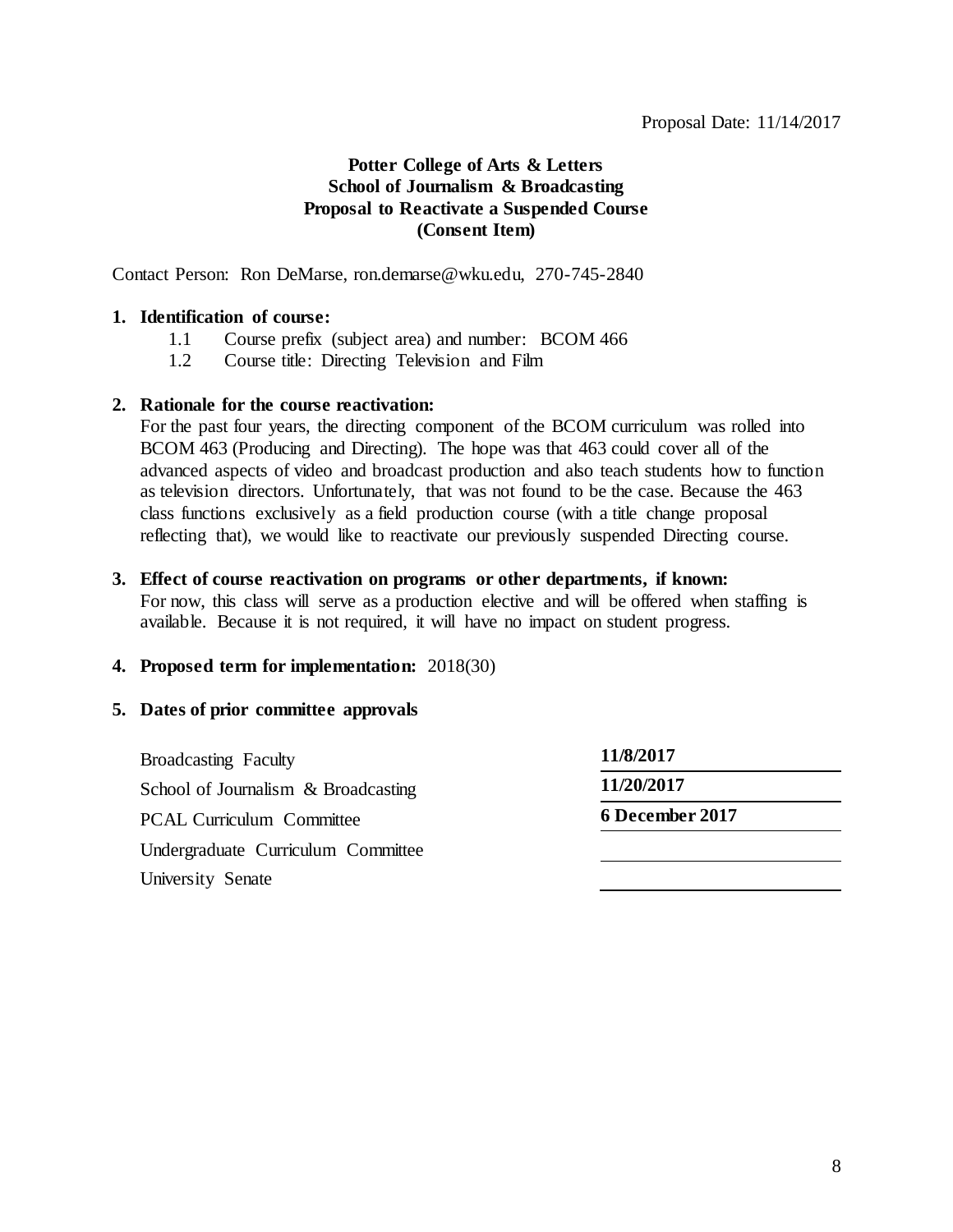Proposal Date: 11/14/2017

**Potter College of Arts & Letters**
**School of Journalism & Broadcasting**
**Proposal to Reactivate a Suspended Course**
**(Consent Item)**

Contact Person: Ron DeMarse, ron.demarse@wku.edu, 270-745-2840

**1. Identification of course:**

1.1 Course prefix (subject area) and number: BCOM 466

1.2 Course title: Directing Television and Film

**2. Rationale for the course reactivation:**

For the past four years, the directing component of the BCOM curriculum was rolled into BCOM 463 (Producing and Directing). The hope was that 463 could cover all of the advanced aspects of video and broadcast production and also teach students how to function as television directors. Unfortunately, that was not found to be the case. Because the 463 class functions exclusively as a field production course (with a title change proposal reflecting that), we would like to reactivate our previously suspended Directing course.

**3. Effect of course reactivation on programs or other departments, if known:**

For now, this class will serve as a production elective and will be offered when staffing is available. Because it is not required, it will have no impact on student progress.

**4. Proposed term for implementation:** 2018(30)

**5. Dates of prior committee approvals**

| | |
|---|---|
| Broadcasting Faculty | **11/8/2017** |
| School of Journalism & Broadcasting | **11/20/2017** |
| PCAL Curriculum Committee | **6 December 2017** |
| Undergraduate Curriculum Committee | |
| University Senate | |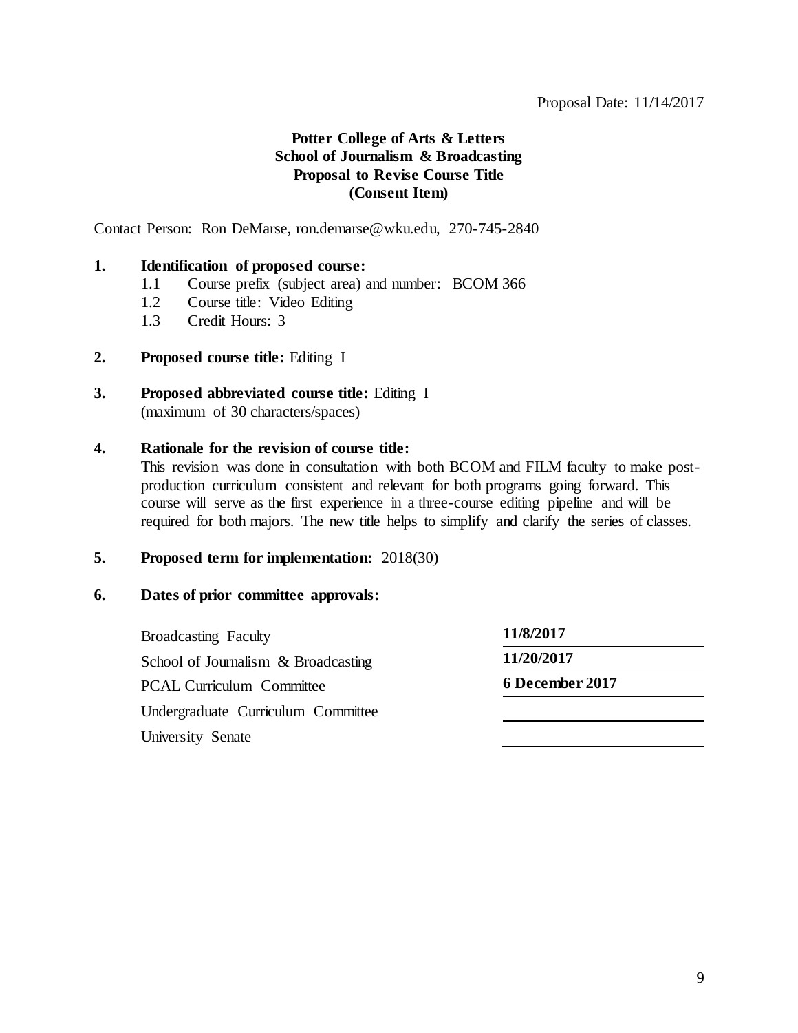Proposal Date: 11/14/2017

**Potter College of Arts & Letters**
**School of Journalism & Broadcasting**
**Proposal to Revise Course Title**
**(Consent Item)**

Contact Person: Ron DeMarse, ron.demarse@wku.edu, 270-745-2840

**1. Identification of proposed course:**

1.1 Course prefix (subject area) and number: BCOM 366
1.2 Course title: Video Editing
1.3 Credit Hours: 3

**2. Proposed course title:** Editing I

**3. Proposed abbreviated course title:** Editing I
(maximum of 30 characters/spaces)

**4. Rationale for the revision of course title:**
This revision was done in consultation with both BCOM and FILM faculty to make post-production curriculum consistent and relevant for both programs going forward. This course will serve as the first experience in a three-course editing pipeline and will be required for both majors. The new title helps to simplify and clarify the series of classes.

**5. Proposed term for implementation:** 2018(30)

**6. Dates of prior committee approvals:**

| | |
|---|---|
| Broadcasting Faculty | **11/8/2017** |
| School of Journalism & Broadcasting | **11/20/2017** |
| PCAL Curriculum Committee | **6 December 2017** |
| Undergraduate Curriculum Committee | |
| University Senate | |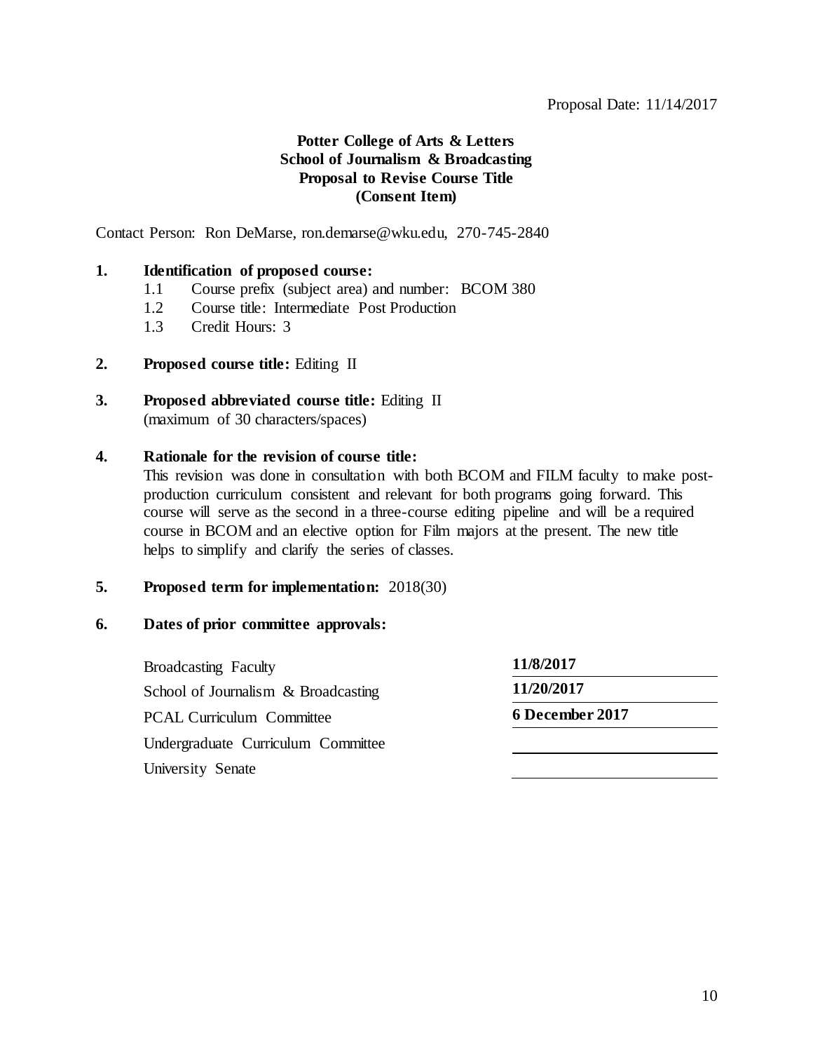Proposal Date: 11/14/2017

**Potter College of Arts & Letters**
**School of Journalism & Broadcasting**
**Proposal to Revise Course Title**
**(Consent Item)**

Contact Person: Ron DeMarse, ron.demarse@wku.edu, 270-745-2840

**1. Identification of proposed course:**

1.1 Course prefix (subject area) and number: BCOM 380
1.2 Course title: Intermediate Post Production
1.3 Credit Hours: 3

**2. Proposed course title:** Editing II

**3. Proposed abbreviated course title:** Editing II
(maximum of 30 characters/spaces)

**4. Rationale for the revision of course title:**

This revision was done in consultation with both BCOM and FILM faculty to make post-production curriculum consistent and relevant for both programs going forward. This course will serve as the second in a three-course editing pipeline and will be a required course in BCOM and an elective option for Film majors at the present. The new title helps to simplify and clarify the series of classes.

**5. Proposed term for implementation:** 2018(30)

**6. Dates of prior committee approvals:**

| | |
|---|---|
| Broadcasting Faculty | **11/8/2017** |
| School of Journalism & Broadcasting | **11/20/2017** |
| PCAL Curriculum Committee | **6 December 2017** |
| Undergraduate Curriculum Committee | |
| University Senate | |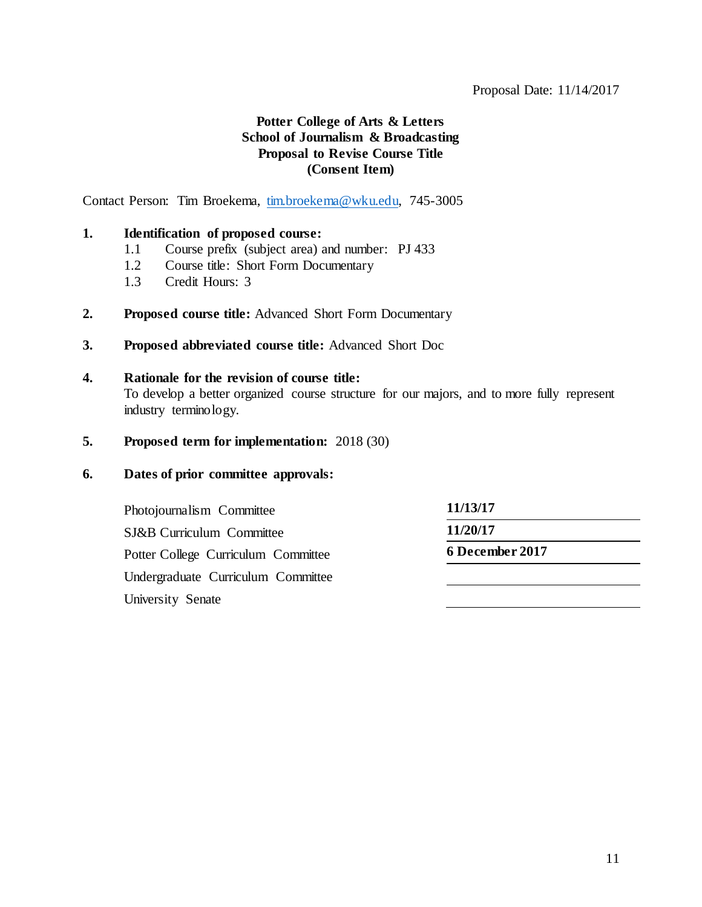Proposal Date: 11/14/2017

**Potter College of Arts & Letters**
**School of Journalism & Broadcasting**
**Proposal to Revise Course Title**
**(Consent Item)**

Contact Person: Tim Broekema, tim.broekema@wku.edu, 745-3005

1. **Identification of proposed course:**
   - 1.1 Course prefix (subject area) and number: PJ 433
   - 1.2 Course title: Short Form Documentary
   - 1.3 Credit Hours: 3

2. **Proposed course title:** Advanced Short Form Documentary

3. **Proposed abbreviated course title:** Advanced Short Doc

4. **Rationale for the revision of course title:**
   To develop a better organized course structure for our majors, and to more fully represent industry terminology.

5. **Proposed term for implementation:** 2018 (30)

6. **Dates of prior committee approvals:**

| | |
|---|---|
| Photojournalism Committee | **11/13/17** |
| SJ&B Curriculum Committee | **11/20/17** |
| Potter College Curriculum Committee | **6 December 2017** |
| Undergraduate Curriculum Committee | |
| University Senate | |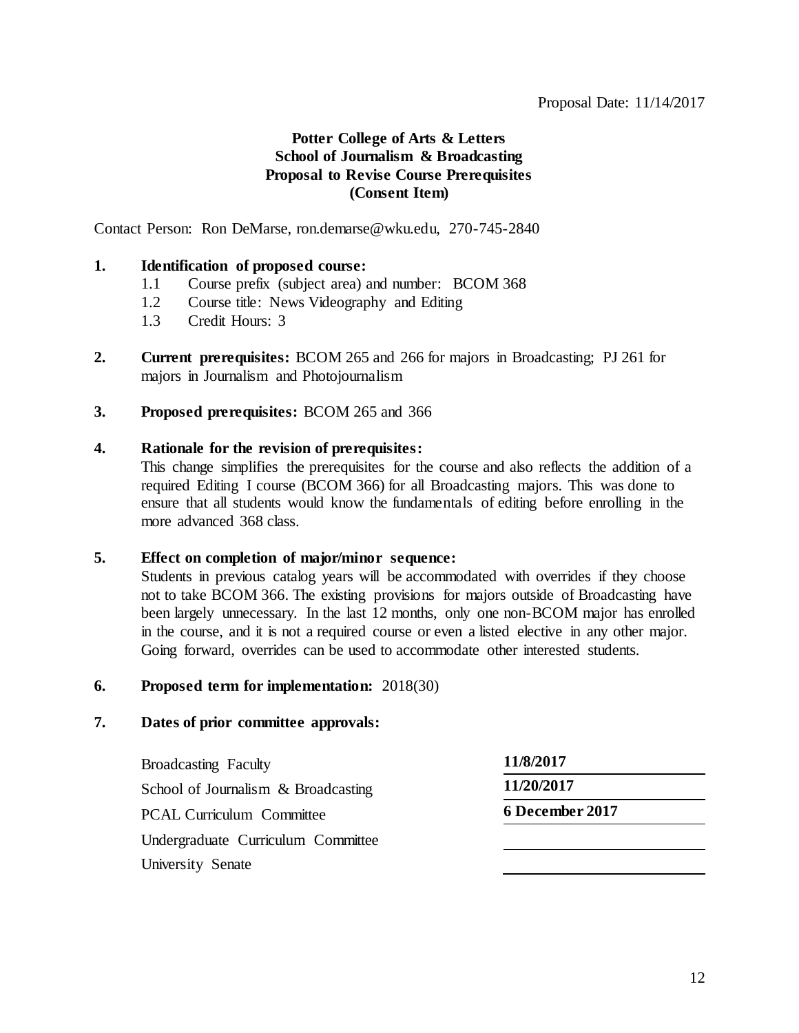Proposal Date: 11/14/2017

**Potter College of Arts & Letters**
**School of Journalism & Broadcasting**
**Proposal to Revise Course Prerequisites**
**(Consent Item)**

Contact Person: Ron DeMarse, ron.demarse@wku.edu, 270-745-2840

**1. Identification of proposed course:**

1.1 Course prefix (subject area) and number: BCOM 368

1.2 Course title: News Videography and Editing

1.3 Credit Hours: 3

**2. Current prerequisites:** BCOM 265 and 266 for majors in Broadcasting; PJ 261 for majors in Journalism and Photojournalism

**3. Proposed prerequisites:** BCOM 265 and 366

**4. Rationale for the revision of prerequisites:**
This change simplifies the prerequisites for the course and also reflects the addition of a required Editing I course (BCOM 366) for all Broadcasting majors. This was done to ensure that all students would know the fundamentals of editing before enrolling in the more advanced 368 class.

**5. Effect on completion of major/minor sequence:**
Students in previous catalog years will be accommodated with overrides if they choose not to take BCOM 366. The existing provisions for majors outside of Broadcasting have been largely unnecessary. In the last 12 months, only one non-BCOM major has enrolled in the course, and it is not a required course or even a listed elective in any other major. Going forward, overrides can be used to accommodate other interested students.

**6. Proposed term for implementation:** 2018(30)

**7. Dates of prior committee approvals:**

| | |
|---|---|
| Broadcasting Faculty | **11/8/2017** |
| School of Journalism & Broadcasting | **11/20/2017** |
| PCAL Curriculum Committee | **6 December 2017** |
| Undergraduate Curriculum Committee | |
| University Senate | |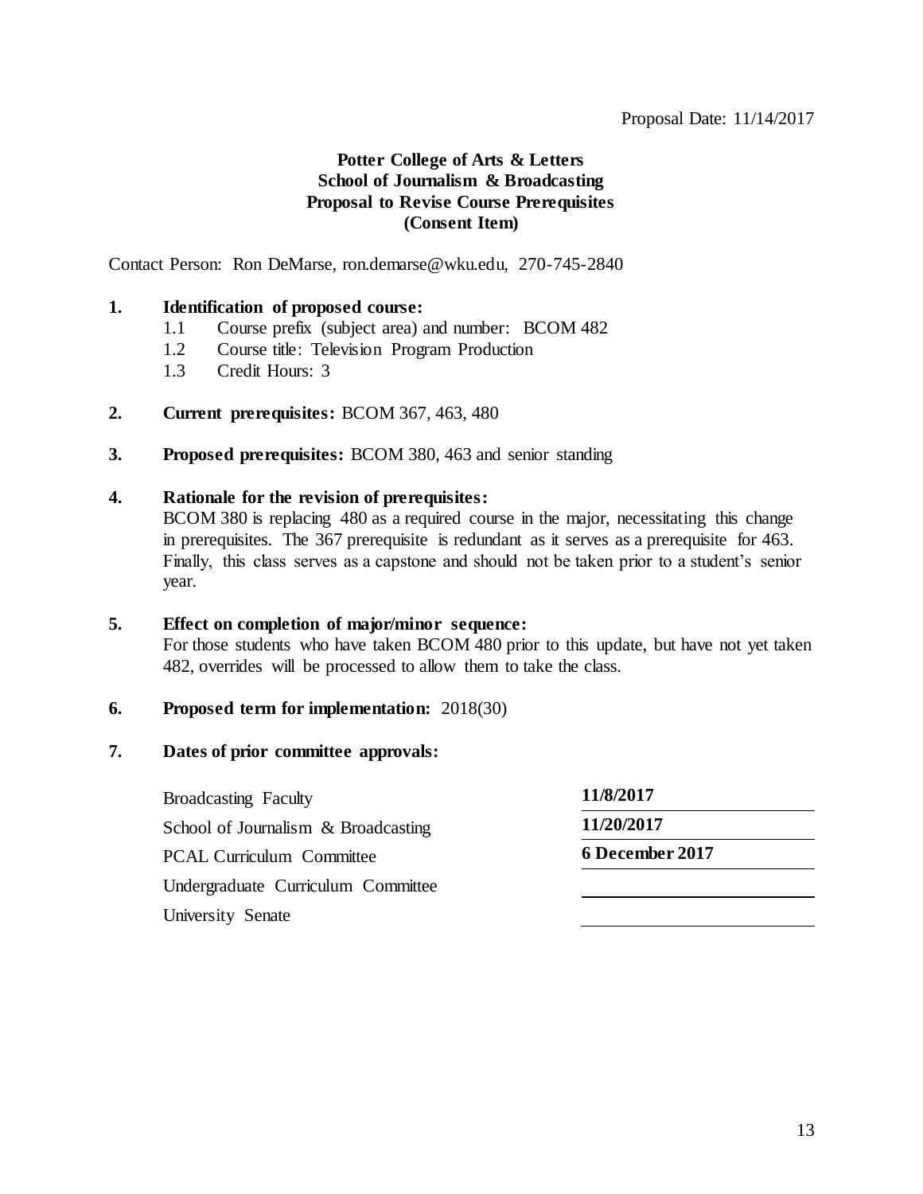Proposal Date: 11/14/2017

**Potter College of Arts & Letters**
**School of Journalism & Broadcasting**
**Proposal to Revise Course Prerequisites**
**(Consent Item)**

Contact Person: Ron DeMarse, ron.demarse@wku.edu, 270-745-2840

**1. Identification of proposed course:**

1.1 Course prefix (subject area) and number: BCOM 482

1.2 Course title: Television Program Production

1.3 Credit Hours: 3

**2. Current prerequisites:** BCOM 367, 463, 480

**3. Proposed prerequisites:** BCOM 380, 463 and senior standing

**4. Rationale for the revision of prerequisites:**

BCOM 380 is replacing 480 as a required course in the major, necessitating this change in prerequisites. The 367 prerequisite is redundant as it serves as a prerequisite for 463. Finally, this class serves as a capstone and should not be taken prior to a student's senior year.

**5. Effect on completion of major/minor sequence:**

For those students who have taken BCOM 480 prior to this update, but have not yet taken 482, overrides will be processed to allow them to take the class.

**6. Proposed term for implementation:** 2018(30)

**7. Dates of prior committee approvals:**

| | |
|---|---|
| Broadcasting Faculty | **11/8/2017** |
| School of Journalism & Broadcasting | **11/20/2017** |
| PCAL Curriculum Committee | **6 December 2017** |
| Undergraduate Curriculum Committee | |
| University Senate | |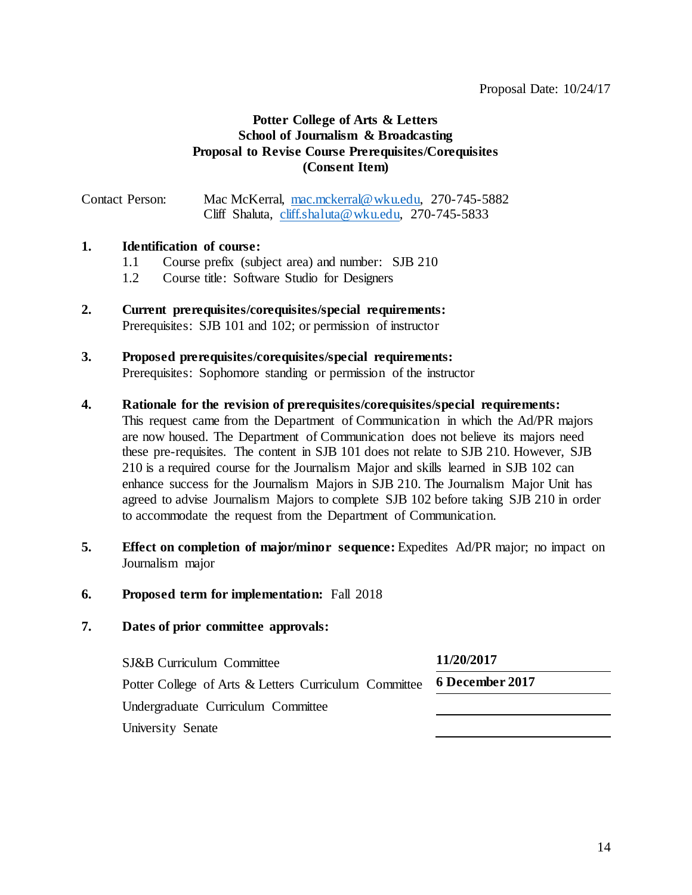Proposal Date: 10/24/17

**Potter College of Arts & Letters**
**School of Journalism & Broadcasting**
**Proposal to Revise Course Prerequisites/Corequisites**
**(Consent Item)**

Contact Person: Mac McKerral, mac.mckerral@wku.edu, 270-745-5882
Cliff Shaluta, cliff.shaluta@wku.edu, 270-745-5833

**1. Identification of course:**

1.1 Course prefix (subject area) and number: SJB 210

1.2 Course title: Software Studio for Designers

**2. Current prerequisites/corequisites/special requirements:**

Prerequisites: SJB 101 and 102; or permission of instructor

**3. Proposed prerequisites/corequisites/special requirements:**

Prerequisites: Sophomore standing or permission of the instructor

**4. Rationale for the revision of prerequisites/corequisites/special requirements:**

This request came from the Department of Communication in which the Ad/PR majors are now housed. The Department of Communication does not believe its majors need these pre-requisites. The content in SJB 101 does not relate to SJB 210. However, SJB 210 is a required course for the Journalism Major and skills learned in SJB 102 can enhance success for the Journalism Majors in SJB 210. The Journalism Major Unit has agreed to advise Journalism Majors to complete SJB 102 before taking SJB 210 in order to accommodate the request from the Department of Communication.

**5. Effect on completion of major/minor sequence:** Expedites Ad/PR major; no impact on Journalism major

**6. Proposed term for implementation:** Fall 2018

**7. Dates of prior committee approvals:**

| | |
|---|---|
| SJ&B Curriculum Committee | **11/20/2017** |
| Potter College of Arts & Letters Curriculum Committee | **6 December 2017** |
| Undergraduate Curriculum Committee | |
| University Senate | |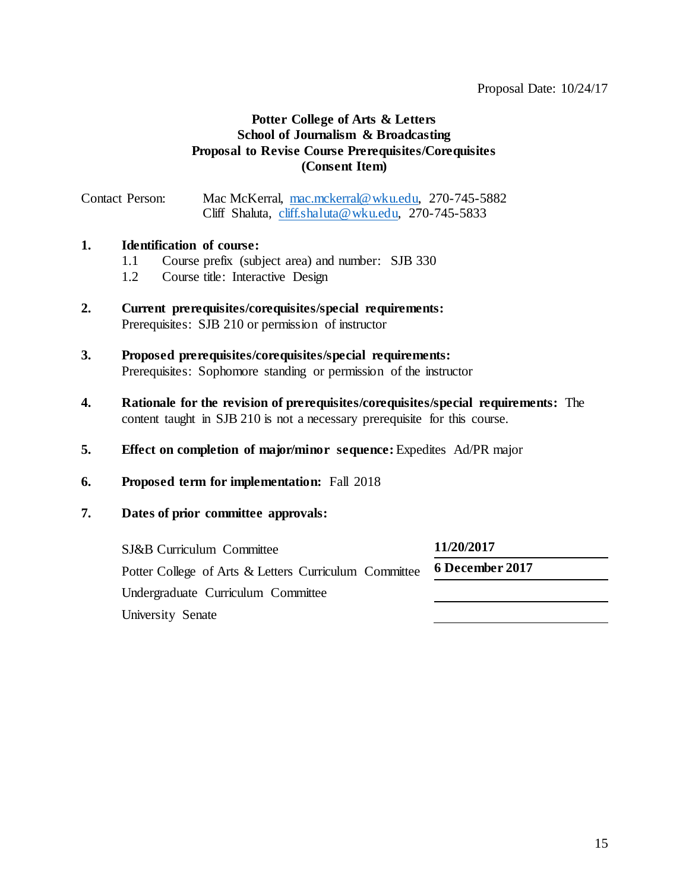Proposal Date: 10/24/17

**Potter College of Arts & Letters**
**School of Journalism & Broadcasting**
**Proposal to Revise Course Prerequisites/Corequisites**
**(Consent Item)**

Contact Person: Mac McKerral, mac.mckerral@wku.edu, 270-745-5882
Cliff Shaluta, cliff.shaluta@wku.edu, 270-745-5833

1. **Identification of course:**
   1.1 Course prefix (subject area) and number: SJB 330
   1.2 Course title: Interactive Design

2. **Current prerequisites/corequisites/special requirements:**
   Prerequisites: SJB 210 or permission of instructor

3. **Proposed prerequisites/corequisites/special requirements:**
   Prerequisites: Sophomore standing or permission of the instructor

4. **Rationale for the revision of prerequisites/corequisites/special requirements:** The content taught in SJB 210 is not a necessary prerequisite for this course.

5. **Effect on completion of major/minor sequence:** Expedites Ad/PR major

6. **Proposed term for implementation:** Fall 2018

7. **Dates of prior committee approvals:**

| | |
|---|---|
| SJ&B Curriculum Committee | **11/20/2017** |
| Potter College of Arts & Letters Curriculum Committee | **6 December 2017** |
| Undergraduate Curriculum Committee | |
| University Senate | |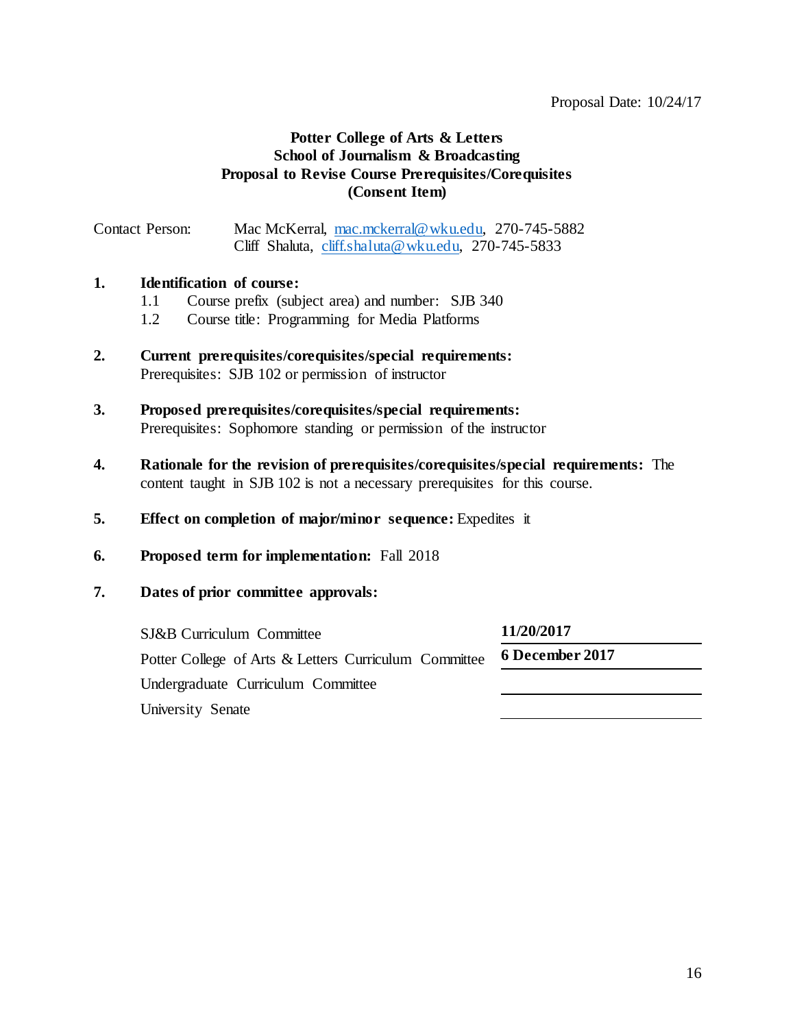Proposal Date: 10/24/17

**Potter College of Arts & Letters**
**School of Journalism & Broadcasting**
**Proposal to Revise Course Prerequisites/Corequisites**
**(Consent Item)**

Contact Person: Mac McKerral, mac.mckerral@wku.edu, 270-745-5882
Cliff Shaluta, cliff.shaluta@wku.edu, 270-745-5833

**1. Identification of course:**

1.1 Course prefix (subject area) and number: SJB 340

1.2 Course title: Programming for Media Platforms

**2. Current prerequisites/corequisites/special requirements:**
Prerequisites: SJB 102 or permission of instructor

**3. Proposed prerequisites/corequisites/special requirements:**
Prerequisites: Sophomore standing or permission of the instructor

**4. Rationale for the revision of prerequisites/corequisites/special requirements:** The content taught in SJB 102 is not a necessary prerequisites for this course.

**5. Effect on completion of major/minor sequence:** Expedites it

**6. Proposed term for implementation:** Fall 2018

**7. Dates of prior committee approvals:**

| | |
|---|---|
| SJ&B Curriculum Committee | **11/20/2017** |
| Potter College of Arts & Letters Curriculum Committee | **6 December 2017** |
| Undergraduate Curriculum Committee | |
| University Senate | |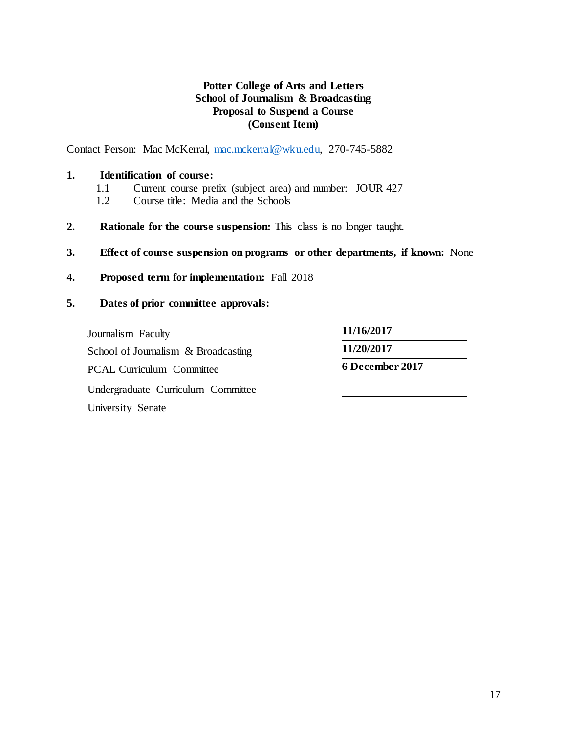**Potter College of Arts and Letters**
**School of Journalism & Broadcasting**
**Proposal to Suspend a Course**
**(Consent Item)**

Contact Person: Mac McKerral, mac.mckerral@wku.edu, 270-745-5882

**1. Identification of course:**

1.1 Current course prefix (subject area) and number: JOUR 427

1.2 Course title: Media and the Schools

**2. Rationale for the course suspension:** This class is no longer taught.

**3. Effect of course suspension on programs or other departments, if known:** None

**4. Proposed term for implementation:** Fall 2018

**5. Dates of prior committee approvals:**

| | |
|---|---|
| Journalism Faculty | **11/16/2017** |
| School of Journalism & Broadcasting | **11/20/2017** |
| PCAL Curriculum Committee | **6 December 2017** |
| Undergraduate Curriculum Committee | |
| University Senate | |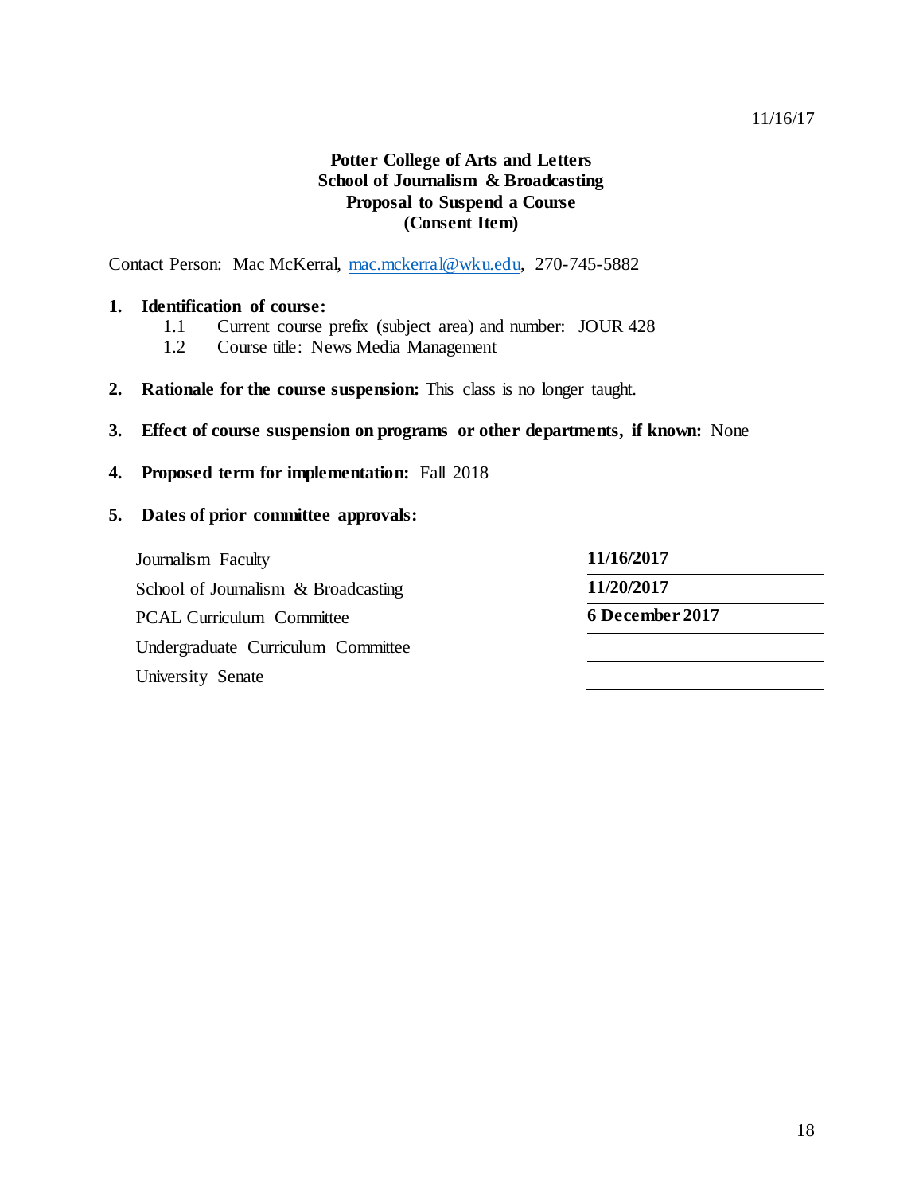11/16/17

**Potter College of Arts and Letters**
**School of Journalism & Broadcasting**
**Proposal to Suspend a Course**
**(Consent Item)**

Contact Person: Mac McKerral, mac.mckerral@wku.edu, 270-745-5882

1. **Identification of course:**
   - 1.1 Current course prefix (subject area) and number: JOUR 428
   - 1.2 Course title: News Media Management

2. **Rationale for the course suspension:** This class is no longer taught.

3. **Effect of course suspension on programs or other departments, if known:** None

4. **Proposed term for implementation:** Fall 2018

5. **Dates of prior committee approvals:**

| | |
|---|---|
| Journalism Faculty | **11/16/2017** |
| School of Journalism & Broadcasting | **11/20/2017** |
| PCAL Curriculum Committee | **6 December 2017** |
| Undergraduate Curriculum Committee | |
| University Senate | |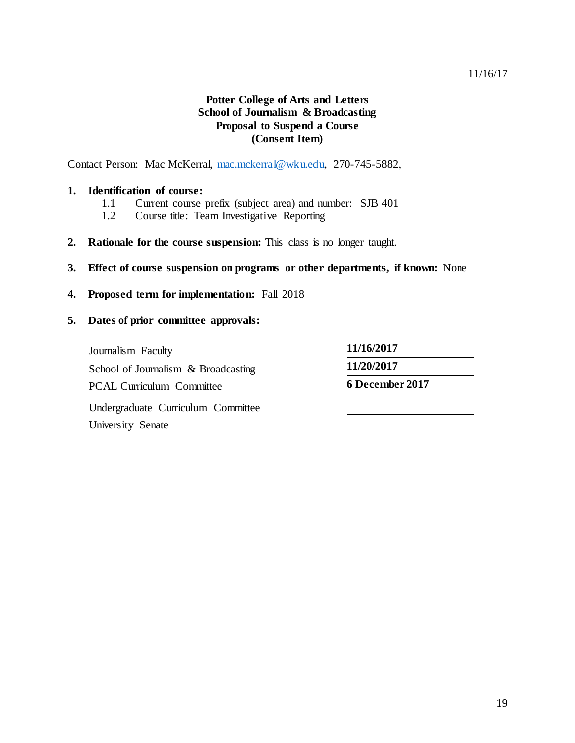11/16/17

**Potter College of Arts and Letters**
**School of Journalism & Broadcasting**
**Proposal to Suspend a Course**
**(Consent Item)**

Contact Person: Mac McKerral, mac.mckerral@wku.edu, 270-745-5882,

1. **Identification of course:**
   - 1.1 Current course prefix (subject area) and number: SJB 401
   - 1.2 Course title: Team Investigative Reporting

2. **Rationale for the course suspension:** This class is no longer taught.

3. **Effect of course suspension on programs or other departments, if known:** None

4. **Proposed term for implementation:** Fall 2018

5. **Dates of prior committee approvals:**

| | |
|---|---|
| Journalism Faculty | **11/16/2017** |
| School of Journalism & Broadcasting | **11/20/2017** |
| PCAL Curriculum Committee | **6 December 2017** |
| Undergraduate Curriculum Committee | |
| University Senate | |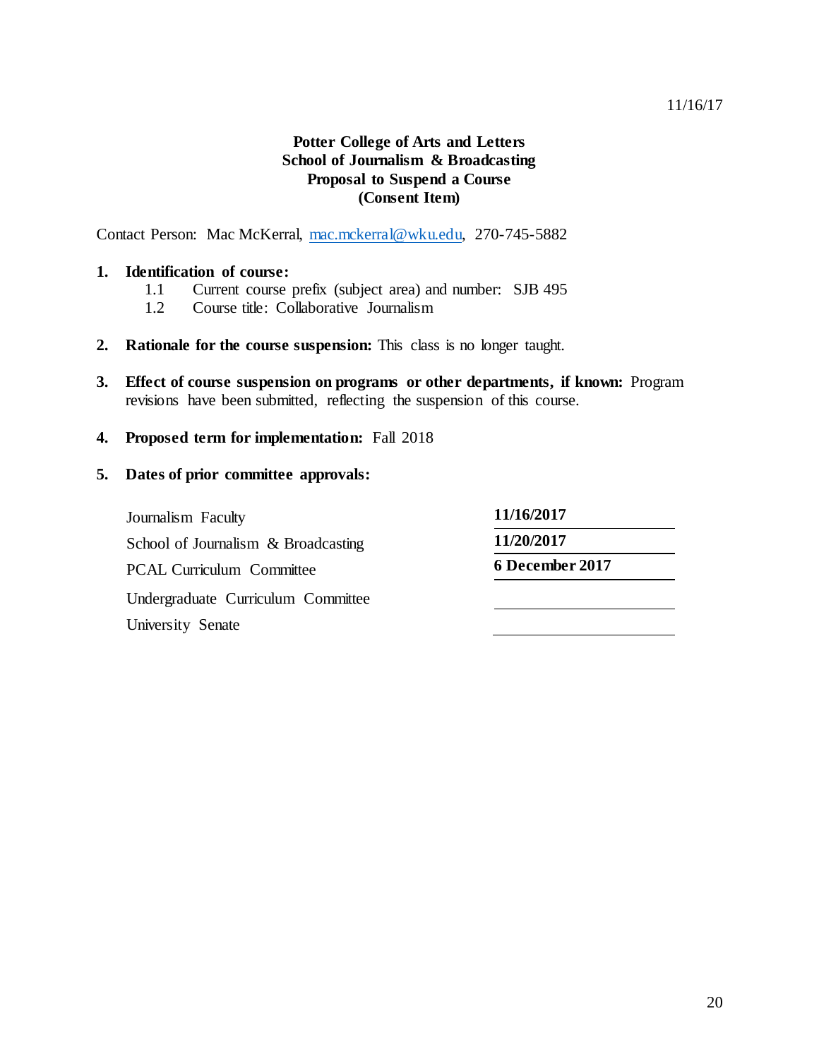11/16/17

**Potter College of Arts and Letters**
**School of Journalism & Broadcasting**
**Proposal to Suspend a Course**
**(Consent Item)**

Contact Person: Mac McKerral, mac.mckerral@wku.edu, 270-745-5882

1. **Identification of course:**
   - 1.1 Current course prefix (subject area) and number: SJB 495
   - 1.2 Course title: Collaborative Journalism

2. **Rationale for the course suspension:** This class is no longer taught.

3. **Effect of course suspension on programs or other departments, if known:** Program revisions have been submitted, reflecting the suspension of this course.

4. **Proposed term for implementation:** Fall 2018

5. **Dates of prior committee approvals:**

| | |
|---|---|
| Journalism Faculty | **11/16/2017** |
| School of Journalism & Broadcasting | **11/20/2017** |
| PCAL Curriculum Committee | **6 December 2017** |
| Undergraduate Curriculum Committee | |
| University Senate | |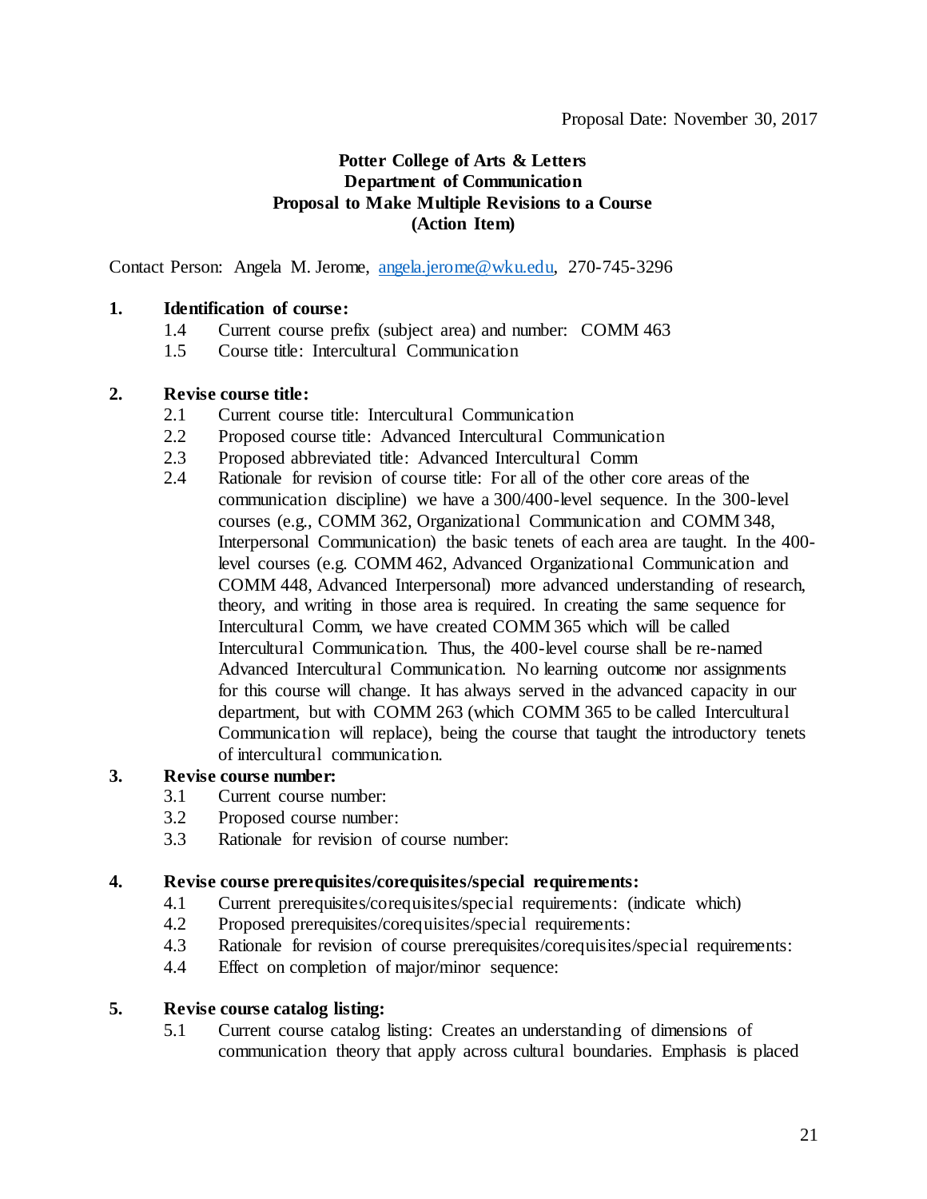Proposal Date: November 30, 2017

**Potter College of Arts & Letters**
**Department of Communication**
**Proposal to Make Multiple Revisions to a Course**
**(Action Item)**

Contact Person: Angela M. Jerome, angela.jerome@wku.edu, 270-745-3296

**1. Identification of course:**

1.4 Current course prefix (subject area) and number: COMM 463

1.5 Course title: Intercultural Communication

**2. Revise course title:**

2.1 Current course title: Intercultural Communication

2.2 Proposed course title: Advanced Intercultural Communication

2.3 Proposed abbreviated title: Advanced Intercultural Comm

2.4 Rationale for revision of course title: For all of the other core areas of the communication discipline) we have a 300/400-level sequence. In the 300-level courses (e.g., COMM 362, Organizational Communication and COMM 348, Interpersonal Communication) the basic tenets of each area are taught. In the 400-level courses (e.g. COMM 462, Advanced Organizational Communication and COMM 448, Advanced Interpersonal) more advanced understanding of research, theory, and writing in those area is required. In creating the same sequence for Intercultural Comm, we have created COMM 365 which will be called Intercultural Communication. Thus, the 400-level course shall be re-named Advanced Intercultural Communication. No learning outcome nor assignments for this course will change. It has always served in the advanced capacity in our department, but with COMM 263 (which COMM 365 to be called Intercultural Communication will replace), being the course that taught the introductory tenets of intercultural communication.

**3. Revise course number:**

3.1 Current course number:

3.2 Proposed course number:

3.3 Rationale for revision of course number:

**4. Revise course prerequisites/corequisites/special requirements:**

4.1 Current prerequisites/corequisites/special requirements: (indicate which)

4.2 Proposed prerequisites/corequisites/special requirements:

4.3 Rationale for revision of course prerequisites/corequisites/special requirements:

4.4 Effect on completion of major/minor sequence:

**5. Revise course catalog listing:**

5.1 Current course catalog listing: Creates an understanding of dimensions of communication theory that apply across cultural boundaries. Emphasis is placed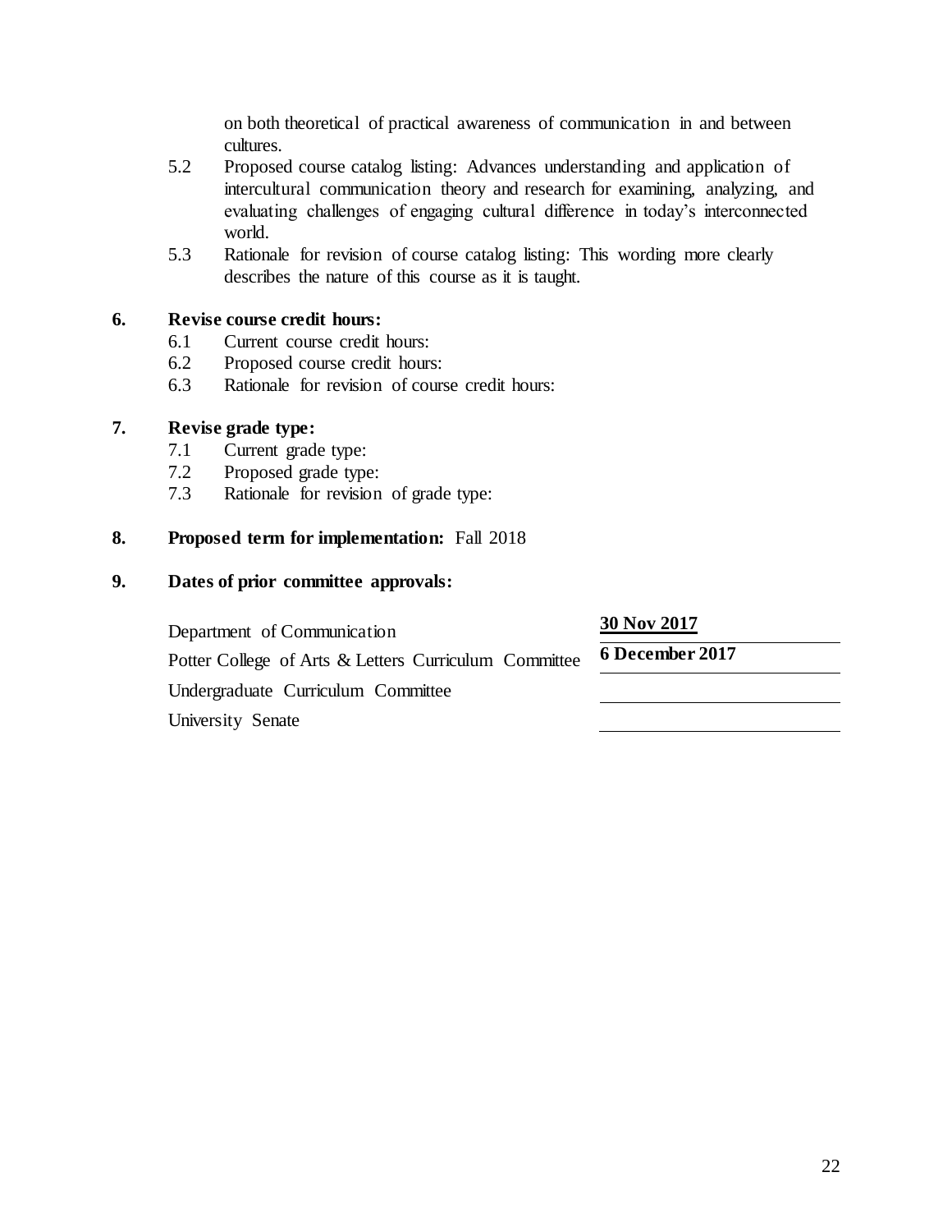on both theoretical of practical awareness of communication in and between cultures.

5.2 Proposed course catalog listing: Advances understanding and application of intercultural communication theory and research for examining, analyzing, and evaluating challenges of engaging cultural difference in today's interconnected world.

5.3 Rationale for revision of course catalog listing: This wording more clearly describes the nature of this course as it is taught.

**6. Revise course credit hours:**

6.1 Current course credit hours:

6.2 Proposed course credit hours:

6.3 Rationale for revision of course credit hours:

**7. Revise grade type:**

7.1 Current grade type:

7.2 Proposed grade type:

7.3 Rationale for revision of grade type:

**8. Proposed term for implementation:** Fall 2018

**9. Dates of prior committee approvals:**

| | |
|---|---|
| Department of Communication | **30 Nov 2017** |
| Potter College of Arts & Letters Curriculum Committee | **6 December 2017** |
| Undergraduate Curriculum Committee | |
| University Senate | |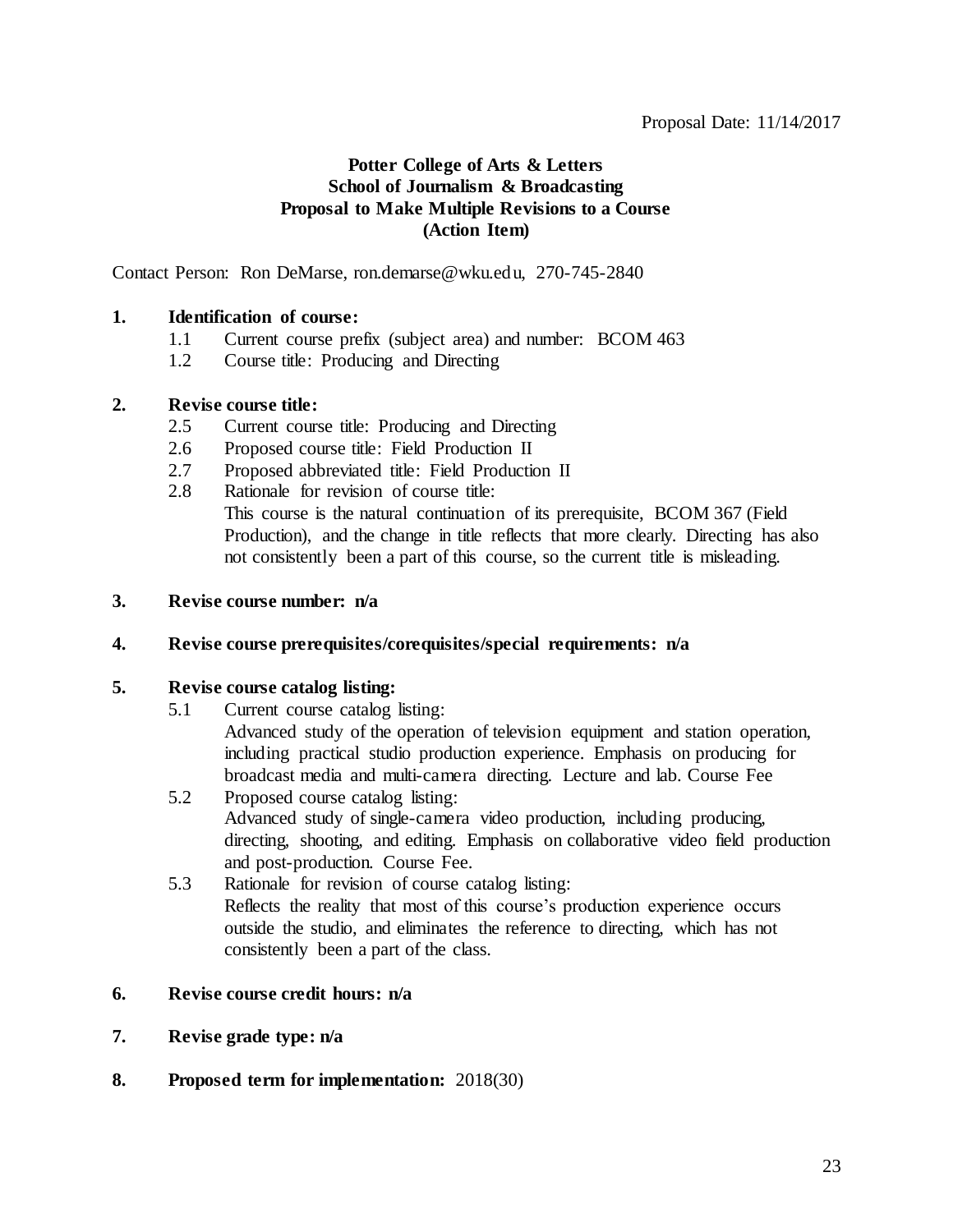Proposal Date: 11/14/2017

**Potter College of Arts & Letters**
**School of Journalism & Broadcasting**
**Proposal to Make Multiple Revisions to a Course**
**(Action Item)**

Contact Person: Ron DeMarse, ron.demarse@wku.edu, 270-745-2840

**1. Identification of course:**

1.1 Current course prefix (subject area) and number: BCOM 463

1.2 Course title: Producing and Directing

**2. Revise course title:**

2.5 Current course title: Producing and Directing

2.6 Proposed course title: Field Production II

2.7 Proposed abbreviated title: Field Production II

2.8 Rationale for revision of course title:
This course is the natural continuation of its prerequisite, BCOM 367 (Field Production), and the change in title reflects that more clearly. Directing has also not consistently been a part of this course, so the current title is misleading.

**3. Revise course number: n/a**

**4. Revise course prerequisites/corequisites/special requirements: n/a**

**5. Revise course catalog listing:**

5.1 Current course catalog listing:
Advanced study of the operation of television equipment and station operation, including practical studio production experience. Emphasis on producing for broadcast media and multi-camera directing. Lecture and lab. Course Fee

5.2 Proposed course catalog listing:
Advanced study of single-camera video production, including producing, directing, shooting, and editing. Emphasis on collaborative video field production and post-production. Course Fee.

5.3 Rationale for revision of course catalog listing:
Reflects the reality that most of this course's production experience occurs outside the studio, and eliminates the reference to directing, which has not consistently been a part of the class.

**6. Revise course credit hours: n/a**

**7. Revise grade type: n/a**

**8. Proposed term for implementation:** 2018(30)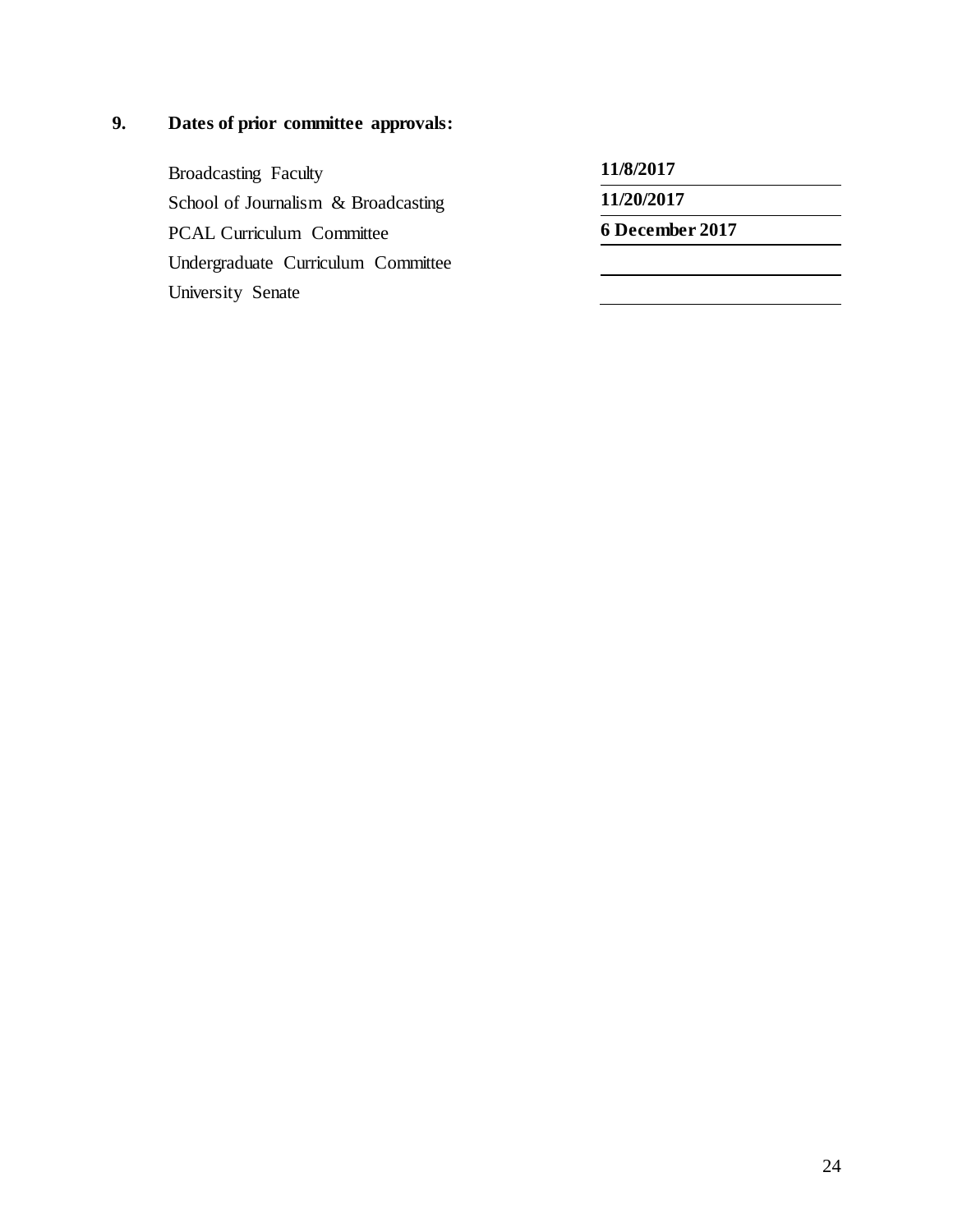**9. Dates of prior committee approvals:**

| | |
|---|---|
| Broadcasting Faculty | **11/8/2017** |
| School of Journalism & Broadcasting | **11/20/2017** |
| PCAL Curriculum Committee | **6 December 2017** |
| Undergraduate Curriculum Committee | |
| University Senate | |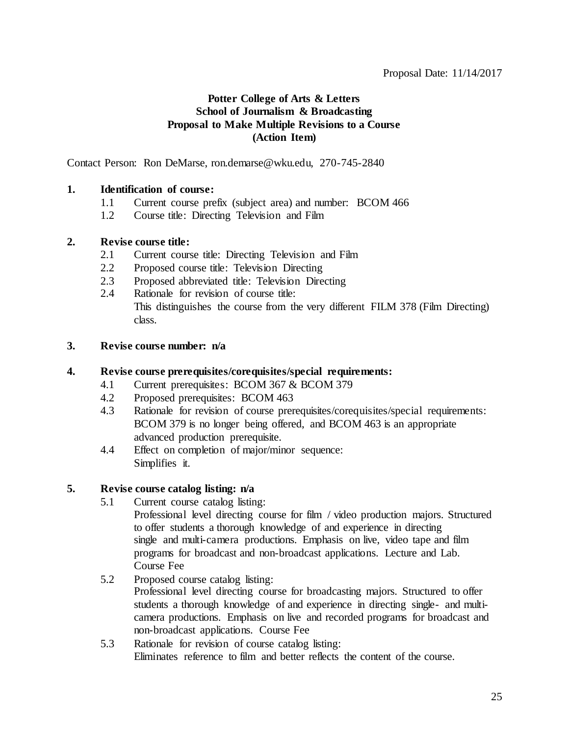Proposal Date: 11/14/2017

**Potter College of Arts & Letters**
**School of Journalism & Broadcasting**
**Proposal to Make Multiple Revisions to a Course**
**(Action Item)**

Contact Person: Ron DeMarse, ron.demarse@wku.edu, 270-745-2840

**1. Identification of course:**

1.1 Current course prefix (subject area) and number: BCOM 466

1.2 Course title: Directing Television and Film

**2. Revise course title:**

2.1 Current course title: Directing Television and Film

2.2 Proposed course title: Television Directing

2.3 Proposed abbreviated title: Television Directing

2.4 Rationale for revision of course title:
This distinguishes the course from the very different FILM 378 (Film Directing) class.

**3. Revise course number: n/a**

**4. Revise course prerequisites/corequisites/special requirements:**

4.1 Current prerequisites: BCOM 367 & BCOM 379

4.2 Proposed prerequisites: BCOM 463

4.3 Rationale for revision of course prerequisites/corequisites/special requirements:
BCOM 379 is no longer being offered, and BCOM 463 is an appropriate advanced production prerequisite.

4.4 Effect on completion of major/minor sequence:
Simplifies it.

**5. Revise course catalog listing: n/a**

5.1 Current course catalog listing:
Professional level directing course for film / video production majors. Structured to offer students a thorough knowledge of and experience in directing single and multi-camera productions. Emphasis on live, video tape and film programs for broadcast and non-broadcast applications. Lecture and Lab. Course Fee

5.2 Proposed course catalog listing:
Professional level directing course for broadcasting majors. Structured to offer students a thorough knowledge of and experience in directing single- and multi-camera productions. Emphasis on live and recorded programs for broadcast and non-broadcast applications. Course Fee

5.3 Rationale for revision of course catalog listing:
Eliminates reference to film and better reflects the content of the course.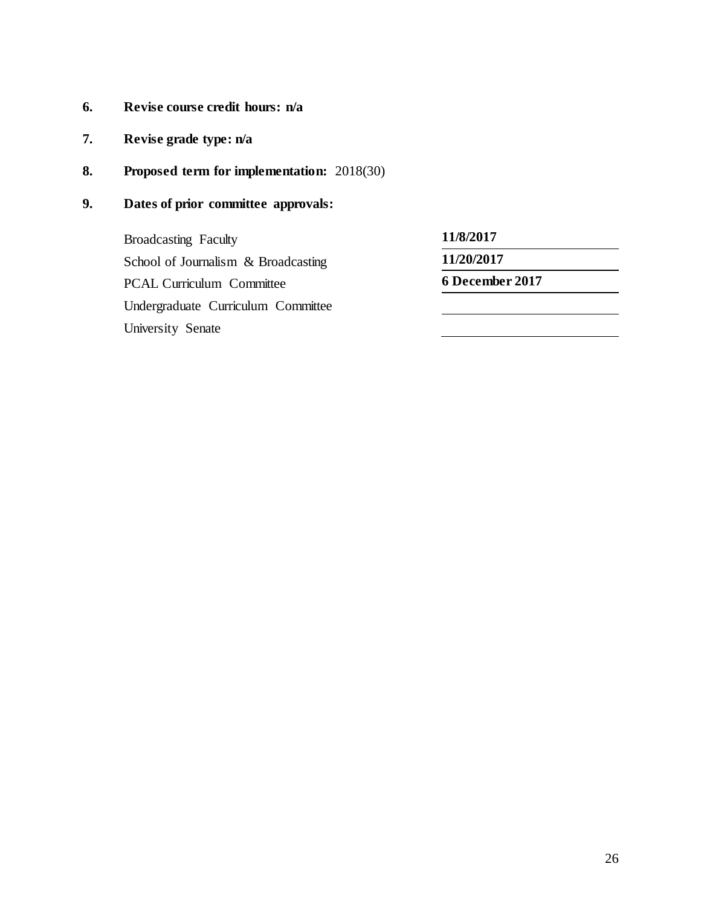6. **Revise course credit hours: n/a**

7. **Revise grade type: n/a**

8. **Proposed term for implementation:** 2018(30)

9. **Dates of prior committee approvals:**

| | |
|---|---|
| Broadcasting Faculty | **11/8/2017** |
| School of Journalism & Broadcasting | **11/20/2017** |
| PCAL Curriculum Committee | **6 December 2017** |
| Undergraduate Curriculum Committee | |
| University Senate | |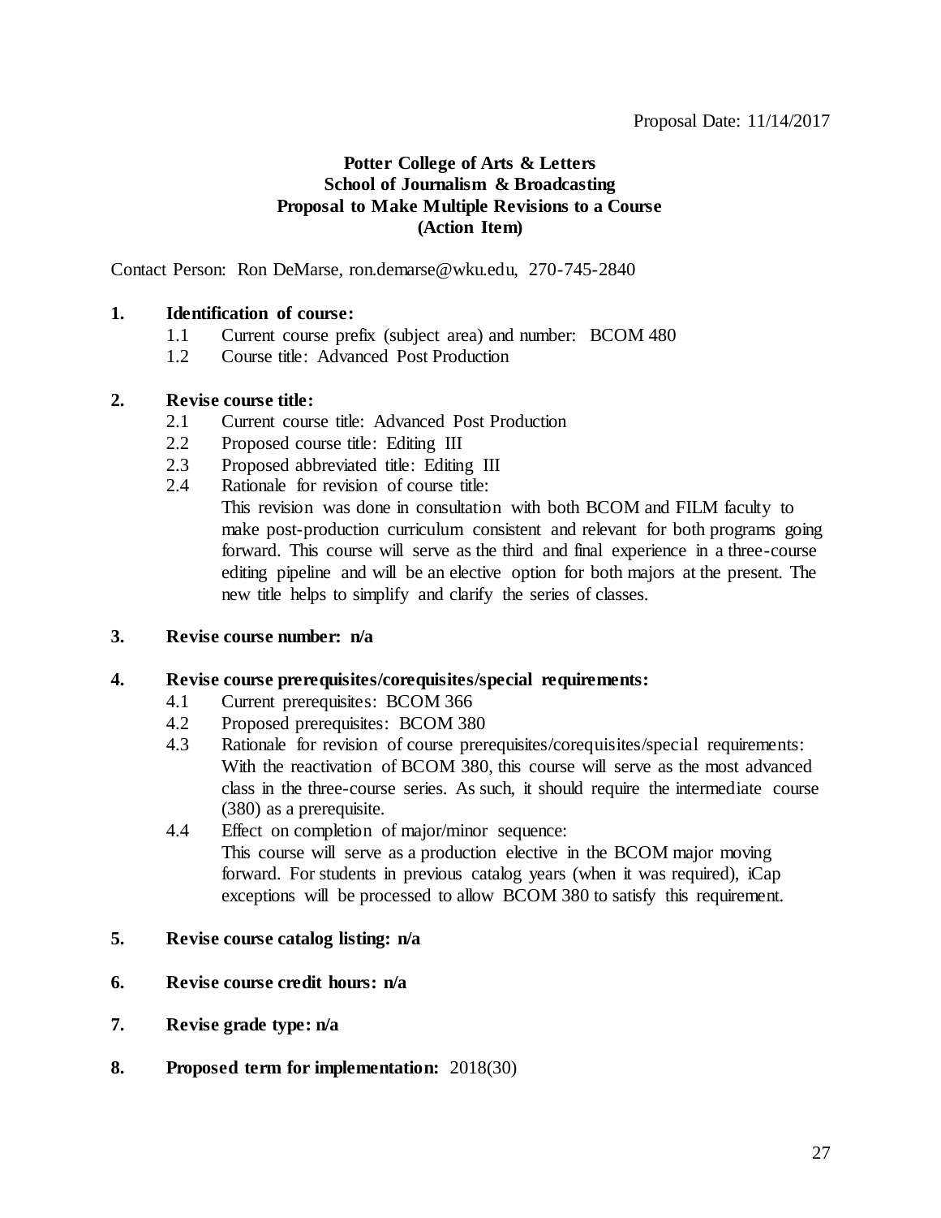Proposal Date: 11/14/2017

**Potter College of Arts & Letters**
**School of Journalism & Broadcasting**
**Proposal to Make Multiple Revisions to a Course**
**(Action Item)**

Contact Person: Ron DeMarse, ron.demarse@wku.edu, 270-745-2840

**1. Identification of course:**

1.1 Current course prefix (subject area) and number: BCOM 480

1.2 Course title: Advanced Post Production

**2. Revise course title:**

2.1 Current course title: Advanced Post Production

2.2 Proposed course title: Editing III

2.3 Proposed abbreviated title: Editing III

2.4 Rationale for revision of course title:
This revision was done in consultation with both BCOM and FILM faculty to make post-production curriculum consistent and relevant for both programs going forward. This course will serve as the third and final experience in a three-course editing pipeline and will be an elective option for both majors at the present. The new title helps to simplify and clarify the series of classes.

**3. Revise course number: n/a**

**4. Revise course prerequisites/corequisites/special requirements:**

4.1 Current prerequisites: BCOM 366

4.2 Proposed prerequisites: BCOM 380

4.3 Rationale for revision of course prerequisites/corequisites/special requirements:
With the reactivation of BCOM 380, this course will serve as the most advanced class in the three-course series. As such, it should require the intermediate course (380) as a prerequisite.

4.4 Effect on completion of major/minor sequence:
This course will serve as a production elective in the BCOM major moving forward. For students in previous catalog years (when it was required), iCap exceptions will be processed to allow BCOM 380 to satisfy this requirement.

**5. Revise course catalog listing: n/a**

**6. Revise course credit hours: n/a**

**7. Revise grade type: n/a**

**8. Proposed term for implementation:** 2018(30)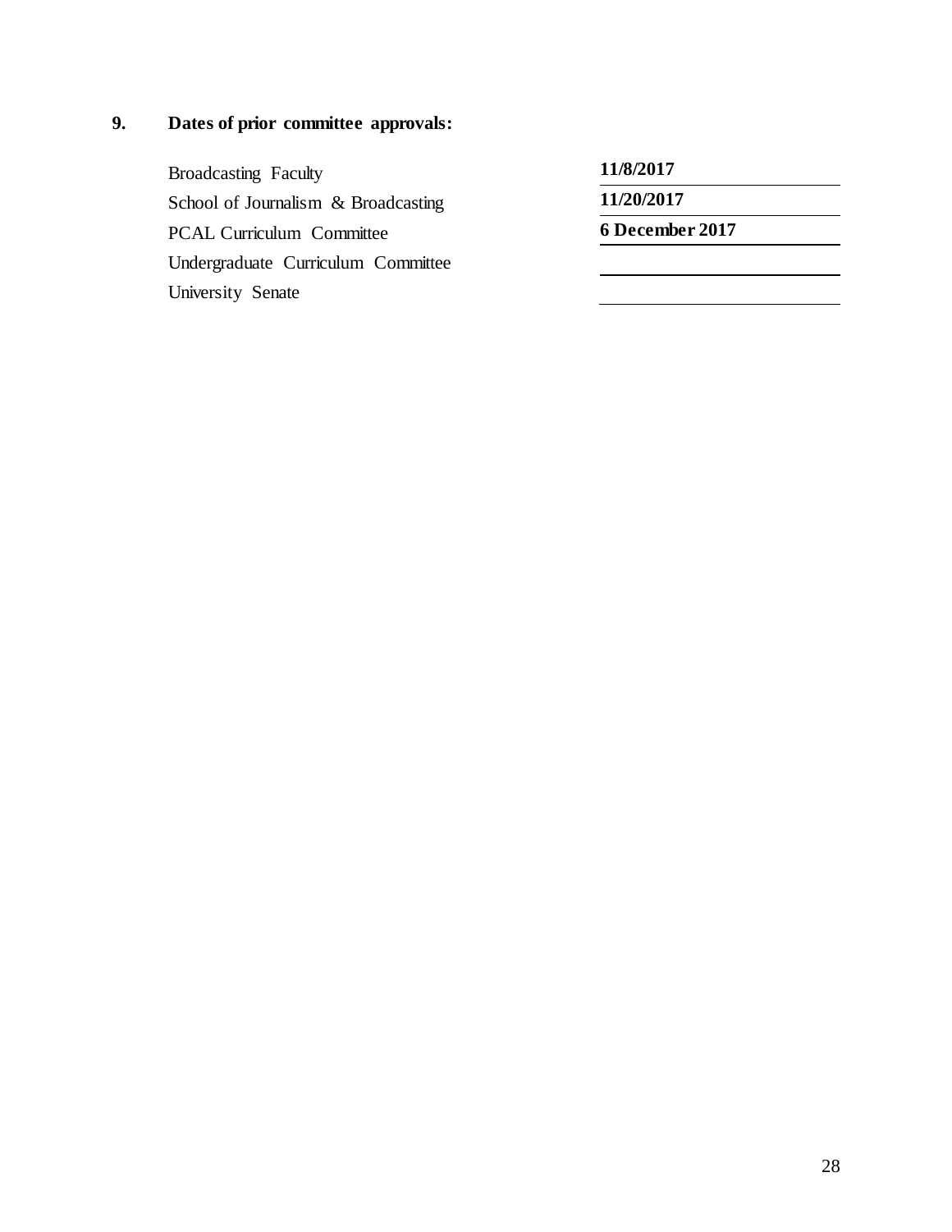**9. Dates of prior committee approvals:**

| | |
|---|---|
| Broadcasting Faculty | **11/8/2017** |
| School of Journalism & Broadcasting | **11/20/2017** |
| PCAL Curriculum Committee | **6 December 2017** |
| Undergraduate Curriculum Committee | |
| University Senate | |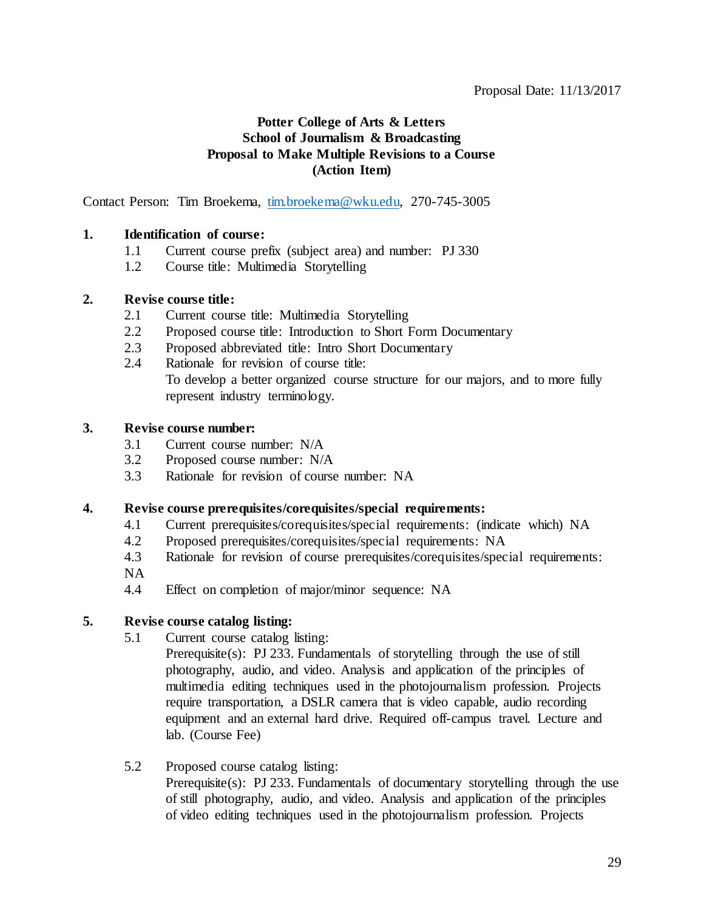Proposal Date: 11/13/2017

**Potter College of Arts & Letters**
**School of Journalism & Broadcasting**
**Proposal to Make Multiple Revisions to a Course**
**(Action Item)**

Contact Person: Tim Broekema, tim.broekema@wku.edu, 270-745-3005

**1. Identification of course:**

1.1 Current course prefix (subject area) and number: PJ 330

1.2 Course title: Multimedia Storytelling

**2. Revise course title:**

2.1 Current course title: Multimedia Storytelling

2.2 Proposed course title: Introduction to Short Form Documentary

2.3 Proposed abbreviated title: Intro Short Documentary

2.4 Rationale for revision of course title:
To develop a better organized course structure for our majors, and to more fully represent industry terminology.

**3. Revise course number:**

3.1 Current course number: N/A

3.2 Proposed course number: N/A

3.3 Rationale for revision of course number: NA

**4. Revise course prerequisites/corequisites/special requirements:**

4.1 Current prerequisites/corequisites/special requirements: (indicate which) NA

4.2 Proposed prerequisites/corequisites/special requirements: NA

4.3 Rationale for revision of course prerequisites/corequisites/special requirements: NA

4.4 Effect on completion of major/minor sequence: NA

**5. Revise course catalog listing:**

5.1 Current course catalog listing:
Prerequisite(s): PJ 233. Fundamentals of storytelling through the use of still photography, audio, and video. Analysis and application of the principles of multimedia editing techniques used in the photojournalism profession. Projects require transportation, a DSLR camera that is video capable, audio recording equipment and an external hard drive. Required off-campus travel. Lecture and lab. (Course Fee)

5.2 Proposed course catalog listing:
Prerequisite(s): PJ 233. Fundamentals of documentary storytelling through the use of still photography, audio, and video. Analysis and application of the principles of video editing techniques used in the photojournalism profession. Projects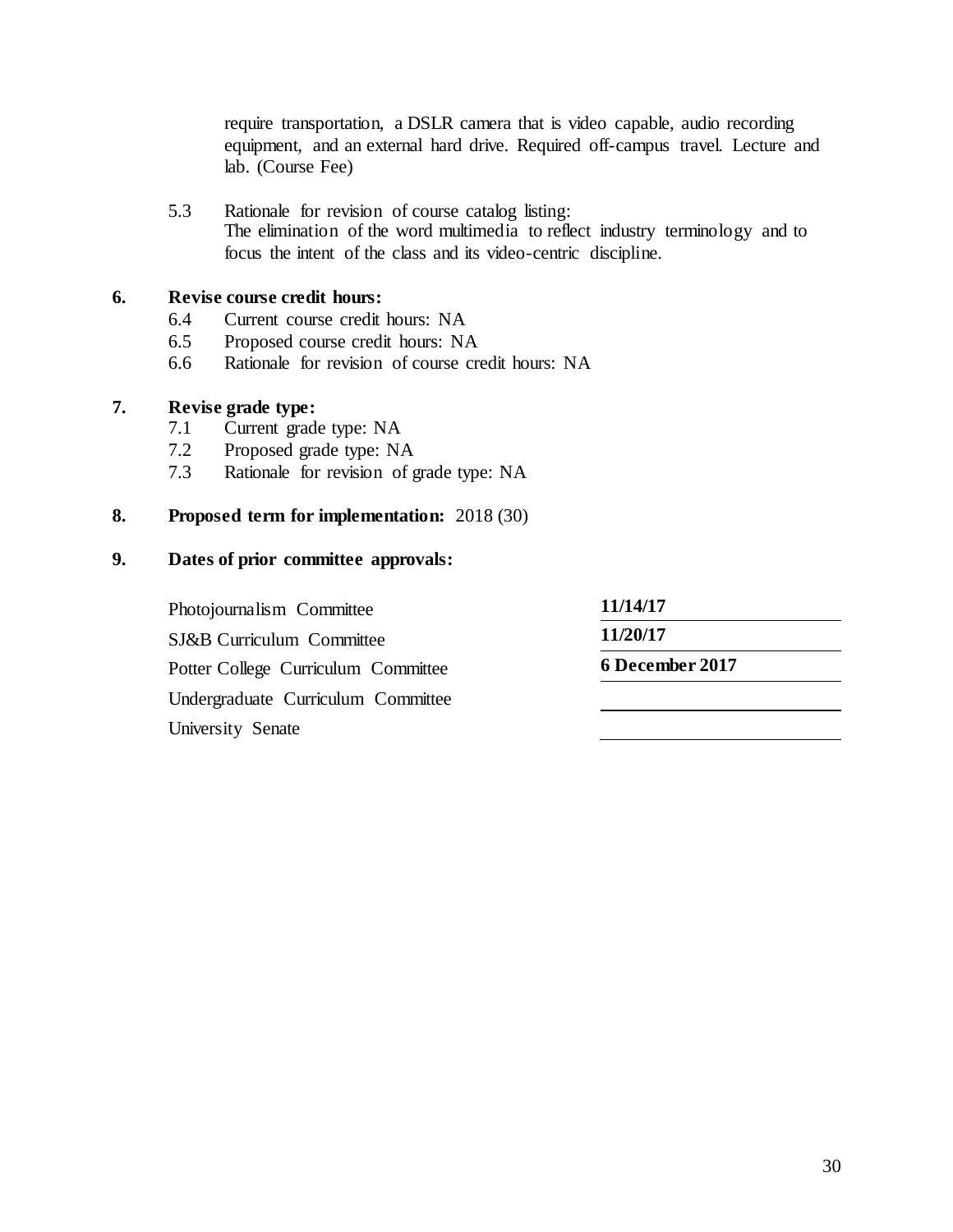require transportation, a DSLR camera that is video capable, audio recording equipment, and an external hard drive. Required off-campus travel. Lecture and lab. (Course Fee)

5.3 Rationale for revision of course catalog listing:
The elimination of the word multimedia to reflect industry terminology and to focus the intent of the class and its video-centric discipline.

**6. Revise course credit hours:**

6.4 Current course credit hours: NA
6.5 Proposed course credit hours: NA
6.6 Rationale for revision of course credit hours: NA

**7. Revise grade type:**

7.1 Current grade type: NA
7.2 Proposed grade type: NA
7.3 Rationale for revision of grade type: NA

**8. Proposed term for implementation:** 2018 (30)

**9. Dates of prior committee approvals:**

| | |
|---|---|
| Photojournalism Committee | **11/14/17** |
| SJ&B Curriculum Committee | **11/20/17** |
| Potter College Curriculum Committee | **6 December 2017** |
| Undergraduate Curriculum Committee | |
| University Senate | |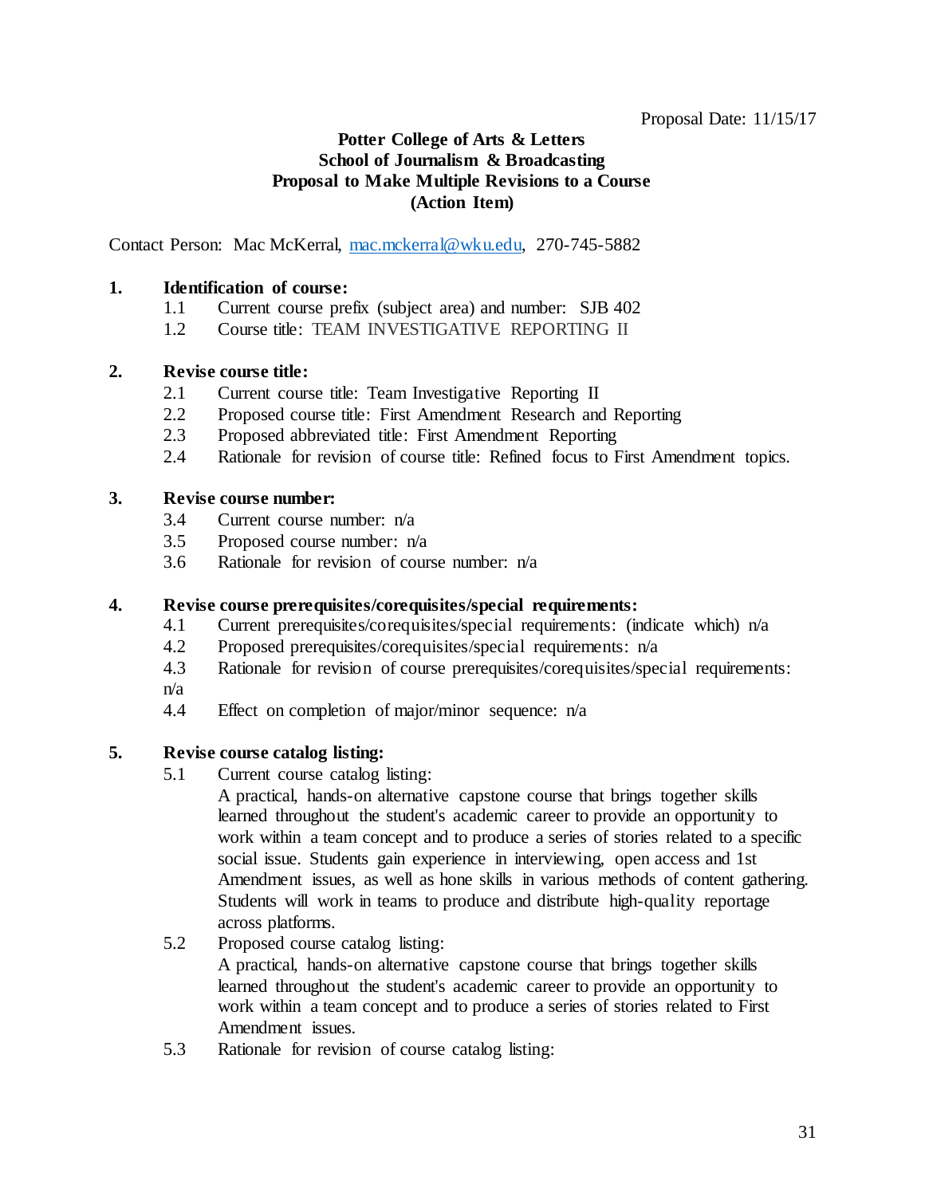Proposal Date: 11/15/17

**Potter College of Arts & Letters**
**School of Journalism & Broadcasting**
**Proposal to Make Multiple Revisions to a Course**
**(Action Item)**

Contact Person: Mac McKerral, mac.mckerral@wku.edu, 270-745-5882

**1. Identification of course:**

1.1 Current course prefix (subject area) and number: SJB 402

1.2 Course title: TEAM INVESTIGATIVE REPORTING II

**2. Revise course title:**

2.1 Current course title: Team Investigative Reporting II

2.2 Proposed course title: First Amendment Research and Reporting

2.3 Proposed abbreviated title: First Amendment Reporting

2.4 Rationale for revision of course title: Refined focus to First Amendment topics.

**3. Revise course number:**

3.4 Current course number: n/a

3.5 Proposed course number: n/a

3.6 Rationale for revision of course number: n/a

**4. Revise course prerequisites/corequisites/special requirements:**

4.1 Current prerequisites/corequisites/special requirements: (indicate which) n/a

4.2 Proposed prerequisites/corequisites/special requirements: n/a

4.3 Rationale for revision of course prerequisites/corequisites/special requirements: n/a

4.4 Effect on completion of major/minor sequence: n/a

**5. Revise course catalog listing:**

5.1 Current course catalog listing:

A practical, hands-on alternative capstone course that brings together skills learned throughout the student's academic career to provide an opportunity to work within a team concept and to produce a series of stories related to a specific social issue. Students gain experience in interviewing, open access and 1st Amendment issues, as well as hone skills in various methods of content gathering. Students will work in teams to produce and distribute high-quality reportage across platforms.

5.2 Proposed course catalog listing:

A practical, hands-on alternative capstone course that brings together skills learned throughout the student's academic career to provide an opportunity to work within a team concept and to produce a series of stories related to First Amendment issues.

5.3 Rationale for revision of course catalog listing: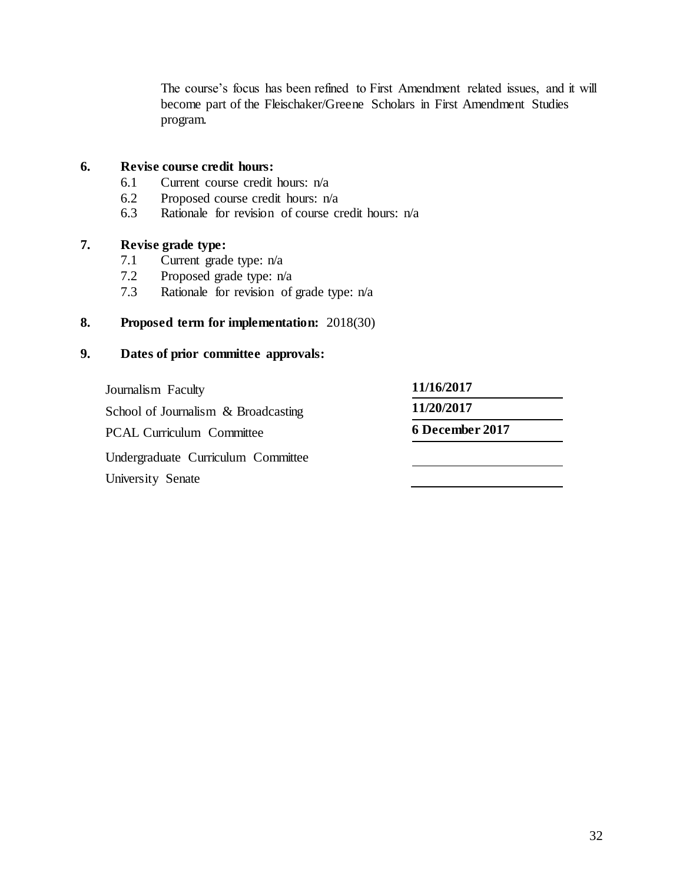The course's focus has been refined to First Amendment related issues, and it will become part of the Fleischaker/Greene Scholars in First Amendment Studies program.

**6. Revise course credit hours:**

6.1 Current course credit hours: n/a

6.2 Proposed course credit hours: n/a

6.3 Rationale for revision of course credit hours: n/a

**7. Revise grade type:**

7.1 Current grade type: n/a

7.2 Proposed grade type: n/a

7.3 Rationale for revision of grade type: n/a

**8. Proposed term for implementation:** 2018(30)

**9. Dates of prior committee approvals:**

| | |
|---|---|
| Journalism Faculty | **11/16/2017** |
| School of Journalism & Broadcasting | **11/20/2017** |
| PCAL Curriculum Committee | **6 December 2017** |
| Undergraduate Curriculum Committee | |
| University Senate | |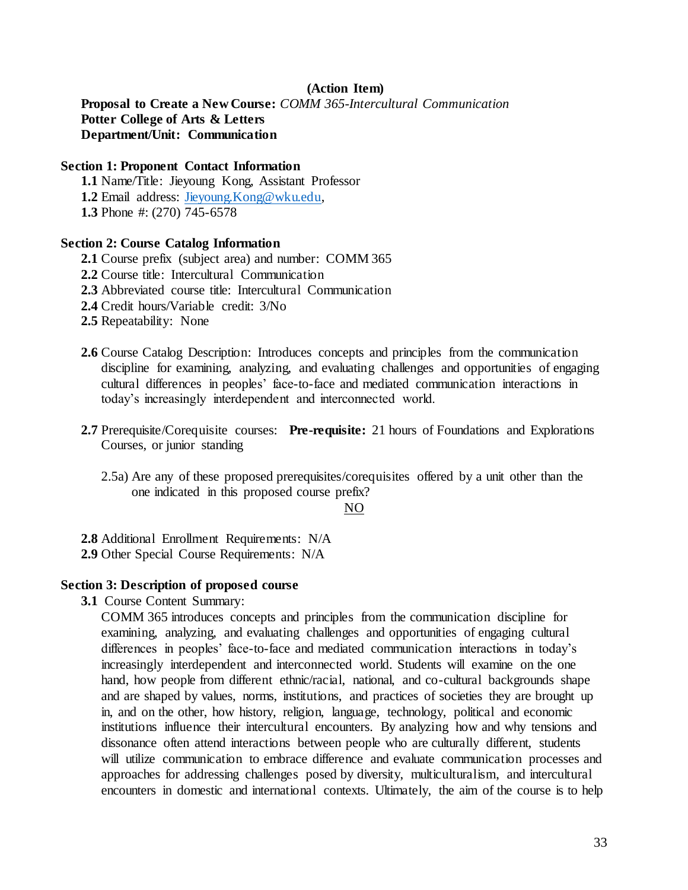**(Action Item)**

**Proposal to Create a New Course:** *COMM 365-Intercultural Communication*
**Potter College of Arts & Letters**
**Department/Unit: Communication**

**Section 1: Proponent Contact Information**

**1.1** Name/Title: Jieyoung Kong, Assistant Professor
**1.2** Email address: Jieyoung.Kong@wku.edu,
**1.3** Phone #: (270) 745-6578

**Section 2: Course Catalog Information**

**2.1** Course prefix (subject area) and number: COMM 365
**2.2** Course title: Intercultural Communication
**2.3** Abbreviated course title: Intercultural Communication
**2.4** Credit hours/Variable credit: 3/No
**2.5** Repeatability: None

**2.6** Course Catalog Description: Introduces concepts and principles from the communication discipline for examining, analyzing, and evaluating challenges and opportunities of engaging cultural differences in peoples' face-to-face and mediated communication interactions in today's increasingly interdependent and interconnected world.

**2.7** Prerequisite/Corequisite courses: **Pre-requisite:** 21 hours of Foundations and Explorations Courses, or junior standing

2.5a) Are any of these proposed prerequisites/corequisites offered by a unit other than the one indicated in this proposed course prefix?

NO

**2.8** Additional Enrollment Requirements: N/A
**2.9** Other Special Course Requirements: N/A

**Section 3: Description of proposed course**

**3.1** Course Content Summary:

COMM 365 introduces concepts and principles from the communication discipline for examining, analyzing, and evaluating challenges and opportunities of engaging cultural differences in peoples' face-to-face and mediated communication interactions in today's increasingly interdependent and interconnected world. Students will examine on the one hand, how people from different ethnic/racial, national, and co-cultural backgrounds shape and are shaped by values, norms, institutions, and practices of societies they are brought up in, and on the other, how history, religion, language, technology, political and economic institutions influence their intercultural encounters. By analyzing how and why tensions and dissonance often attend interactions between people who are culturally different, students will utilize communication to embrace difference and evaluate communication processes and approaches for addressing challenges posed by diversity, multiculturalism, and intercultural encounters in domestic and international contexts. Ultimately, the aim of the course is to help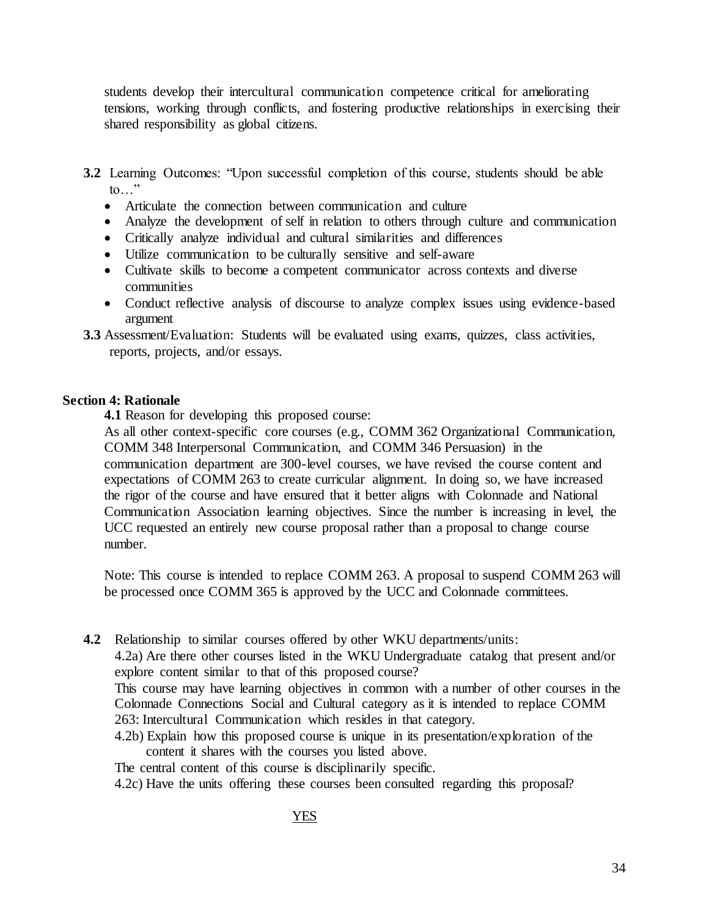students develop their intercultural communication competence critical for ameliorating tensions, working through conflicts, and fostering productive relationships in exercising their shared responsibility as global citizens.

**3.2** Learning Outcomes: "Upon successful completion of this course, students should be able to…"

- Articulate the connection between communication and culture
- Analyze the development of self in relation to others through culture and communication
- Critically analyze individual and cultural similarities and differences
- Utilize communication to be culturally sensitive and self-aware
- Cultivate skills to become a competent communicator across contexts and diverse communities
- Conduct reflective analysis of discourse to analyze complex issues using evidence-based argument

**3.3** Assessment/Evaluation: Students will be evaluated using exams, quizzes, class activities, reports, projects, and/or essays.

**Section 4: Rationale**

**4.1** Reason for developing this proposed course:

As all other context-specific core courses (e.g., COMM 362 Organizational Communication, COMM 348 Interpersonal Communication, and COMM 346 Persuasion) in the communication department are 300-level courses, we have revised the course content and expectations of COMM 263 to create curricular alignment. In doing so, we have increased the rigor of the course and have ensured that it better aligns with Colonnade and National Communication Association learning objectives. Since the number is increasing in level, the UCC requested an entirely new course proposal rather than a proposal to change course number.

Note: This course is intended to replace COMM 263. A proposal to suspend COMM 263 will be processed once COMM 365 is approved by the UCC and Colonnade committees.

**4.2** Relationship to similar courses offered by other WKU departments/units:

4.2a) Are there other courses listed in the WKU Undergraduate catalog that present and/or explore content similar to that of this proposed course?

This course may have learning objectives in common with a number of other courses in the Colonnade Connections Social and Cultural category as it is intended to replace COMM 263: Intercultural Communication which resides in that category.

4.2b) Explain how this proposed course is unique in its presentation/exploration of the content it shares with the courses you listed above.

The central content of this course is disciplinarily specific.

4.2c) Have the units offering these courses been consulted regarding this proposal?

YES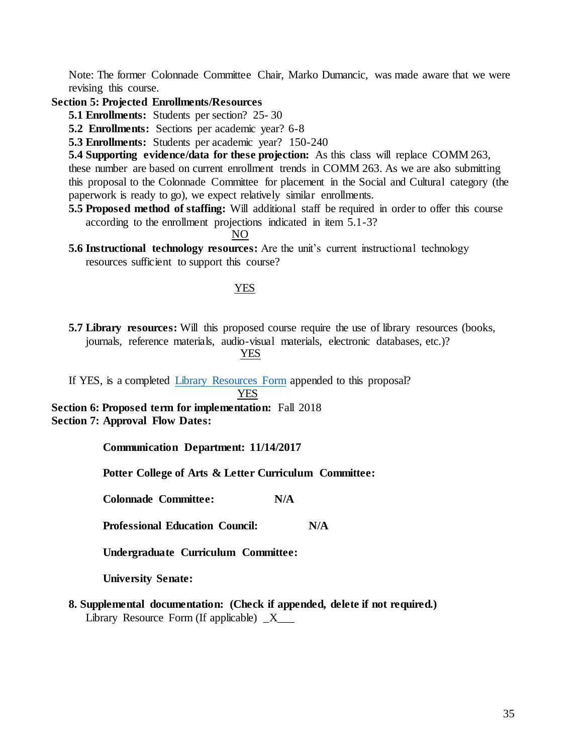Note: The former Colonnade Committee Chair, Marko Dumancic, was made aware that we were revising this course.

**Section 5: Projected Enrollments/Resources**

**5.1 Enrollments:** Students per section? 25- 30

**5.2 Enrollments:** Sections per academic year? 6-8

**5.3 Enrollments:** Students per academic year? 150-240

**5.4 Supporting evidence/data for these projection:** As this class will replace COMM 263, these number are based on current enrollment trends in COMM 263. As we are also submitting this proposal to the Colonnade Committee for placement in the Social and Cultural category (the paperwork is ready to go), we expect relatively similar enrollments.

**5.5 Proposed method of staffing:** Will additional staff be required in order to offer this course according to the enrollment projections indicated in item 5.1-3?

NO

**5.6 Instructional technology resources:** Are the unit's current instructional technology resources sufficient to support this course?

YES

**5.7 Library resources:** Will this proposed course require the use of library resources (books, journals, reference materials, audio-visual materials, electronic databases, etc.)?

YES

If YES, is a completed Library Resources Form appended to this proposal?

YES

**Section 6: Proposed term for implementation:** Fall 2018

**Section 7: Approval Flow Dates:**

**Communication Department: 11/14/2017**

**Potter College of Arts & Letter Curriculum Committee:**

**Colonnade Committee: N/A**

**Professional Education Council: N/A**

**Undergraduate Curriculum Committee:**

**University Senate:**

**8. Supplemental documentation: (Check if appended, delete if not required.)**

Library Resource Form (If applicable) _X___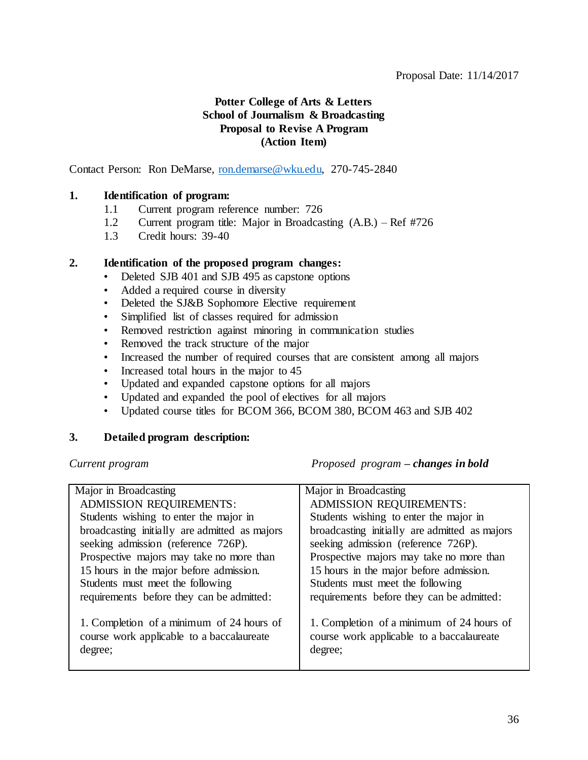Proposal Date: 11/14/2017

**Potter College of Arts & Letters**
**School of Journalism & Broadcasting**
**Proposal to Revise A Program**
**(Action Item)**

Contact Person: Ron DeMarse, [ron.demarse@wku.edu](mailto:ron.demarse@wku.edu), 270-745-2840

**1. Identification of program:**

1.1 Current program reference number: 726
1.2 Current program title: Major in Broadcasting (A.B.) – Ref #726
1.3 Credit hours: 39-40

**2. Identification of the proposed program changes:**

- Deleted SJB 401 and SJB 495 as capstone options
- Added a required course in diversity
- Deleted the SJ&B Sophomore Elective requirement
- Simplified list of classes required for admission
- Removed restriction against minoring in communication studies
- Removed the track structure of the major
- Increased the number of required courses that are consistent among all majors
- Increased total hours in the major to 45
- Updated and expanded capstone options for all majors
- Updated and expanded the pool of electives for all majors
- Updated course titles for BCOM 366, BCOM 380, BCOM 463 and SJB 402

**3. Detailed program description:**

| *Current program* | *Proposed program* – ***changes in bold*** |
|---|---|
| Major in Broadcasting<br>ADMISSION REQUIREMENTS:<br>Students wishing to enter the major in broadcasting initially are admitted as majors seeking admission (reference 726P). Prospective majors may take no more than 15 hours in the major before admission. Students must meet the following requirements before they can be admitted:<br><br>1. Completion of a minimum of 24 hours of course work applicable to a baccalaureate degree; | Major in Broadcasting<br>ADMISSION REQUIREMENTS:<br>Students wishing to enter the major in broadcasting initially are admitted as majors seeking admission (reference 726P). Prospective majors may take no more than 15 hours in the major before admission. Students must meet the following requirements before they can be admitted:<br><br>1. Completion of a minimum of 24 hours of course work applicable to a baccalaureate degree; |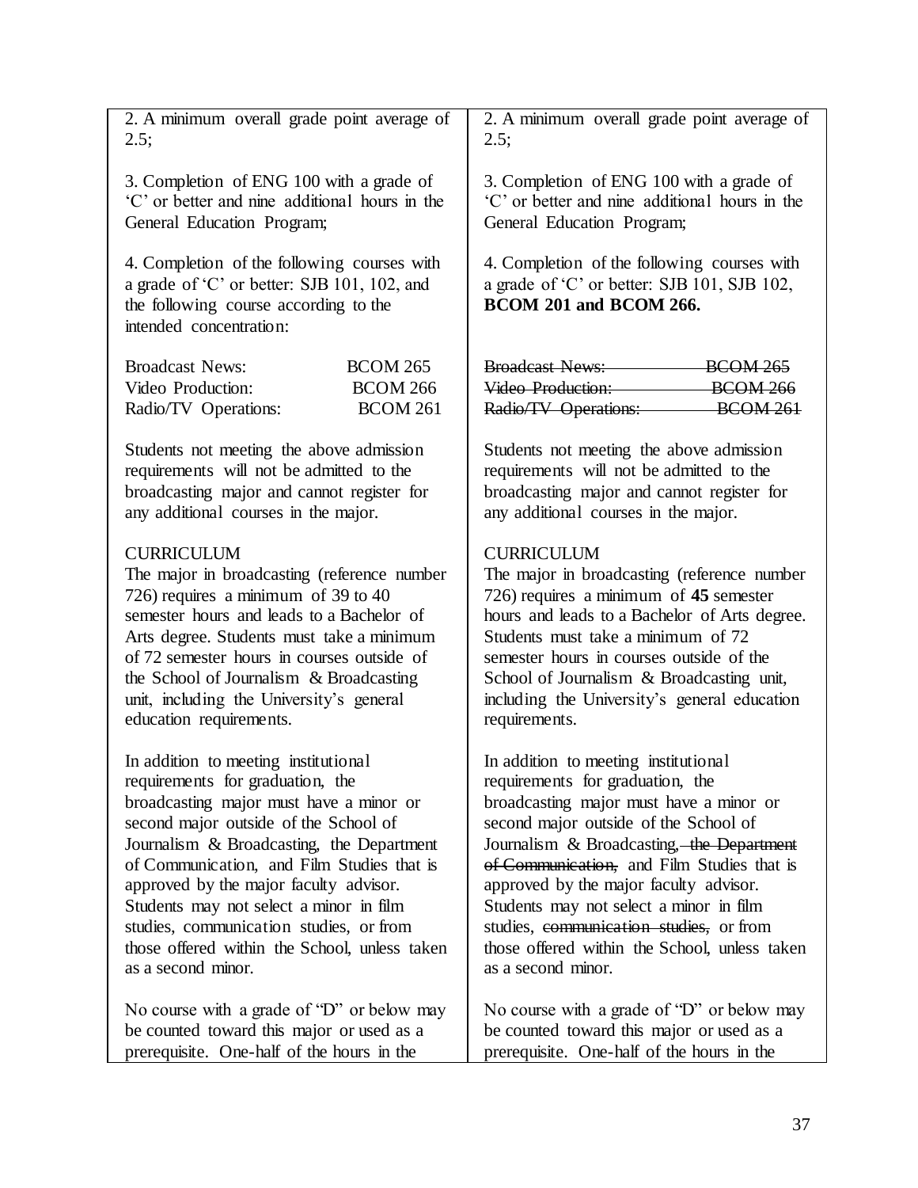| | |
|---|---|
| 2. A minimum overall grade point average of 2.5; | 2. A minimum overall grade point average of 2.5; |
| 3. Completion of ENG 100 with a grade of 'C' or better and nine additional hours in the General Education Program; | 3. Completion of ENG 100 with a grade of 'C' or better and nine additional hours in the General Education Program; |
| 4. Completion of the following courses with a grade of 'C' or better: SJB 101, 102, and the following course according to the intended concentration: | 4. Completion of the following courses with a grade of 'C' or better: SJB 101, SJB 102, **BCOM 201 and BCOM 266.** |
| Broadcast News: BCOM 265<br>Video Production: BCOM 266<br>Radio/TV Operations: BCOM 261 | ~~Broadcast News: BCOM 265~~<br>~~Video Production: BCOM 266~~<br>~~Radio/TV Operations: BCOM 261~~ |
| Students not meeting the above admission requirements will not be admitted to the broadcasting major and cannot register for any additional courses in the major. | Students not meeting the above admission requirements will not be admitted to the broadcasting major and cannot register for any additional courses in the major. |
| CURRICULUM<br>The major in broadcasting (reference number 726) requires a minimum of 39 to 40 semester hours and leads to a Bachelor of Arts degree. Students must take a minimum of 72 semester hours in courses outside of the School of Journalism & Broadcasting unit, including the University's general education requirements. | CURRICULUM<br>The major in broadcasting (reference number 726) requires a minimum of **45** semester hours and leads to a Bachelor of Arts degree. Students must take a minimum of 72 semester hours in courses outside of the School of Journalism & Broadcasting unit, including the University's general education requirements. |
| In addition to meeting institutional requirements for graduation, the broadcasting major must have a minor or second major outside of the School of Journalism & Broadcasting, the Department of Communication, and Film Studies that is approved by the major faculty advisor. Students may not select a minor in film studies, communication studies, or from those offered within the School, unless taken as a second minor. | In addition to meeting institutional requirements for graduation, the broadcasting major must have a minor or second major outside of the School of Journalism & Broadcasting~~, the Department of Communication,~~ and Film Studies that is approved by the major faculty advisor. Students may not select a minor in film studies, ~~communication studies,~~ or from those offered within the School, unless taken as a second minor. |
| No course with a grade of "D" or below may be counted toward this major or used as a prerequisite. One-half of the hours in the | No course with a grade of "D" or below may be counted toward this major or used as a prerequisite. One-half of the hours in the |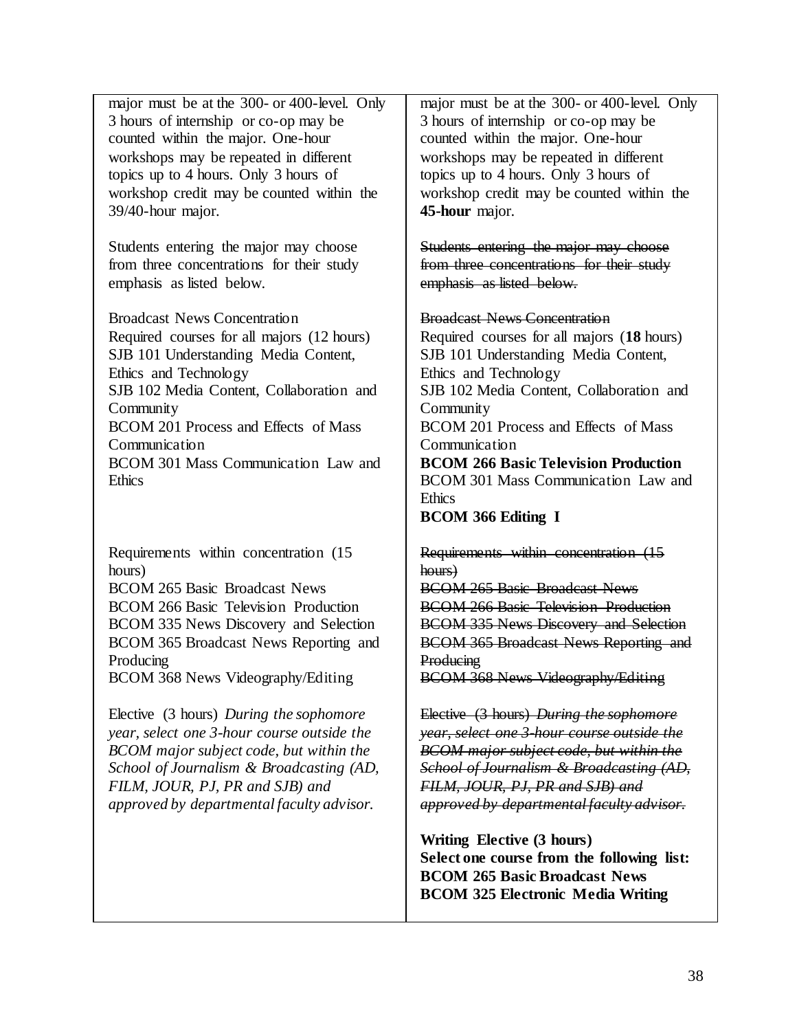| | |
|---|---|
| major must be at the 300- or 400-level. Only 3 hours of internship or co-op may be counted within the major. One-hour workshops may be repeated in different topics up to 4 hours. Only 3 hours of workshop credit may be counted within the 39/40-hour major. | major must be at the 300- or 400-level. Only 3 hours of internship or co-op may be counted within the major. One-hour workshops may be repeated in different topics up to 4 hours. Only 3 hours of workshop credit may be counted within the **45-hour** major. |
| Students entering the major may choose from three concentrations for their study emphasis as listed below. | ~~Students entering the major may choose from three concentrations for their study emphasis as listed below.~~ |
| Broadcast News Concentration<br>Required courses for all majors (12 hours)<br>SJB 101 Understanding Media Content, Ethics and Technology<br>SJB 102 Media Content, Collaboration and Community<br>BCOM 201 Process and Effects of Mass Communication<br>BCOM 301 Mass Communication Law and Ethics | ~~Broadcast News Concentration~~<br>Required courses for all majors (**18** hours)<br>SJB 101 Understanding Media Content, Ethics and Technology<br>SJB 102 Media Content, Collaboration and Community<br>BCOM 201 Process and Effects of Mass Communication<br>**BCOM 266 Basic Television Production**<br>BCOM 301 Mass Communication Law and Ethics<br>**BCOM 366 Editing I** |
| Requirements within concentration (15 hours)<br>BCOM 265 Basic Broadcast News<br>BCOM 266 Basic Television Production<br>BCOM 335 News Discovery and Selection<br>BCOM 365 Broadcast News Reporting and Producing<br>BCOM 368 News Videography/Editing | ~~Requirements within concentration (15 hours)~~<br>~~BCOM 265 Basic Broadcast News~~<br>~~BCOM 266 Basic Television Production~~<br>~~BCOM 335 News Discovery and Selection~~<br>~~BCOM 365 Broadcast News Reporting and Producing~~<br>~~BCOM 368 News Videography/Editing~~ |
| Elective (3 hours) *During the sophomore year, select one 3-hour course outside the BCOM major subject code, but within the School of Journalism & Broadcasting (AD, FILM, JOUR, PJ, PR and SJB) and approved by departmental faculty advisor.* | ~~Elective (3 hours) *During the sophomore year, select one 3-hour course outside the BCOM major subject code, but within the School of Journalism & Broadcasting (AD, FILM, JOUR, PJ, PR and SJB) and approved by departmental faculty advisor.*~~<br><br>**Writing Elective (3 hours)**<br>**Select one course from the following list:**<br>**BCOM 265 Basic Broadcast News**<br>**BCOM 325 Electronic Media Writing** |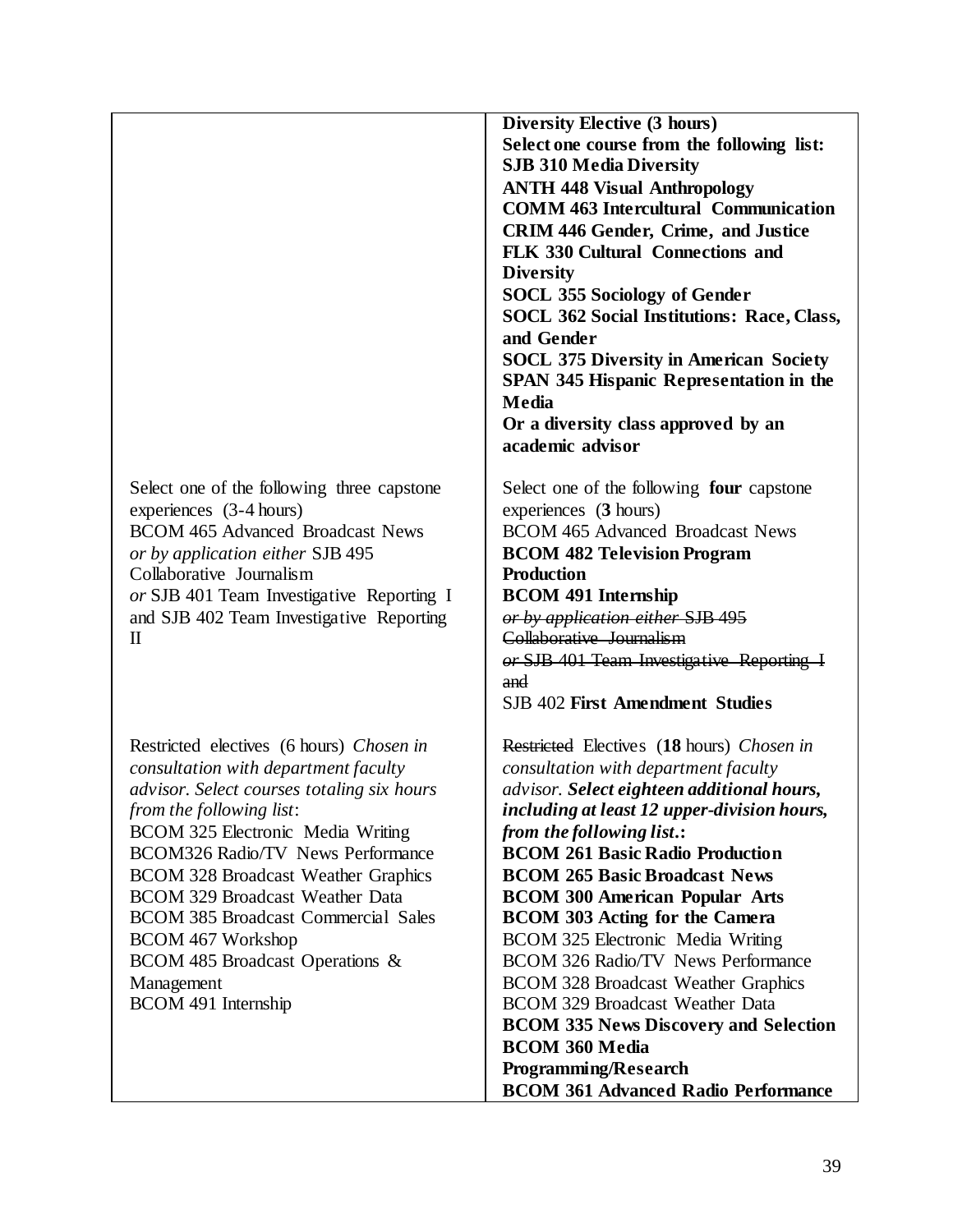| | |
|---|---|
| | **Diversity Elective (3 hours)**<br>**Select one course from the following list:**<br>**SJB 310 Media Diversity**<br>**ANTH 448 Visual Anthropology**<br>**COMM 463 Intercultural Communication**<br>**CRIM 446 Gender, Crime, and Justice**<br>**FLK 330 Cultural Connections and Diversity**<br>**SOCL 355 Sociology of Gender**<br>**SOCL 362 Social Institutions: Race, Class, and Gender**<br>**SOCL 375 Diversity in American Society**<br>**SPAN 345 Hispanic Representation in the Media**<br>**Or a diversity class approved by an academic advisor** |
| Select one of the following three capstone experiences (3-4 hours)<br>BCOM 465 Advanced Broadcast News<br>*or by application either* SJB 495 Collaborative Journalism<br>*or* SJB 401 Team Investigative Reporting I and SJB 402 Team Investigative Reporting II | Select one of the following **four** capstone experiences (**3** hours)<br>BCOM 465 Advanced Broadcast News<br>**BCOM 482 Television Program Production**<br>**BCOM 491 Internship**<br>~~*or by application either* SJB 495 Collaborative Journalism~~<br>~~*or* SJB 401 Team Investigative Reporting I and~~<br>SJB 402 **First Amendment Studies** |
| Restricted electives (6 hours) *Chosen in consultation with department faculty advisor. Select courses totaling six hours from the following list*:<br>BCOM 325 Electronic Media Writing<br>BCOM326 Radio/TV News Performance<br>BCOM 328 Broadcast Weather Graphics<br>BCOM 329 Broadcast Weather Data<br>BCOM 385 Broadcast Commercial Sales<br>BCOM 467 Workshop<br>BCOM 485 Broadcast Operations & Management<br>BCOM 491 Internship | ~~Restricted~~ Electives (**18** hours) *Chosen in consultation with department faculty advisor.* ***Select eighteen additional hours, including at least 12 upper-division hours, from the following list.:***<br>**BCOM 261 Basic Radio Production**<br>**BCOM 265 Basic Broadcast News**<br>**BCOM 300 American Popular Arts**<br>**BCOM 303 Acting for the Camera**<br>BCOM 325 Electronic Media Writing<br>BCOM 326 Radio/TV News Performance<br>BCOM 328 Broadcast Weather Graphics<br>BCOM 329 Broadcast Weather Data<br>**BCOM 335 News Discovery and Selection**<br>**BCOM 360 Media Programming/Research**<br>**BCOM 361 Advanced Radio Performance** |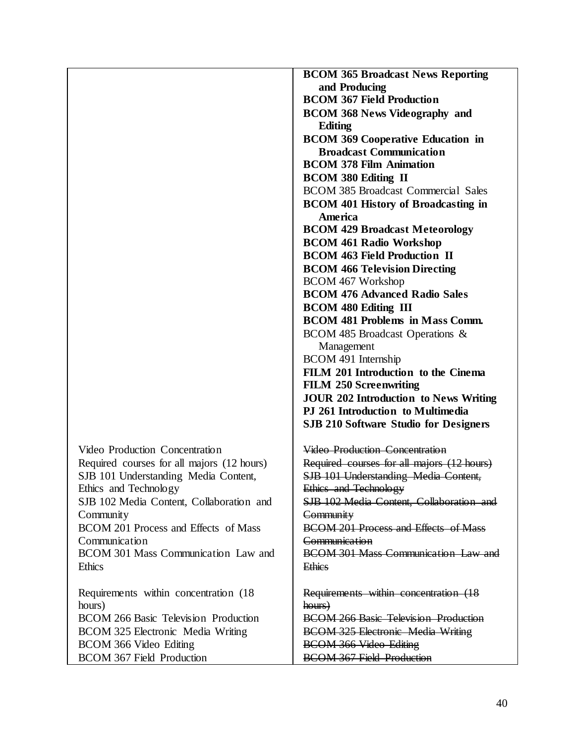| | |
|---|---|
| | **BCOM 365 Broadcast News Reporting and Producing**<br>**BCOM 367 Field Production**<br>**BCOM 368 News Videography and Editing**<br>**BCOM 369 Cooperative Education in Broadcast Communication**<br>**BCOM 378 Film Animation**<br>**BCOM 380 Editing II**<br>BCOM 385 Broadcast Commercial Sales<br>**BCOM 401 History of Broadcasting in America**<br>**BCOM 429 Broadcast Meteorology**<br>**BCOM 461 Radio Workshop**<br>**BCOM 463 Field Production II**<br>**BCOM 466 Television Directing**<br>BCOM 467 Workshop<br>**BCOM 476 Advanced Radio Sales**<br>**BCOM 480 Editing III**<br>**BCOM 481 Problems in Mass Comm.**<br>BCOM 485 Broadcast Operations & Management<br>BCOM 491 Internship<br>**FILM 201 Introduction to the Cinema**<br>**FILM 250 Screenwriting**<br>**JOUR 202 Introduction to News Writing**<br>**PJ 261 Introduction to Multimedia**<br>**SJB 210 Software Studio for Designers** |
| Video Production Concentration<br>Required courses for all majors (12 hours)<br>SJB 101 Understanding Media Content, Ethics and Technology<br>SJB 102 Media Content, Collaboration and Community<br>BCOM 201 Process and Effects of Mass Communication<br>BCOM 301 Mass Communication Law and Ethics | ~~Video Production Concentration~~<br>~~Required courses for all majors (12 hours)~~<br>~~SJB 101 Understanding Media Content, Ethics and Technology~~<br>~~SJB 102 Media Content, Collaboration and Community~~<br>~~BCOM 201 Process and Effects of Mass Communication~~<br>~~BCOM 301 Mass Communication Law and Ethics~~ |
| Requirements within concentration (18 hours)<br>BCOM 266 Basic Television Production<br>BCOM 325 Electronic Media Writing<br>BCOM 366 Video Editing<br>BCOM 367 Field Production | ~~Requirements within concentration (18 hours)~~<br>~~BCOM 266 Basic Television Production~~<br>~~BCOM 325 Electronic Media Writing~~<br>~~BCOM 366 Video Editing~~<br>~~BCOM 367 Field Production~~ |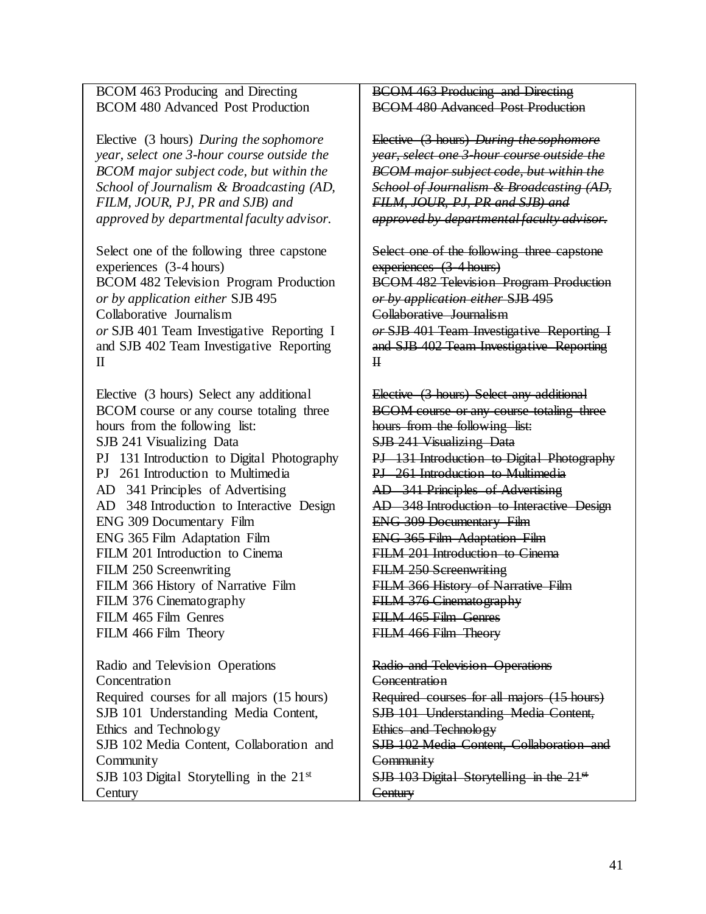| | |
|---|---|
| BCOM 463 Producing and Directing<br>BCOM 480 Advanced Post Production<br><br>Elective (3 hours) *During the sophomore year, select one 3-hour course outside the BCOM major subject code, but within the School of Journalism & Broadcasting (AD, FILM, JOUR, PJ, PR and SJB) and approved by departmental faculty advisor.*<br><br>Select one of the following three capstone experiences (3-4 hours)<br>BCOM 482 Television Program Production<br>*or by application either* SJB 495 Collaborative Journalism<br>*or* SJB 401 Team Investigative Reporting I and SJB 402 Team Investigative Reporting II<br><br>Elective (3 hours) Select any additional BCOM course or any course totaling three hours from the following list:<br>SJB 241 Visualizing Data<br>PJ 131 Introduction to Digital Photography<br>PJ 261 Introduction to Multimedia<br>AD 341 Principles of Advertising<br>AD 348 Introduction to Interactive Design<br>ENG 309 Documentary Film<br>ENG 365 Film Adaptation Film<br>FILM 201 Introduction to Cinema<br>FILM 250 Screenwriting<br>FILM 366 History of Narrative Film<br>FILM 376 Cinematography<br>FILM 465 Film Genres<br>FILM 466 Film Theory<br><br>Radio and Television Operations Concentration<br>Required courses for all majors (15 hours)<br>SJB 101 Understanding Media Content, Ethics and Technology<br>SJB 102 Media Content, Collaboration and Community<br>SJB 103 Digital Storytelling in the 21st Century | ~~BCOM 463 Producing and Directing~~<br>~~BCOM 480 Advanced Post Production~~<br><br>~~Elective (3 hours) *During the sophomore year, select one 3-hour course outside the BCOM major subject code, but within the School of Journalism & Broadcasting (AD, FILM, JOUR, PJ, PR and SJB) and approved by departmental faculty advisor.*~~<br><br>~~Select one of the following three capstone experiences (3-4 hours)~~<br>~~BCOM 482 Television Program Production~~<br>~~*or by application either* SJB 495 Collaborative Journalism~~<br>~~*or* SJB 401 Team Investigative Reporting I and SJB 402 Team Investigative Reporting II~~<br><br>~~Elective (3 hours) Select any additional BCOM course or any course totaling three hours from the following list:~~<br>~~SJB 241 Visualizing Data~~<br>~~PJ 131 Introduction to Digital Photography~~<br>~~PJ 261 Introduction to Multimedia~~<br>~~AD 341 Principles of Advertising~~<br>~~AD 348 Introduction to Interactive Design~~<br>~~ENG 309 Documentary Film~~<br>~~ENG 365 Film Adaptation Film~~<br>~~FILM 201 Introduction to Cinema~~<br>~~FILM 250 Screenwriting~~<br>~~FILM 366 History of Narrative Film~~<br>~~FILM 376 Cinematography~~<br>~~FILM 465 Film Genres~~<br>~~FILM 466 Film Theory~~<br><br>~~Radio and Television Operations Concentration~~<br>~~Required courses for all majors (15 hours)~~<br>~~SJB 101 Understanding Media Content, Ethics and Technology~~<br>~~SJB 102 Media Content, Collaboration and Community~~<br>~~SJB 103 Digital Storytelling in the 21st Century~~ |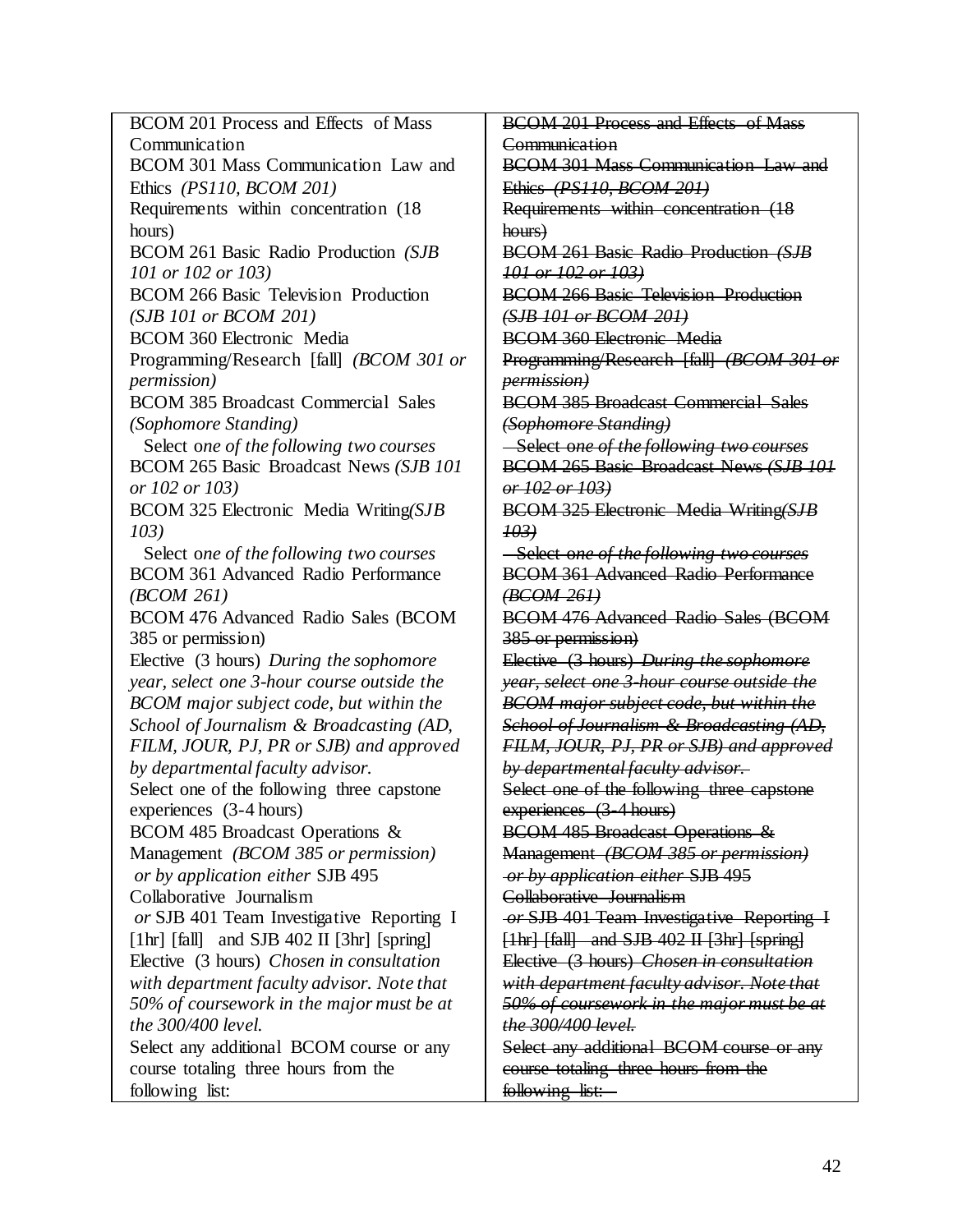| | |
|---|---|
| BCOM 201 Process and Effects of Mass Communication<br>BCOM 301 Mass Communication Law and Ethics *(PS110, BCOM 201)*<br>Requirements within concentration (18 hours)<br>BCOM 261 Basic Radio Production *(SJB 101 or 102 or 103)*<br>BCOM 266 Basic Television Production *(SJB 101 or BCOM 201)*<br>BCOM 360 Electronic Media Programming/Research [fall] *(BCOM 301 or permission)*<br>BCOM 385 Broadcast Commercial Sales *(Sophomore Standing)*<br>Select *one of the following two courses*<br>BCOM 265 Basic Broadcast News *(SJB 101 or 102 or 103)*<br>BCOM 325 Electronic Media Writing*(SJB 103)*<br>Select *one of the following two courses*<br>BCOM 361 Advanced Radio Performance *(BCOM 261)*<br>BCOM 476 Advanced Radio Sales (BCOM 385 or permission)<br>Elective (3 hours) *During the sophomore year, select one 3-hour course outside the BCOM major subject code, but within the School of Journalism & Broadcasting (AD, FILM, JOUR, PJ, PR or SJB) and approved by departmental faculty advisor.*<br>Select one of the following three capstone experiences (3-4 hours)<br>BCOM 485 Broadcast Operations & Management *(BCOM 385 or permission) or by application either* SJB 495 Collaborative Journalism<br>*or* SJB 401 Team Investigative Reporting I [1hr] [fall] and SJB 402 II [3hr] [spring]<br>Elective (3 hours) *Chosen in consultation with department faculty advisor. Note that 50% of coursework in the major must be at the 300/400 level.*<br>Select any additional BCOM course or any course totaling three hours from the following list: | ~~BCOM 201 Process and Effects of Mass Communication~~<br>~~BCOM 301 Mass Communication Law and Ethics *(PS110, BCOM 201)*~~<br>~~Requirements within concentration (18 hours)~~<br>~~BCOM 261 Basic Radio Production *(SJB 101 or 102 or 103)*~~<br>~~BCOM 266 Basic Television Production *(SJB 101 or BCOM 201)*~~<br>~~BCOM 360 Electronic Media Programming/Research [fall] *(BCOM 301 or permission)*~~<br>~~BCOM 385 Broadcast Commercial Sales *(Sophomore Standing)*~~<br>~~Select *one of the following two courses*~~<br>~~BCOM 265 Basic Broadcast News *(SJB 101 or 102 or 103)*~~<br>~~BCOM 325 Electronic Media Writing*(SJB 103)*~~<br>~~Select *one of the following two courses*~~<br>~~BCOM 361 Advanced Radio Performance *(BCOM 261)*~~<br>~~BCOM 476 Advanced Radio Sales (BCOM 385 or permission)~~<br>~~Elective (3 hours) *During the sophomore year, select one 3-hour course outside the BCOM major subject code, but within the School of Journalism & Broadcasting (AD, FILM, JOUR, PJ, PR or SJB) and approved by departmental faculty advisor.*~~<br>~~Select one of the following three capstone experiences (3-4 hours)~~<br>~~BCOM 485 Broadcast Operations & Management *(BCOM 385 or permission) or by application either* SJB 495 Collaborative Journalism~~<br>~~*or* SJB 401 Team Investigative Reporting I [1hr] [fall] and SJB 402 II [3hr] [spring]~~<br>~~Elective (3 hours) *Chosen in consultation with department faculty advisor. Note that 50% of coursework in the major must be at the 300/400 level.*~~<br>~~Select any additional BCOM course or any course totaling three hours from the following list:~~ |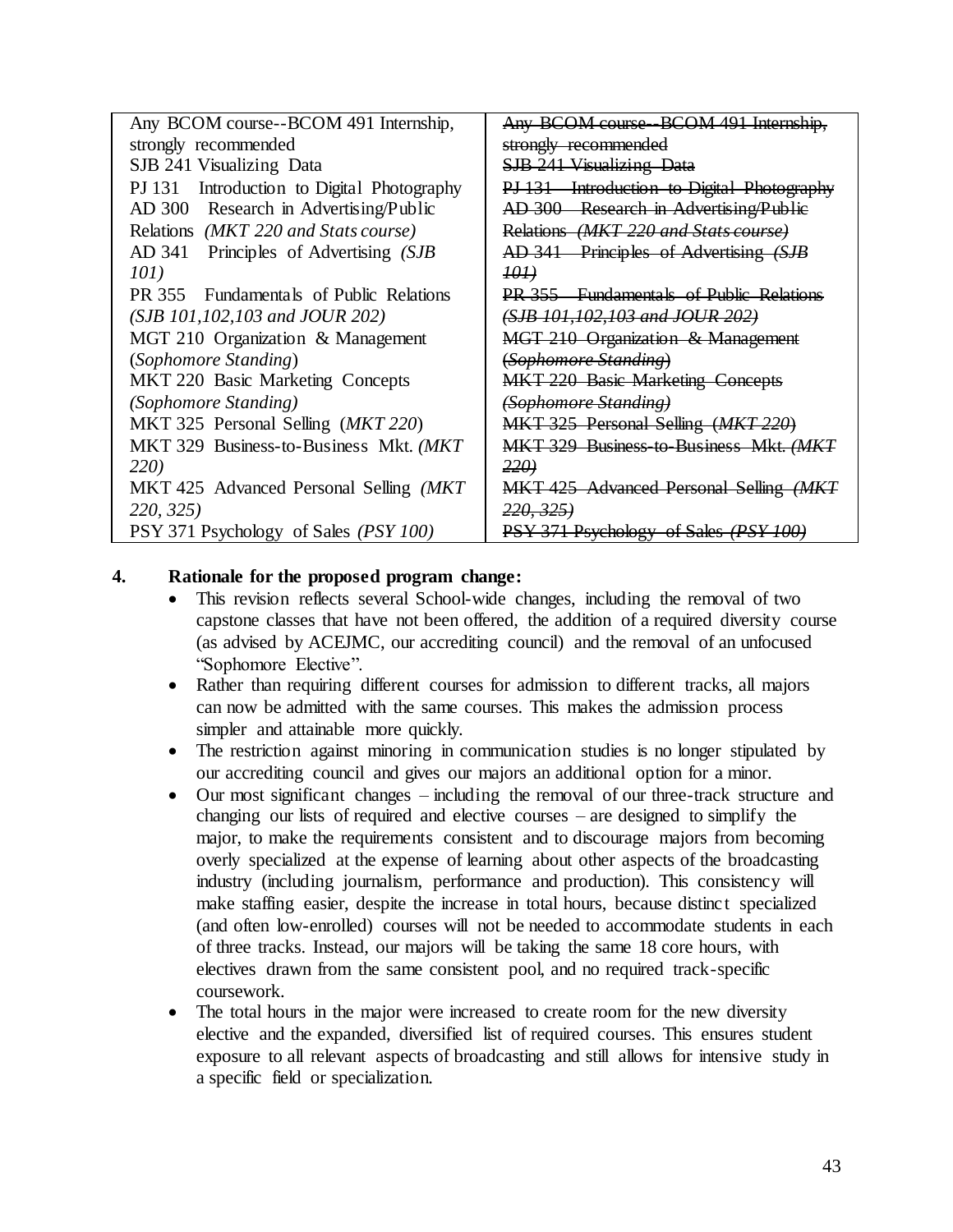| | |
|---|---|
| Any BCOM course--BCOM 491 Internship, strongly recommended | ~~Any BCOM course--BCOM 491 Internship, strongly recommended~~ |
| SJB 241 Visualizing Data | ~~SJB 241 Visualizing Data~~ |
| PJ 131 Introduction to Digital Photography | ~~PJ 131 Introduction to Digital Photography~~ |
| AD 300 Research in Advertising/Public Relations *(MKT 220 and Stats course)* | ~~AD 300 Research in Advertising/Public Relations *(MKT 220 and Stats course)*~~ |
| AD 341 Principles of Advertising *(SJB 101)* | ~~AD 341 Principles of Advertising *(SJB 101)*~~ |
| PR 355 Fundamentals of Public Relations *(SJB 101,102,103 and JOUR 202)* | ~~PR 355 Fundamentals of Public Relations *(SJB 101,102,103 and JOUR 202)*~~ |
| MGT 210 Organization & Management (*Sophomore Standing*) | ~~MGT 210 Organization & Management (*Sophomore Standing*)~~ |
| MKT 220 Basic Marketing Concepts *(Sophomore Standing)* | ~~MKT 220 Basic Marketing Concepts *(Sophomore Standing)*~~ |
| MKT 325 Personal Selling (*MKT 220*) | ~~MKT 325 Personal Selling (*MKT 220*)~~ |
| MKT 329 Business-to-Business Mkt. *(MKT 220)* | ~~MKT 329 Business-to-Business Mkt. *(MKT 220)*~~ |
| MKT 425 Advanced Personal Selling *(MKT 220, 325)* | ~~MKT 425 Advanced Personal Selling *(MKT 220, 325)*~~ |
| PSY 371 Psychology of Sales *(PSY 100)* | ~~PSY 371 Psychology of Sales *(PSY 100)*~~ |

**4. Rationale for the proposed program change:**

- This revision reflects several School-wide changes, including the removal of two capstone classes that have not been offered, the addition of a required diversity course (as advised by ACEJMC, our accrediting council) and the removal of an unfocused "Sophomore Elective".
- Rather than requiring different courses for admission to different tracks, all majors can now be admitted with the same courses. This makes the admission process simpler and attainable more quickly.
- The restriction against minoring in communication studies is no longer stipulated by our accrediting council and gives our majors an additional option for a minor.
- Our most significant changes – including the removal of our three-track structure and changing our lists of required and elective courses – are designed to simplify the major, to make the requirements consistent and to discourage majors from becoming overly specialized at the expense of learning about other aspects of the broadcasting industry (including journalism, performance and production). This consistency will make staffing easier, despite the increase in total hours, because distinct specialized (and often low-enrolled) courses will not be needed to accommodate students in each of three tracks. Instead, our majors will be taking the same 18 core hours, with electives drawn from the same consistent pool, and no required track-specific coursework.
- The total hours in the major were increased to create room for the new diversity elective and the expanded, diversified list of required courses. This ensures student exposure to all relevant aspects of broadcasting and still allows for intensive study in a specific field or specialization.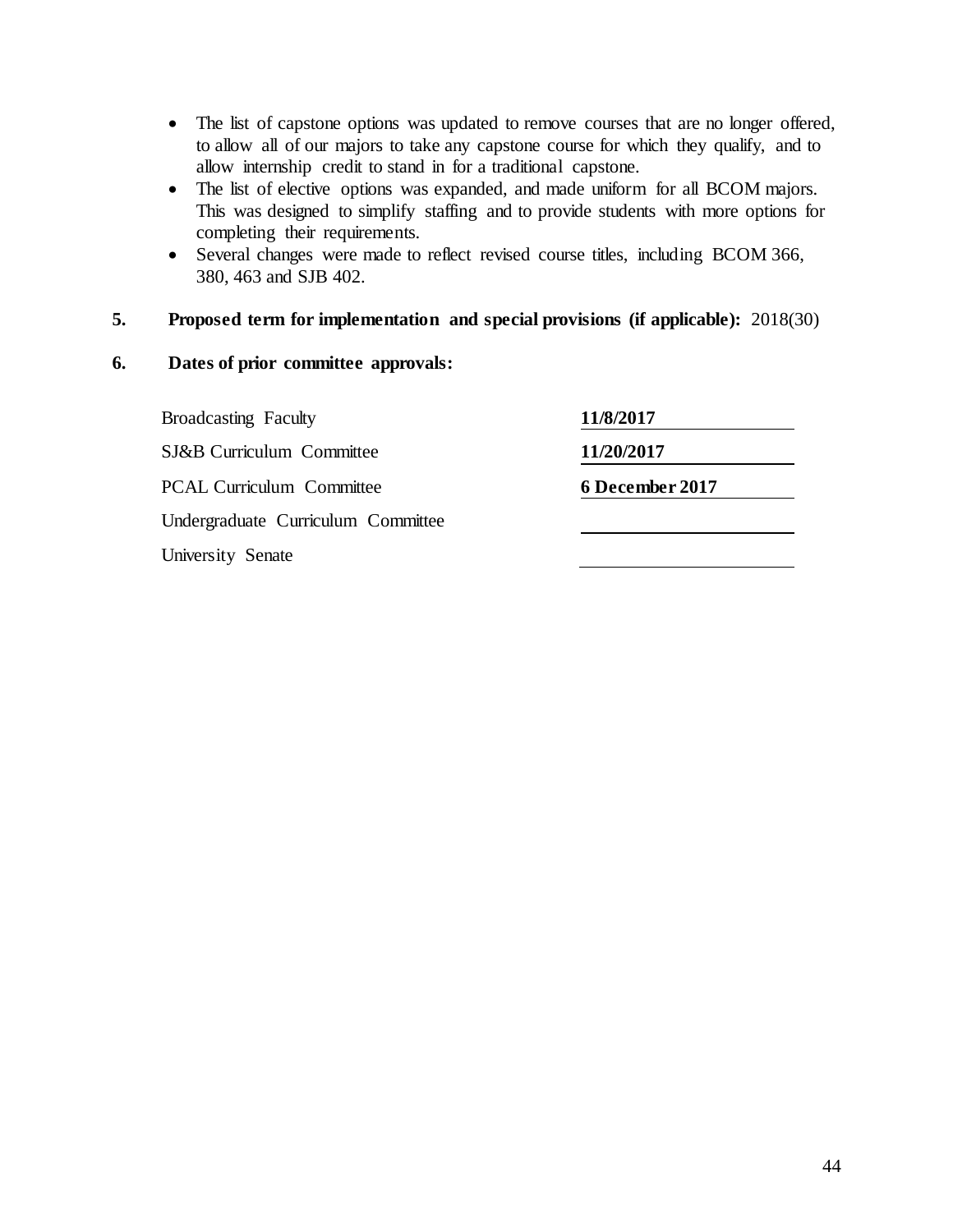- The list of capstone options was updated to remove courses that are no longer offered, to allow all of our majors to take any capstone course for which they qualify, and to allow internship credit to stand in for a traditional capstone.
- The list of elective options was expanded, and made uniform for all BCOM majors. This was designed to simplify staffing and to provide students with more options for completing their requirements.
- Several changes were made to reflect revised course titles, including BCOM 366, 380, 463 and SJB 402.

**5. Proposed term for implementation and special provisions (if applicable):** 2018(30)

**6. Dates of prior committee approvals:**

| | |
|---|---|
| Broadcasting Faculty | **11/8/2017** |
| SJ&B Curriculum Committee | **11/20/2017** |
| PCAL Curriculum Committee | **6 December 2017** |
| Undergraduate Curriculum Committee | |
| University Senate | |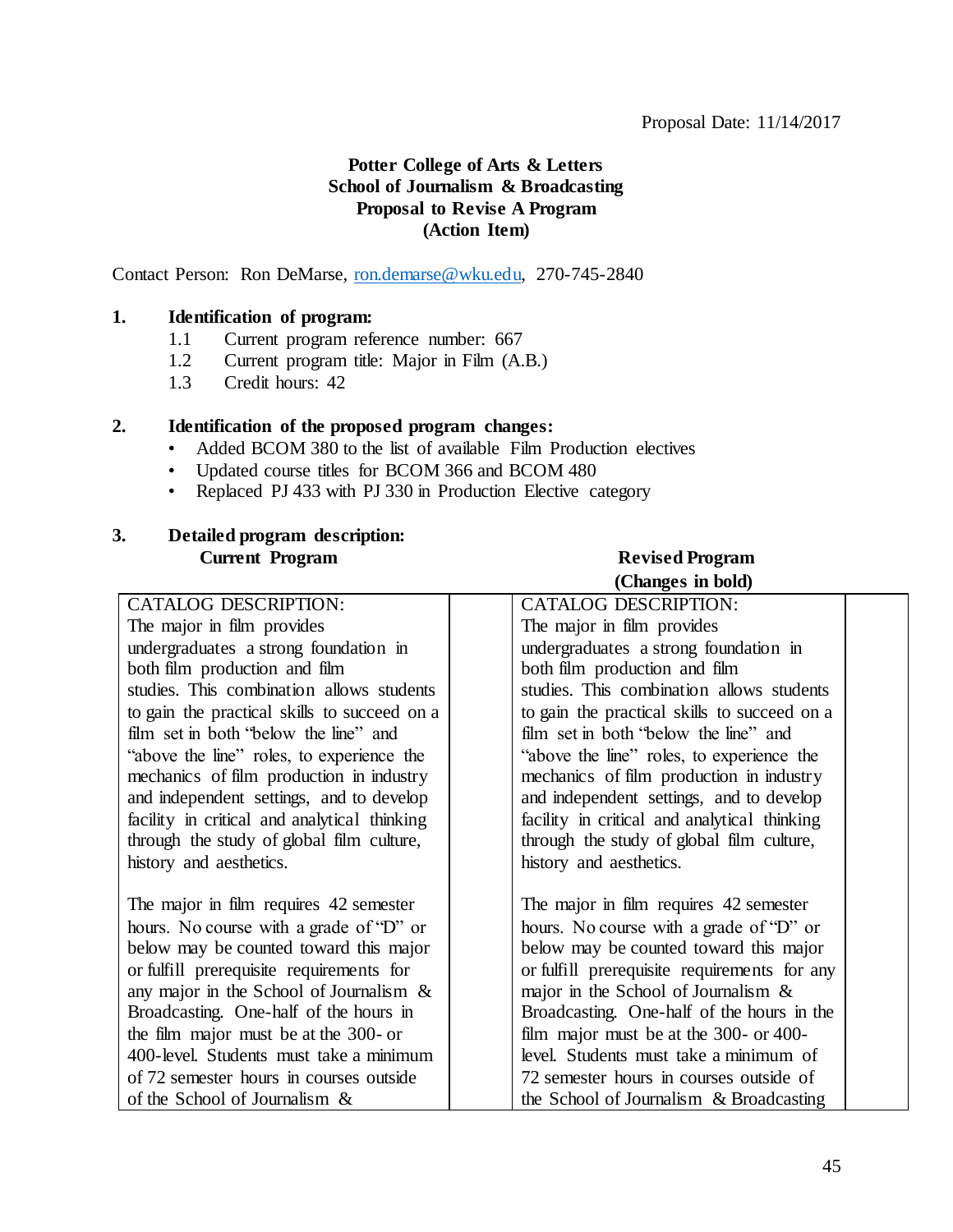Proposal Date: 11/14/2017

**Potter College of Arts & Letters**
**School of Journalism & Broadcasting**
**Proposal to Revise A Program**
**(Action Item)**

Contact Person: Ron DeMarse, ron.demarse@wku.edu, 270-745-2840

**1. Identification of program:**

1.1 Current program reference number: 667
1.2 Current program title: Major in Film (A.B.)
1.3 Credit hours: 42

**2. Identification of the proposed program changes:**

- Added BCOM 380 to the list of available Film Production electives
- Updated course titles for BCOM 366 and BCOM 480
- Replaced PJ 433 with PJ 330 in Production Elective category

**3. Detailed program description:**

| Current Program | | Revised Program (Changes in bold) | |
|---|---|---|---|
| CATALOG DESCRIPTION:<br>The major in film provides undergraduates a strong foundation in both film production and film studies. This combination allows students to gain the practical skills to succeed on a film set in both "below the line" and "above the line" roles, to experience the mechanics of film production in industry and independent settings, and to develop facility in critical and analytical thinking through the study of global film culture, history and aesthetics.<br><br>The major in film requires 42 semester hours. No course with a grade of "D" or below may be counted toward this major or fulfill prerequisite requirements for any major in the School of Journalism & Broadcasting. One-half of the hours in the film major must be at the 300- or 400-level. Students must take a minimum of 72 semester hours in courses outside of the School of Journalism & | | CATALOG DESCRIPTION:<br>The major in film provides undergraduates a strong foundation in both film production and film studies. This combination allows students to gain the practical skills to succeed on a film set in both "below the line" and "above the line" roles, to experience the mechanics of film production in industry and independent settings, and to develop facility in critical and analytical thinking through the study of global film culture, history and aesthetics.<br><br>The major in film requires 42 semester hours. No course with a grade of "D" or below may be counted toward this major or fulfill prerequisite requirements for any major in the School of Journalism & Broadcasting. One-half of the hours in the film major must be at the 300- or 400-level. Students must take a minimum of 72 semester hours in courses outside of the School of Journalism & Broadcasting | |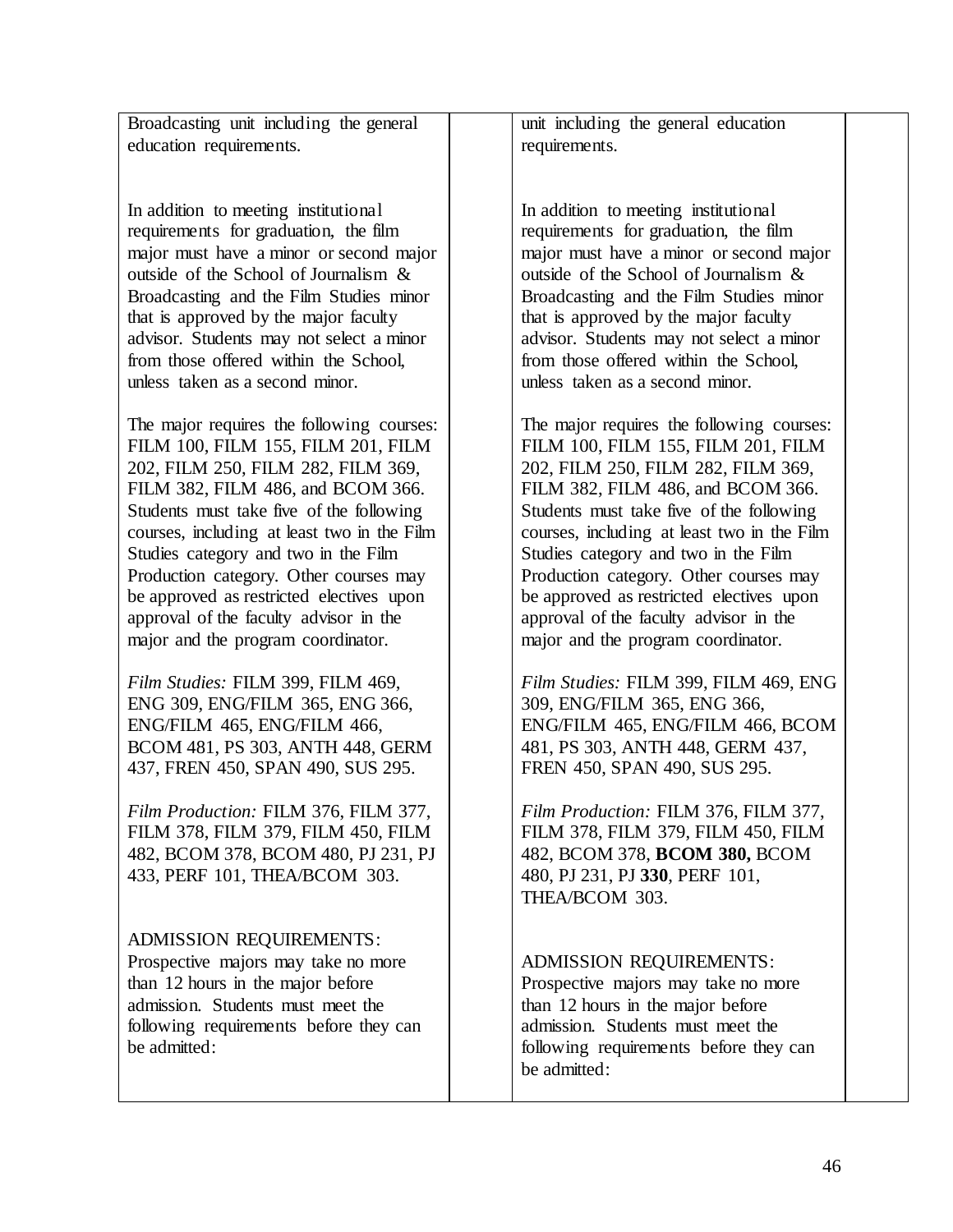| | | | |
|---|---|---|---|
| Broadcasting unit including the general education requirements.<br><br>In addition to meeting institutional requirements for graduation, the film major must have a minor or second major outside of the School of Journalism & Broadcasting and the Film Studies minor that is approved by the major faculty advisor. Students may not select a minor from those offered within the School, unless taken as a second minor.<br><br>The major requires the following courses: FILM 100, FILM 155, FILM 201, FILM 202, FILM 250, FILM 282, FILM 369, FILM 382, FILM 486, and BCOM 366. Students must take five of the following courses, including at least two in the Film Studies category and two in the Film Production category. Other courses may be approved as restricted electives upon approval of the faculty advisor in the major and the program coordinator.<br><br>*Film Studies:* FILM 399, FILM 469, ENG 309, ENG/FILM 365, ENG 366, ENG/FILM 465, ENG/FILM 466, BCOM 481, PS 303, ANTH 448, GERM 437, FREN 450, SPAN 490, SUS 295.<br><br>*Film Production:* FILM 376, FILM 377, FILM 378, FILM 379, FILM 450, FILM 482, BCOM 378, BCOM 480, PJ 231, PJ 433, PERF 101, THEA/BCOM 303.<br><br>ADMISSION REQUIREMENTS: Prospective majors may take no more than 12 hours in the major before admission. Students must meet the following requirements before they can be admitted: | | unit including the general education requirements.<br><br>In addition to meeting institutional requirements for graduation, the film major must have a minor or second major outside of the School of Journalism & Broadcasting and the Film Studies minor that is approved by the major faculty advisor. Students may not select a minor from those offered within the School, unless taken as a second minor.<br><br>The major requires the following courses: FILM 100, FILM 155, FILM 201, FILM 202, FILM 250, FILM 282, FILM 369, FILM 382, FILM 486, and BCOM 366. Students must take five of the following courses, including at least two in the Film Studies category and two in the Film Production category. Other courses may be approved as restricted electives upon approval of the faculty advisor in the major and the program coordinator.<br><br>*Film Studies:* FILM 399, FILM 469, ENG 309, ENG/FILM 365, ENG 366, ENG/FILM 465, ENG/FILM 466, BCOM 481, PS 303, ANTH 448, GERM 437, FREN 450, SPAN 490, SUS 295.<br><br>*Film Production:* FILM 376, FILM 377, FILM 378, FILM 379, FILM 450, FILM 482, BCOM 378, **BCOM 380,** BCOM 480, PJ 231, PJ **330**, PERF 101, THEA/BCOM 303.<br><br>ADMISSION REQUIREMENTS: Prospective majors may take no more than 12 hours in the major before admission. Students must meet the following requirements before they can be admitted: | |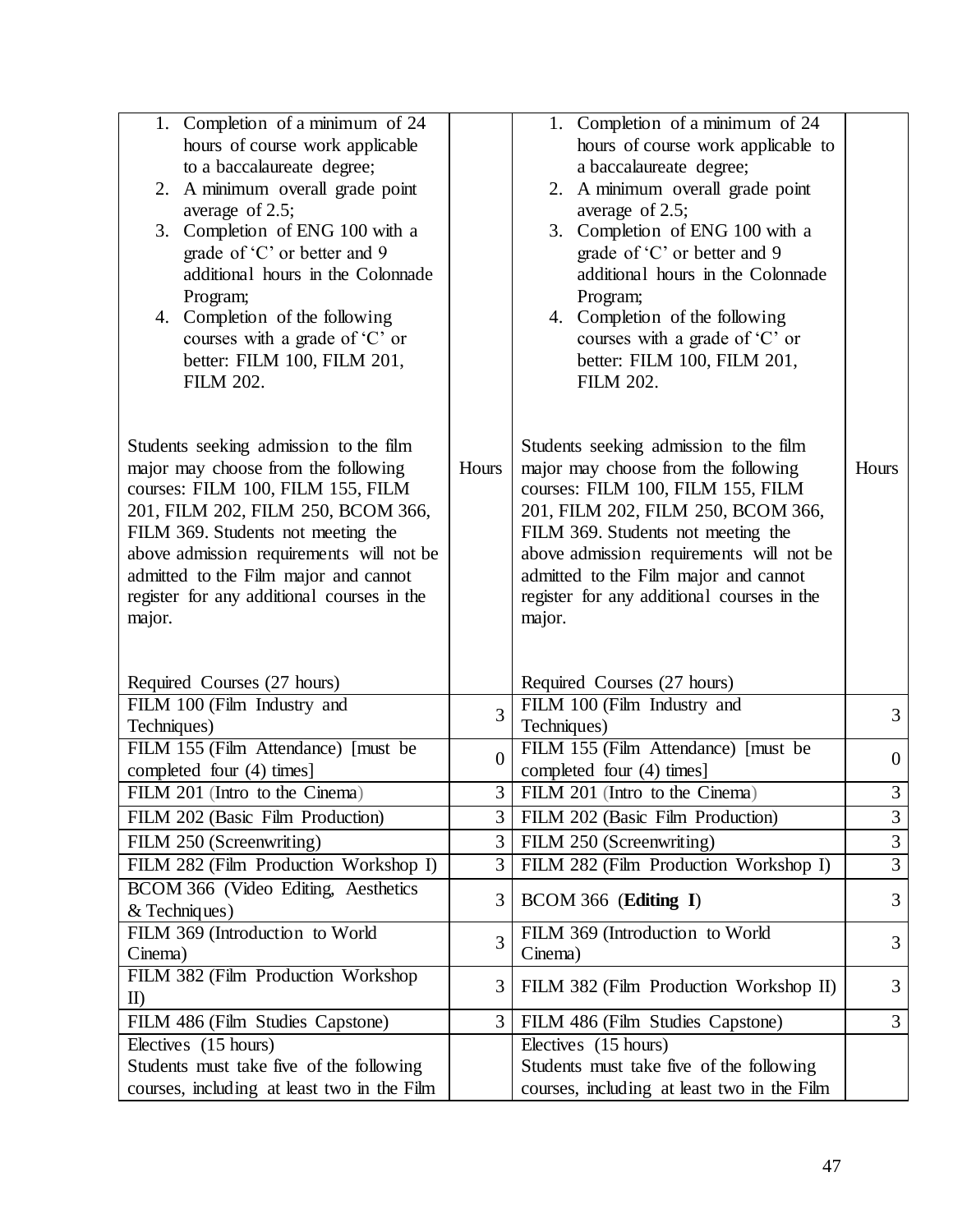| | | | |
|---|---|---|---|
| 1. Completion of a minimum of 24 hours of course work applicable to a baccalaureate degree;<br>2. A minimum overall grade point average of 2.5;<br>3. Completion of ENG 100 with a grade of 'C' or better and 9 additional hours in the Colonnade Program;<br>4. Completion of the following courses with a grade of 'C' or better: FILM 100, FILM 201, FILM 202.<br><br>Students seeking admission to the film major may choose from the following courses: FILM 100, FILM 155, FILM 201, FILM 202, FILM 250, BCOM 366, FILM 369. Students not meeting the above admission requirements will not be admitted to the Film major and cannot register for any additional courses in the major.<br><br>Required Courses (27 hours) | Hours | 1. Completion of a minimum of 24 hours of course work applicable to a baccalaureate degree;<br>2. A minimum overall grade point average of 2.5;<br>3. Completion of ENG 100 with a grade of 'C' or better and 9 additional hours in the Colonnade Program;<br>4. Completion of the following courses with a grade of 'C' or better: FILM 100, FILM 201, FILM 202.<br><br>Students seeking admission to the film major may choose from the following courses: FILM 100, FILM 155, FILM 201, FILM 202, FILM 250, BCOM 366, FILM 369. Students not meeting the above admission requirements will not be admitted to the Film major and cannot register for any additional courses in the major.<br><br>Required Courses (27 hours) | Hours |
| FILM 100 (Film Industry and Techniques) | 3 | FILM 100 (Film Industry and Techniques) | 3 |
| FILM 155 (Film Attendance) [must be completed four (4) times] | 0 | FILM 155 (Film Attendance) [must be completed four (4) times] | 0 |
| FILM 201 (Intro to the Cinema) | 3 | FILM 201 (Intro to the Cinema) | 3 |
| FILM 202 (Basic Film Production) | 3 | FILM 202 (Basic Film Production) | 3 |
| FILM 250 (Screenwriting) | 3 | FILM 250 (Screenwriting) | 3 |
| FILM 282 (Film Production Workshop I) | 3 | FILM 282 (Film Production Workshop I) | 3 |
| BCOM 366 (Video Editing, Aesthetics & Techniques) | 3 | BCOM 366 (**Editing I**) | 3 |
| FILM 369 (Introduction to World Cinema) | 3 | FILM 369 (Introduction to World Cinema) | 3 |
| FILM 382 (Film Production Workshop II) | 3 | FILM 382 (Film Production Workshop II) | 3 |
| FILM 486 (Film Studies Capstone) | 3 | FILM 486 (Film Studies Capstone) | 3 |
| Electives (15 hours)<br>Students must take five of the following courses, including at least two in the Film | | Electives (15 hours)<br>Students must take five of the following courses, including at least two in the Film | |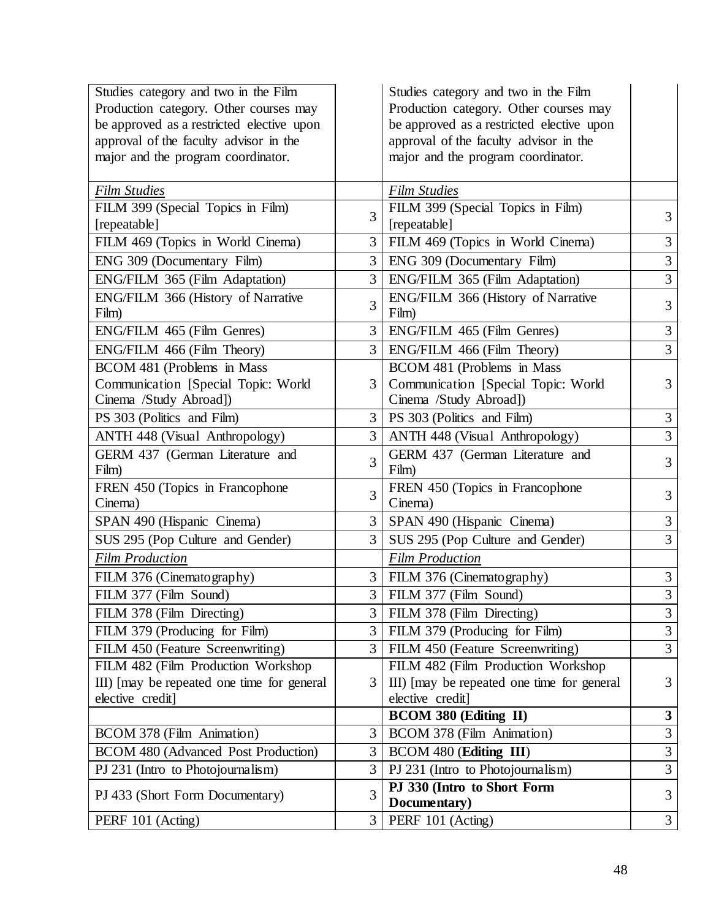| | | | |
|---|---|---|---|
| Studies category and two in the Film Production category. Other courses may be approved as a restricted elective upon approval of the faculty advisor in the major and the program coordinator. | | Studies category and two in the Film Production category. Other courses may be approved as a restricted elective upon approval of the faculty advisor in the major and the program coordinator. | |
| *Film Studies* | | *Film Studies* | |
| FILM 399 (Special Topics in Film) [repeatable] | 3 | FILM 399 (Special Topics in Film) [repeatable] | 3 |
| FILM 469 (Topics in World Cinema) | 3 | FILM 469 (Topics in World Cinema) | 3 |
| ENG 309 (Documentary Film) | 3 | ENG 309 (Documentary Film) | 3 |
| ENG/FILM 365 (Film Adaptation) | 3 | ENG/FILM 365 (Film Adaptation) | 3 |
| ENG/FILM 366 (History of Narrative Film) | 3 | ENG/FILM 366 (History of Narrative Film) | 3 |
| ENG/FILM 465 (Film Genres) | 3 | ENG/FILM 465 (Film Genres) | 3 |
| ENG/FILM 466 (Film Theory) | 3 | ENG/FILM 466 (Film Theory) | 3 |
| BCOM 481 (Problems in Mass Communication [Special Topic: World Cinema /Study Abroad]) | 3 | BCOM 481 (Problems in Mass Communication [Special Topic: World Cinema /Study Abroad]) | 3 |
| PS 303 (Politics and Film) | 3 | PS 303 (Politics and Film) | 3 |
| ANTH 448 (Visual Anthropology) | 3 | ANTH 448 (Visual Anthropology) | 3 |
| GERM 437 (German Literature and Film) | 3 | GERM 437 (German Literature and Film) | 3 |
| FREN 450 (Topics in Francophone Cinema) | 3 | FREN 450 (Topics in Francophone Cinema) | 3 |
| SPAN 490 (Hispanic Cinema) | 3 | SPAN 490 (Hispanic Cinema) | 3 |
| SUS 295 (Pop Culture and Gender) | 3 | SUS 295 (Pop Culture and Gender) | 3 |
| *Film Production* | | *Film Production* | |
| FILM 376 (Cinematography) | 3 | FILM 376 (Cinematography) | 3 |
| FILM 377 (Film Sound) | 3 | FILM 377 (Film Sound) | 3 |
| FILM 378 (Film Directing) | 3 | FILM 378 (Film Directing) | 3 |
| FILM 379 (Producing for Film) | 3 | FILM 379 (Producing for Film) | 3 |
| FILM 450 (Feature Screenwriting) | 3 | FILM 450 (Feature Screenwriting) | 3 |
| FILM 482 (Film Production Workshop III) [may be repeated one time for general elective credit] | 3 | FILM 482 (Film Production Workshop III) [may be repeated one time for general elective credit] | 3 |
| | | **BCOM 380 (Editing II)** | **3** |
| BCOM 378 (Film Animation) | 3 | BCOM 378 (Film Animation) | 3 |
| BCOM 480 (Advanced Post Production) | 3 | BCOM 480 (**Editing III**) | 3 |
| PJ 231 (Intro to Photojournalism) | 3 | PJ 231 (Intro to Photojournalism) | 3 |
| PJ 433 (Short Form Documentary) | 3 | **PJ 330 (Intro to Short Form Documentary)** | 3 |
| PERF 101 (Acting) | 3 | PERF 101 (Acting) | 3 |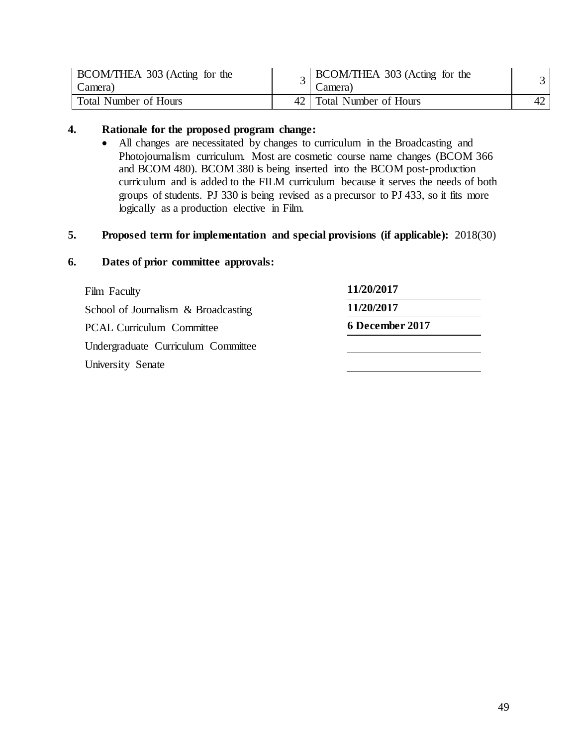| | | | |
|---|---|---|---|
| BCOM/THEA 303 (Acting for the Camera) | 3 | BCOM/THEA 303 (Acting for the Camera) | 3 |
| Total Number of Hours | 42 | Total Number of Hours | 42 |

**4. Rationale for the proposed program change:**

- All changes are necessitated by changes to curriculum in the Broadcasting and Photojournalism curriculum. Most are cosmetic course name changes (BCOM 366 and BCOM 480). BCOM 380 is being inserted into the BCOM post-production curriculum and is added to the FILM curriculum because it serves the needs of both groups of students. PJ 330 is being revised as a precursor to PJ 433, so it fits more logically as a production elective in Film.

**5. Proposed term for implementation and special provisions (if applicable):** 2018(30)

**6. Dates of prior committee approvals:**

| | |
|---|---|
| Film Faculty | **11/20/2017** |
| School of Journalism & Broadcasting | **11/20/2017** |
| PCAL Curriculum Committee | **6 December 2017** |
| Undergraduate Curriculum Committee | |
| University Senate | |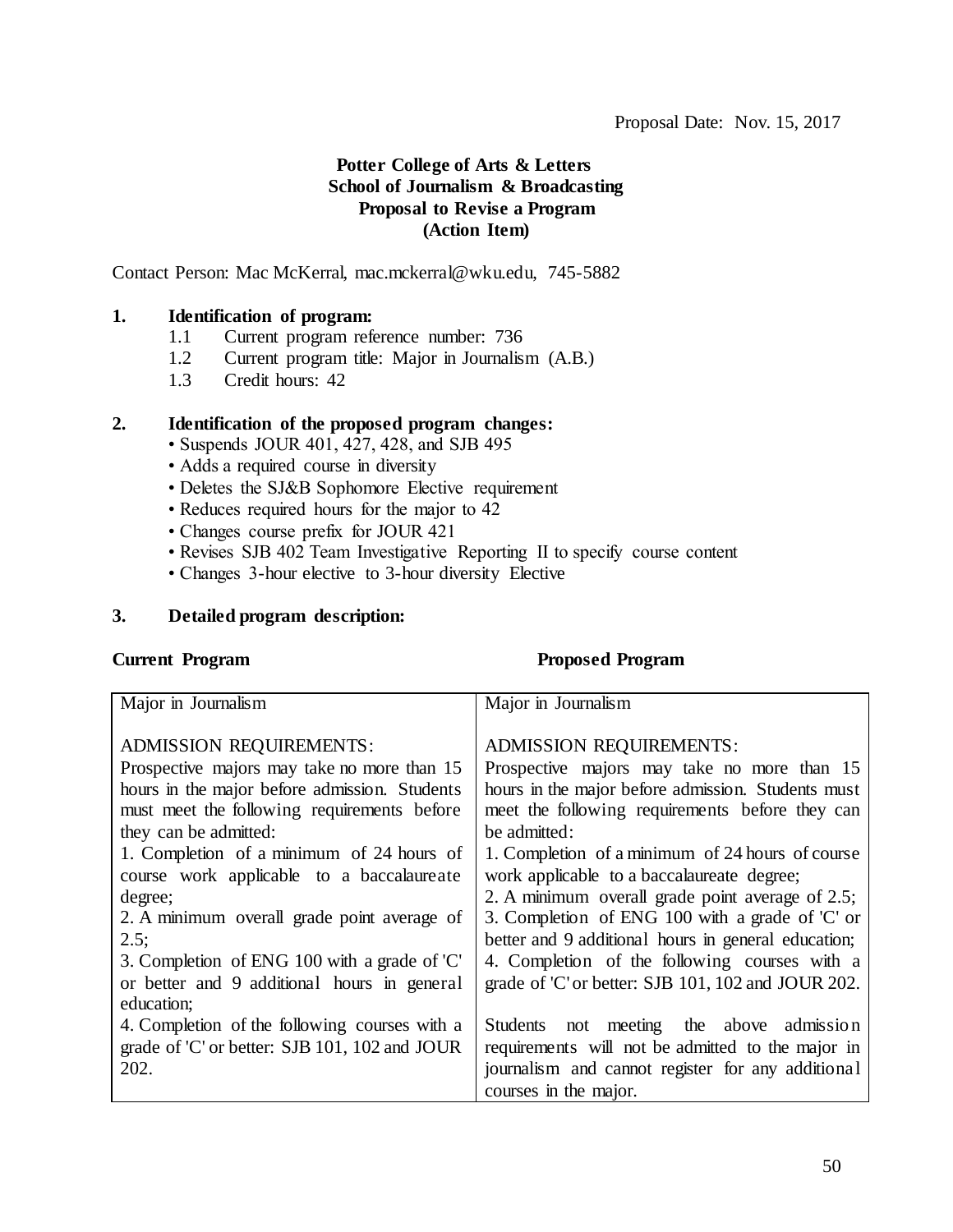Proposal Date: Nov. 15, 2017

**Potter College of Arts & Letters**
**School of Journalism & Broadcasting**
**Proposal to Revise a Program**
**(Action Item)**

Contact Person: Mac McKerral, mac.mckerral@wku.edu, 745-5882

## 1. Identification of program:

1.1 Current program reference number: 736
1.2 Current program title: Major in Journalism (A.B.)
1.3 Credit hours: 42

## 2. Identification of the proposed program changes:

- Suspends JOUR 401, 427, 428, and SJB 495
- Adds a required course in diversity
- Deletes the SJ&B Sophomore Elective requirement
- Reduces required hours for the major to 42
- Changes course prefix for JOUR 421
- Revises SJB 402 Team Investigative Reporting II to specify course content
- Changes 3-hour elective to 3-hour diversity Elective

## 3. Detailed program description:

| Current Program | Proposed Program |
|---|---|
| Major in Journalism<br><br>ADMISSION REQUIREMENTS:<br>Prospective majors may take no more than 15 hours in the major before admission. Students must meet the following requirements before they can be admitted:<br>1. Completion of a minimum of 24 hours of course work applicable to a baccalaureate degree;<br>2. A minimum overall grade point average of 2.5;<br>3. Completion of ENG 100 with a grade of 'C' or better and 9 additional hours in general education;<br>4. Completion of the following courses with a grade of 'C' or better: SJB 101, 102 and JOUR 202. | Major in Journalism<br><br>ADMISSION REQUIREMENTS:<br>Prospective majors may take no more than 15 hours in the major before admission. Students must meet the following requirements before they can be admitted:<br>1. Completion of a minimum of 24 hours of course work applicable to a baccalaureate degree;<br>2. A minimum overall grade point average of 2.5;<br>3. Completion of ENG 100 with a grade of 'C' or better and 9 additional hours in general education;<br>4. Completion of the following courses with a grade of 'C' or better: SJB 101, 102 and JOUR 202.<br><br>Students not meeting the above admission requirements will not be admitted to the major in journalism and cannot register for any additional courses in the major. |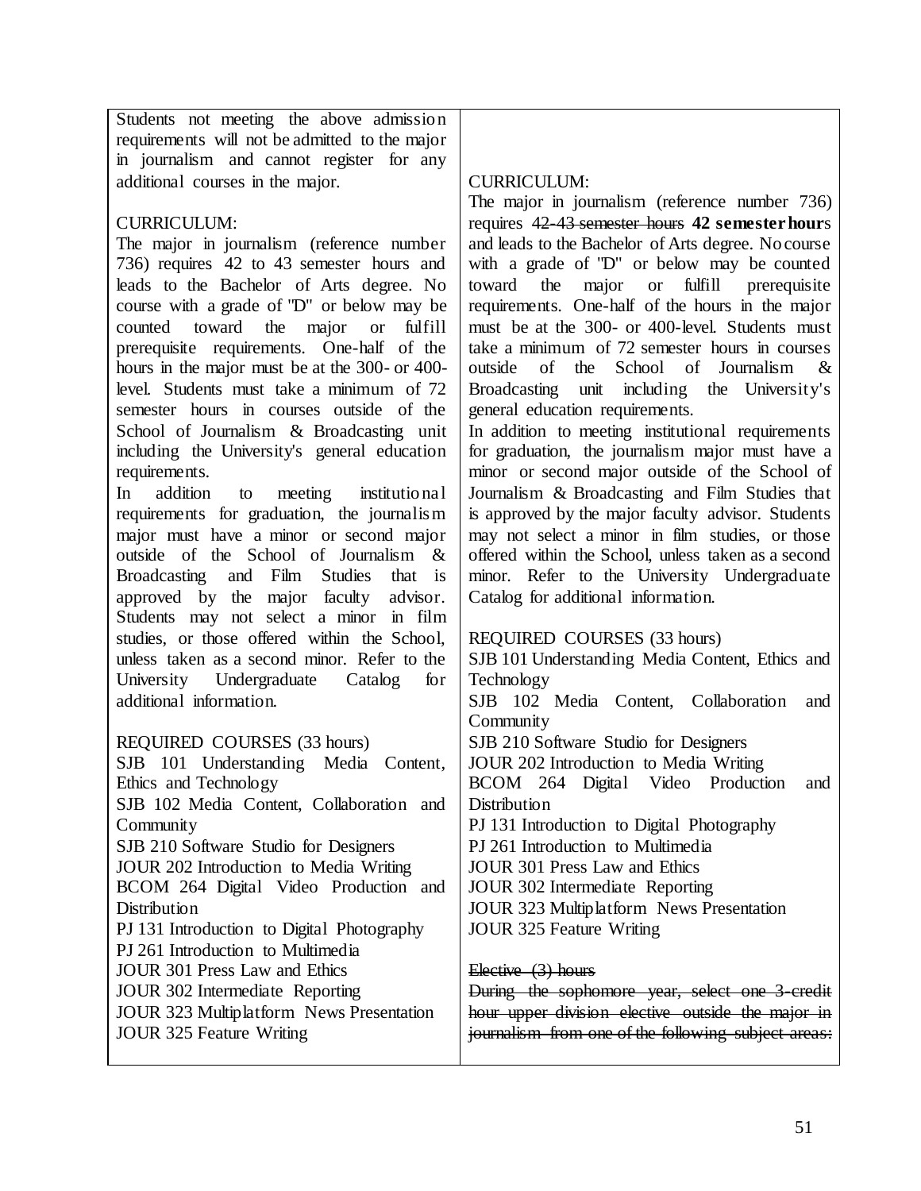| | |
|---|---|
| Students not meeting the above admission requirements will not be admitted to the major in journalism and cannot register for any additional courses in the major.<br><br>CURRICULUM:<br>The major in journalism (reference number 736) requires 42 to 43 semester hours and leads to the Bachelor of Arts degree. No course with a grade of "D" or below may be counted toward the major or fulfill prerequisite requirements. One-half of the hours in the major must be at the 300- or 400-level. Students must take a minimum of 72 semester hours in courses outside of the School of Journalism & Broadcasting unit including the University's general education requirements.<br>In addition to meeting institutional requirements for graduation, the journalism major must have a minor or second major outside of the School of Journalism & Broadcasting and Film Studies that is approved by the major faculty advisor. Students may not select a minor in film studies, or those offered within the School, unless taken as a second minor. Refer to the University Undergraduate Catalog for additional information.<br><br>REQUIRED COURSES (33 hours)<br>SJB 101 Understanding Media Content, Ethics and Technology<br>SJB 102 Media Content, Collaboration and Community<br>SJB 210 Software Studio for Designers<br>JOUR 202 Introduction to Media Writing<br>BCOM 264 Digital Video Production and Distribution<br>PJ 131 Introduction to Digital Photography<br>PJ 261 Introduction to Multimedia<br>JOUR 301 Press Law and Ethics<br>JOUR 302 Intermediate Reporting<br>JOUR 323 Multiplatform News Presentation<br>JOUR 325 Feature Writing | CURRICULUM:<br>The major in journalism (reference number 736) requires ~~42-43 semester hours~~ **42 semester hour**s and leads to the Bachelor of Arts degree. No course with a grade of "D" or below may be counted toward the major or fulfill prerequisite requirements. One-half of the hours in the major must be at the 300- or 400-level. Students must take a minimum of 72 semester hours in courses outside of the School of Journalism & Broadcasting unit including the University's general education requirements.<br>In addition to meeting institutional requirements for graduation, the journalism major must have a minor or second major outside of the School of Journalism & Broadcasting and Film Studies that is approved by the major faculty advisor. Students may not select a minor in film studies, or those offered within the School, unless taken as a second minor. Refer to the University Undergraduate Catalog for additional information.<br><br>REQUIRED COURSES (33 hours)<br>SJB 101 Understanding Media Content, Ethics and Technology<br>SJB 102 Media Content, Collaboration and Community<br>SJB 210 Software Studio for Designers<br>JOUR 202 Introduction to Media Writing<br>BCOM 264 Digital Video Production and Distribution<br>PJ 131 Introduction to Digital Photography<br>PJ 261 Introduction to Multimedia<br>JOUR 301 Press Law and Ethics<br>JOUR 302 Intermediate Reporting<br>JOUR 323 Multiplatform News Presentation<br>JOUR 325 Feature Writing<br><br>~~Elective (3) hours~~<br>~~During the sophomore year, select one 3-credit hour upper division elective outside the major in journalism from one of the following subject areas:~~ |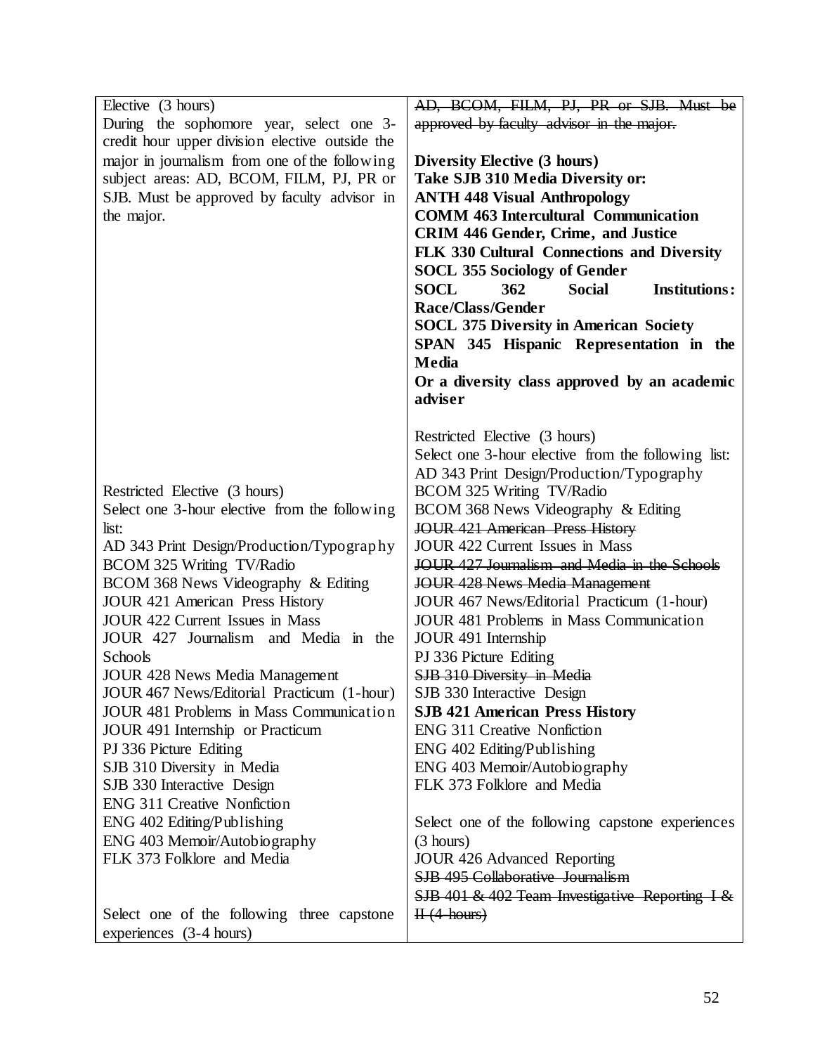| | |
|---|---|
| Elective (3 hours)<br>During the sophomore year, select one 3-credit hour upper division elective outside the major in journalism from one of the following subject areas: AD, BCOM, FILM, PJ, PR or SJB. Must be approved by faculty advisor in the major. | ~~AD, BCOM, FILM, PJ, PR or SJB. Must be approved by faculty advisor in the major.~~<br><br>**Diversity Elective (3 hours)**<br>**Take SJB 310 Media Diversity or:**<br>**ANTH 448 Visual Anthropology**<br>**COMM 463 Intercultural Communication**<br>**CRIM 446 Gender, Crime, and Justice**<br>**FLK 330 Cultural Connections and Diversity**<br>**SOCL 355 Sociology of Gender**<br>**SOCL 362 Social Institutions: Race/Class/Gender**<br>**SOCL 375 Diversity in American Society**<br>**SPAN 345 Hispanic Representation in the Media**<br>**Or a diversity class approved by an academic adviser** |
| Restricted Elective (3 hours)<br>Select one 3-hour elective from the following list:<br>AD 343 Print Design/Production/Typography<br>BCOM 325 Writing TV/Radio<br>BCOM 368 News Videography & Editing<br>JOUR 421 American Press History<br>JOUR 422 Current Issues in Mass<br>JOUR 427 Journalism and Media in the Schools<br>JOUR 428 News Media Management<br>JOUR 467 News/Editorial Practicum (1-hour)<br>JOUR 481 Problems in Mass Communication<br>JOUR 491 Internship or Practicum<br>PJ 336 Picture Editing<br>SJB 310 Diversity in Media<br>SJB 330 Interactive Design<br>ENG 311 Creative Nonfiction<br>ENG 402 Editing/Publishing<br>ENG 403 Memoir/Autobiography<br>FLK 373 Folklore and Media | Restricted Elective (3 hours)<br>Select one 3-hour elective from the following list:<br>AD 343 Print Design/Production/Typography<br>BCOM 325 Writing TV/Radio<br>BCOM 368 News Videography & Editing<br>~~JOUR 421 American Press History~~<br>JOUR 422 Current Issues in Mass<br>~~JOUR 427 Journalism and Media in the Schools~~<br>~~JOUR 428 News Media Management~~<br>JOUR 467 News/Editorial Practicum (1-hour)<br>JOUR 481 Problems in Mass Communication<br>JOUR 491 Internship<br>PJ 336 Picture Editing<br>~~SJB 310 Diversity in Media~~<br>SJB 330 Interactive Design<br>**SJB 421 American Press History**<br>ENG 311 Creative Nonfiction<br>ENG 402 Editing/Publishing<br>ENG 403 Memoir/Autobiography<br>FLK 373 Folklore and Media |
| Select one of the following three capstone experiences (3-4 hours) | Select one of the following capstone experiences (3 hours)<br>JOUR 426 Advanced Reporting<br>~~SJB 495 Collaborative Journalism~~<br>~~SJB 401 & 402 Team Investigative Reporting I & II (4 hours)~~ |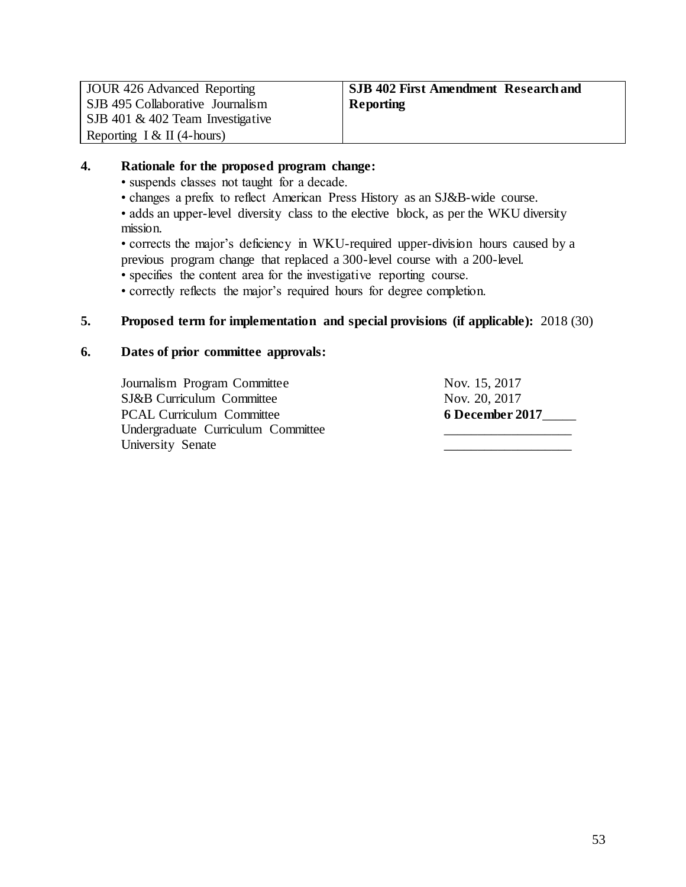| | |
|---|---|
| JOUR 426 Advanced Reporting<br>SJB 495 Collaborative Journalism<br>SJB 401 & 402 Team Investigative Reporting I & II (4-hours) | **SJB 402 First Amendment Research and Reporting** |

**4. Rationale for the proposed program change:**

- suspends classes not taught for a decade.
- changes a prefix to reflect American Press History as an SJ&B-wide course.
- adds an upper-level diversity class to the elective block, as per the WKU diversity mission.
- corrects the major's deficiency in WKU-required upper-division hours caused by a previous program change that replaced a 300-level course with a 200-level.
- specifies the content area for the investigative reporting course.
- correctly reflects the major's required hours for degree completion.

**5. Proposed term for implementation and special provisions (if applicable):** 2018 (30)

**6. Dates of prior committee approvals:**

| | |
|---|---|
| Journalism Program Committee | Nov. 15, 2017 |
| SJ&B Curriculum Committee | Nov. 20, 2017 |
| PCAL Curriculum Committee | **6 December 2017**_____ |
| Undergraduate Curriculum Committee | ___________________ |
| University Senate | ___________________ |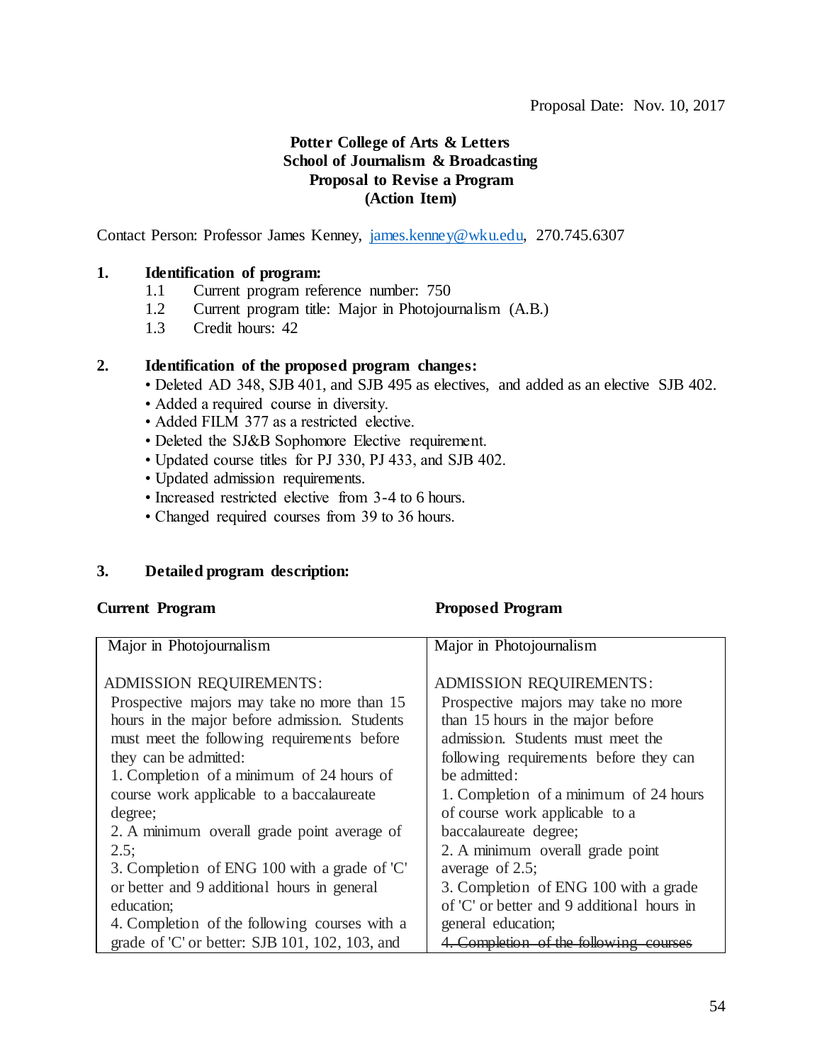Proposal Date: Nov. 10, 2017

**Potter College of Arts & Letters**
**School of Journalism & Broadcasting**
**Proposal to Revise a Program**
**(Action Item)**

Contact Person: Professor James Kenney, james.kenney@wku.edu, 270.745.6307

1. **Identification of program:**
   1.1 Current program reference number: 750
   1.2 Current program title: Major in Photojournalism (A.B.)
   1.3 Credit hours: 42

2. **Identification of the proposed program changes:**
   - Deleted AD 348, SJB 401, and SJB 495 as electives, and added as an elective SJB 402.
   - Added a required course in diversity.
   - Added FILM 377 as a restricted elective.
   - Deleted the SJ&B Sophomore Elective requirement.
   - Updated course titles for PJ 330, PJ 433, and SJB 402.
   - Updated admission requirements.
   - Increased restricted elective from 3-4 to 6 hours.
   - Changed required courses from 39 to 36 hours.

3. **Detailed program description:**

| **Current Program** | **Proposed Program** |
|---|---|
| Major in Photojournalism<br><br>ADMISSION REQUIREMENTS:<br>Prospective majors may take no more than 15 hours in the major before admission. Students must meet the following requirements before they can be admitted:<br>1. Completion of a minimum of 24 hours of course work applicable to a baccalaureate degree;<br>2. A minimum overall grade point average of 2.5;<br>3. Completion of ENG 100 with a grade of 'C' or better and 9 additional hours in general education;<br>4. Completion of the following courses with a grade of 'C' or better: SJB 101, 102, 103, and | Major in Photojournalism<br><br>ADMISSION REQUIREMENTS:<br>Prospective majors may take no more than 15 hours in the major before admission. Students must meet the following requirements before they can be admitted:<br>1. Completion of a minimum of 24 hours of course work applicable to a baccalaureate degree;<br>2. A minimum overall grade point average of 2.5;<br>3. Completion of ENG 100 with a grade of 'C' or better and 9 additional hours in general education;<br>~~4. Completion of the following courses~~ |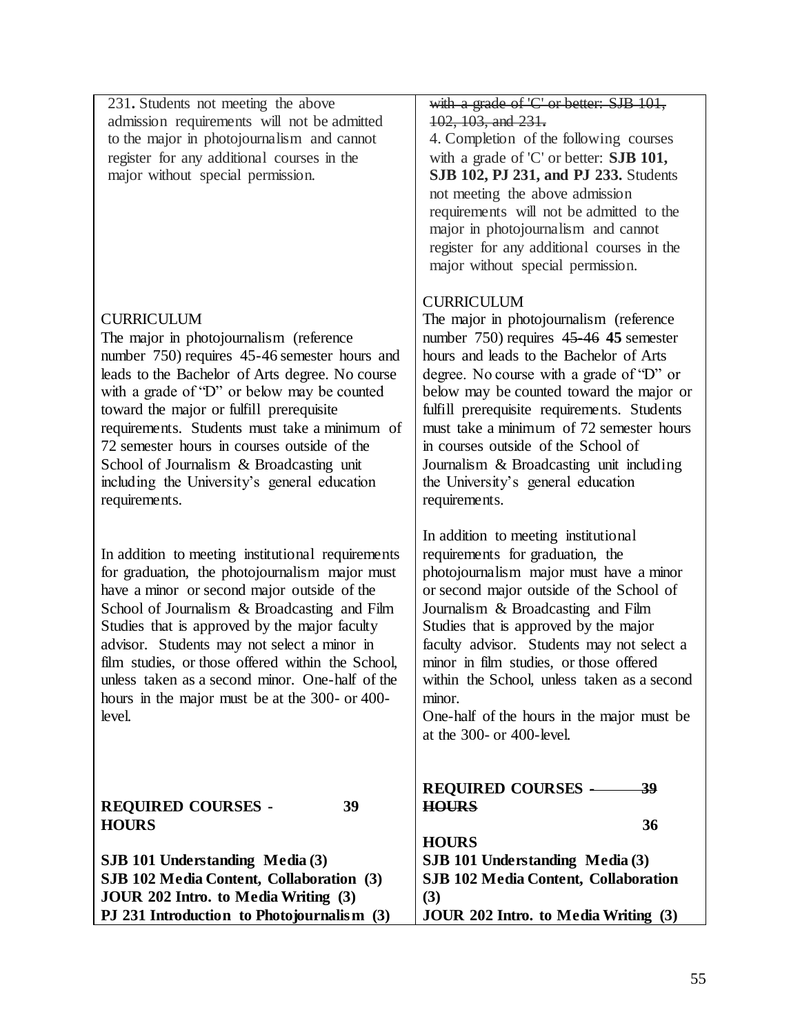| | |
|---|---|
| 231. Students not meeting the above admission requirements will not be admitted to the major in photojournalism and cannot register for any additional courses in the major without special permission. | ~~with a grade of 'C' or better: SJB 101, 102, 103, and 231.~~<br>4. Completion of the following courses with a grade of 'C' or better: **SJB 101, SJB 102, PJ 231, and PJ 233.** Students not meeting the above admission requirements will not be admitted to the major in photojournalism and cannot register for any additional courses in the major without special permission. |
| CURRICULUM<br>The major in photojournalism (reference number 750) requires 45-46 semester hours and leads to the Bachelor of Arts degree. No course with a grade of "D" or below may be counted toward the major or fulfill prerequisite requirements. Students must take a minimum of 72 semester hours in courses outside of the School of Journalism & Broadcasting unit including the University's general education requirements. | CURRICULUM<br>The major in photojournalism (reference number 750) requires ~~45-46~~ **45** semester hours and leads to the Bachelor of Arts degree. No course with a grade of "D" or below may be counted toward the major or fulfill prerequisite requirements. Students must take a minimum of 72 semester hours in courses outside of the School of Journalism & Broadcasting unit including the University's general education requirements. |
| In addition to meeting institutional requirements for graduation, the photojournalism major must have a minor or second major outside of the School of Journalism & Broadcasting and Film Studies that is approved by the major faculty advisor. Students may not select a minor in film studies, or those offered within the School, unless taken as a second minor. One-half of the hours in the major must be at the 300- or 400-level. | In addition to meeting institutional requirements for graduation, the photojournalism major must have a minor or second major outside of the School of Journalism & Broadcasting and Film Studies that is approved by the major faculty advisor. Students may not select a minor in film studies, or those offered within the School, unless taken as a second minor.<br>One-half of the hours in the major must be at the 300- or 400-level. |
| **REQUIRED COURSES - 39 HOURS** | **REQUIRED COURSES ~~- 39 HOURS~~ 36 HOURS** |
| **SJB 101 Understanding Media (3)**<br>**SJB 102 Media Content, Collaboration (3)**<br>**JOUR 202 Intro. to Media Writing (3)**<br>**PJ 231 Introduction to Photojournalism (3)** | **SJB 101 Understanding Media (3)**<br>**SJB 102 Media Content, Collaboration (3)**<br>**JOUR 202 Intro. to Media Writing (3)** |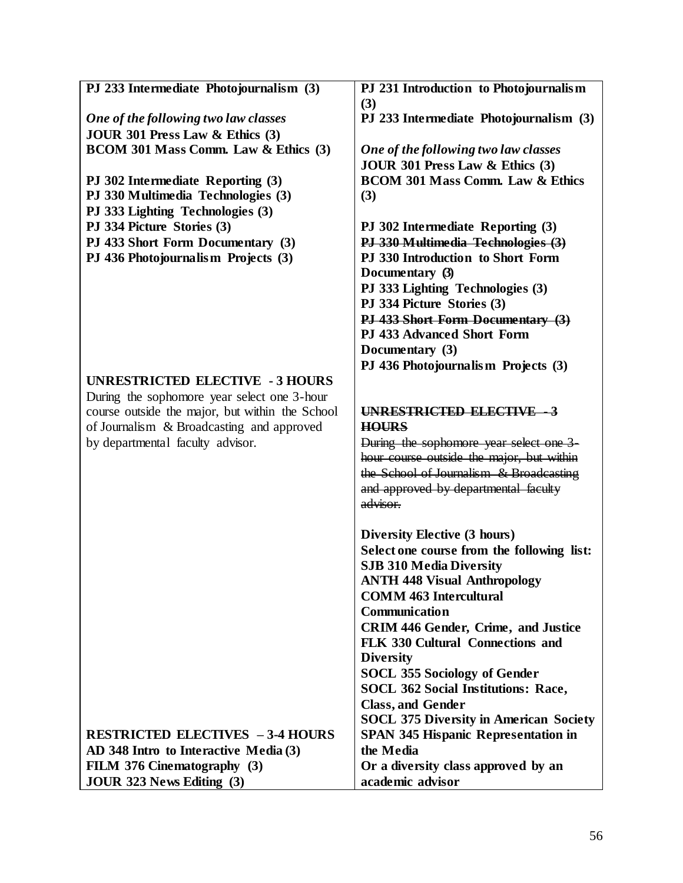| | |
|---|---|
| **PJ 233 Intermediate Photojournalism (3)**<br><br>*One of the following two law classes*<br>**JOUR 301 Press Law & Ethics (3)**<br>**BCOM 301 Mass Comm. Law & Ethics (3)**<br><br>**PJ 302 Intermediate Reporting (3)**<br>**PJ 330 Multimedia Technologies (3)**<br>**PJ 333 Lighting Technologies (3)**<br>**PJ 334 Picture Stories (3)**<br>**PJ 433 Short Form Documentary (3)**<br>**PJ 436 Photojournalism Projects (3)** | **PJ 231 Introduction to Photojournalism (3)**<br>**PJ 233 Intermediate Photojournalism (3)**<br><br>*One of the following two law classes*<br>**JOUR 301 Press Law & Ethics (3)**<br>**BCOM 301 Mass Comm. Law & Ethics (3)**<br><br>**PJ 302 Intermediate Reporting (3)**<br>~~**PJ 330 Multimedia Technologies (3)**~~<br>**PJ 330 Introduction to Short Form Documentary (3)**<br>**PJ 333 Lighting Technologies (3)**<br>**PJ 334 Picture Stories (3)**<br>~~**PJ 433 Short Form Documentary (3)**~~<br>**PJ 433 Advanced Short Form Documentary (3)**<br>**PJ 436 Photojournalism Projects (3)** |
| **UNRESTRICTED ELECTIVE - 3 HOURS**<br>During the sophomore year select one 3-hour course outside the major, but within the School of Journalism & Broadcasting and approved by departmental faculty advisor. | ~~**UNRESTRICTED ELECTIVE - 3 HOURS**~~<br>~~During the sophomore year select one 3-hour course outside the major, but within the School of Journalism & Broadcasting and approved by departmental faculty advisor.~~<br><br>**Diversity Elective (3 hours)**<br>**Select one course from the following list:**<br>**SJB 310 Media Diversity**<br>**ANTH 448 Visual Anthropology**<br>**COMM 463 Intercultural Communication**<br>**CRIM 446 Gender, Crime, and Justice**<br>**FLK 330 Cultural Connections and Diversity**<br>**SOCL 355 Sociology of Gender**<br>**SOCL 362 Social Institutions: Race, Class, and Gender**<br>**SOCL 375 Diversity in American Society**<br>**SPAN 345 Hispanic Representation in the Media**<br>**Or a diversity class approved by an academic advisor** |
| **RESTRICTED ELECTIVES – 3-4 HOURS**<br>**AD 348 Intro to Interactive Media (3)**<br>**FILM 376 Cinematography (3)**<br>**JOUR 323 News Editing (3)** | |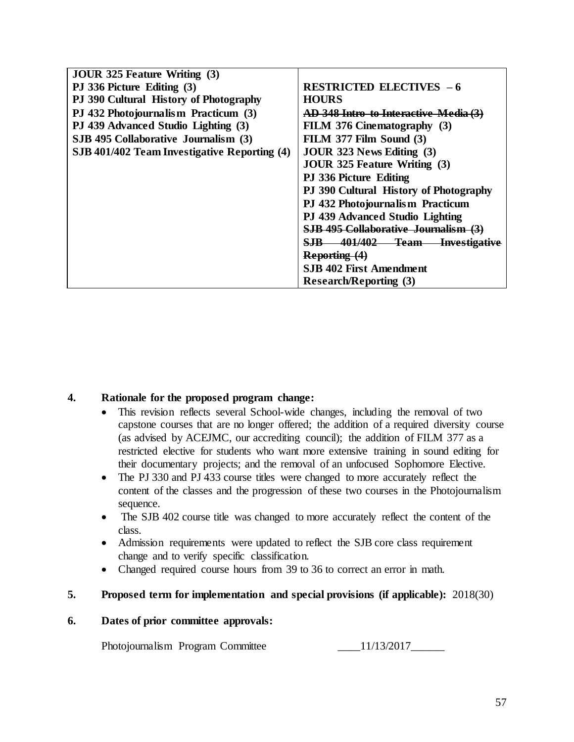| | |
|---|---|
| **JOUR 325 Feature Writing (3)**<br>**PJ 336 Picture Editing (3)**<br>**PJ 390 Cultural History of Photography**<br>**PJ 432 Photojournalism Practicum (3)**<br>**PJ 439 Advanced Studio Lighting (3)**<br>**SJB 495 Collaborative Journalism (3)**<br>**SJB 401/402 Team Investigative Reporting (4)** | **RESTRICTED ELECTIVES – 6 HOURS**<br>~~**AD 348 Intro to Interactive Media (3)**~~<br>**FILM 376 Cinematography (3)**<br>**FILM 377 Film Sound (3)**<br>**JOUR 323 News Editing (3)**<br>**JOUR 325 Feature Writing (3)**<br>**PJ 336 Picture Editing**<br>**PJ 390 Cultural History of Photography**<br>**PJ 432 Photojournalism Practicum**<br>**PJ 439 Advanced Studio Lighting**<br>~~**SJB 495 Collaborative Journalism (3)**~~<br>~~**SJB 401/402 Team Investigative Reporting (4)**~~<br>**SJB 402 First Amendment Research/Reporting (3)** |

**4. Rationale for the proposed program change:**

- This revision reflects several School-wide changes, including the removal of two capstone courses that are no longer offered; the addition of a required diversity course (as advised by ACEJMC, our accrediting council); the addition of FILM 377 as a restricted elective for students who want more extensive training in sound editing for their documentary projects; and the removal of an unfocused Sophomore Elective.
- The PJ 330 and PJ 433 course titles were changed to more accurately reflect the content of the classes and the progression of these two courses in the Photojournalism sequence.
- The SJB 402 course title was changed to more accurately reflect the content of the class.
- Admission requirements were updated to reflect the SJB core class requirement change and to verify specific classification.
- Changed required course hours from 39 to 36 to correct an error in math.

**5. Proposed term for implementation and special provisions (if applicable):** 2018(30)

**6. Dates of prior committee approvals:**

Photojournalism Program Committee ____11/13/2017______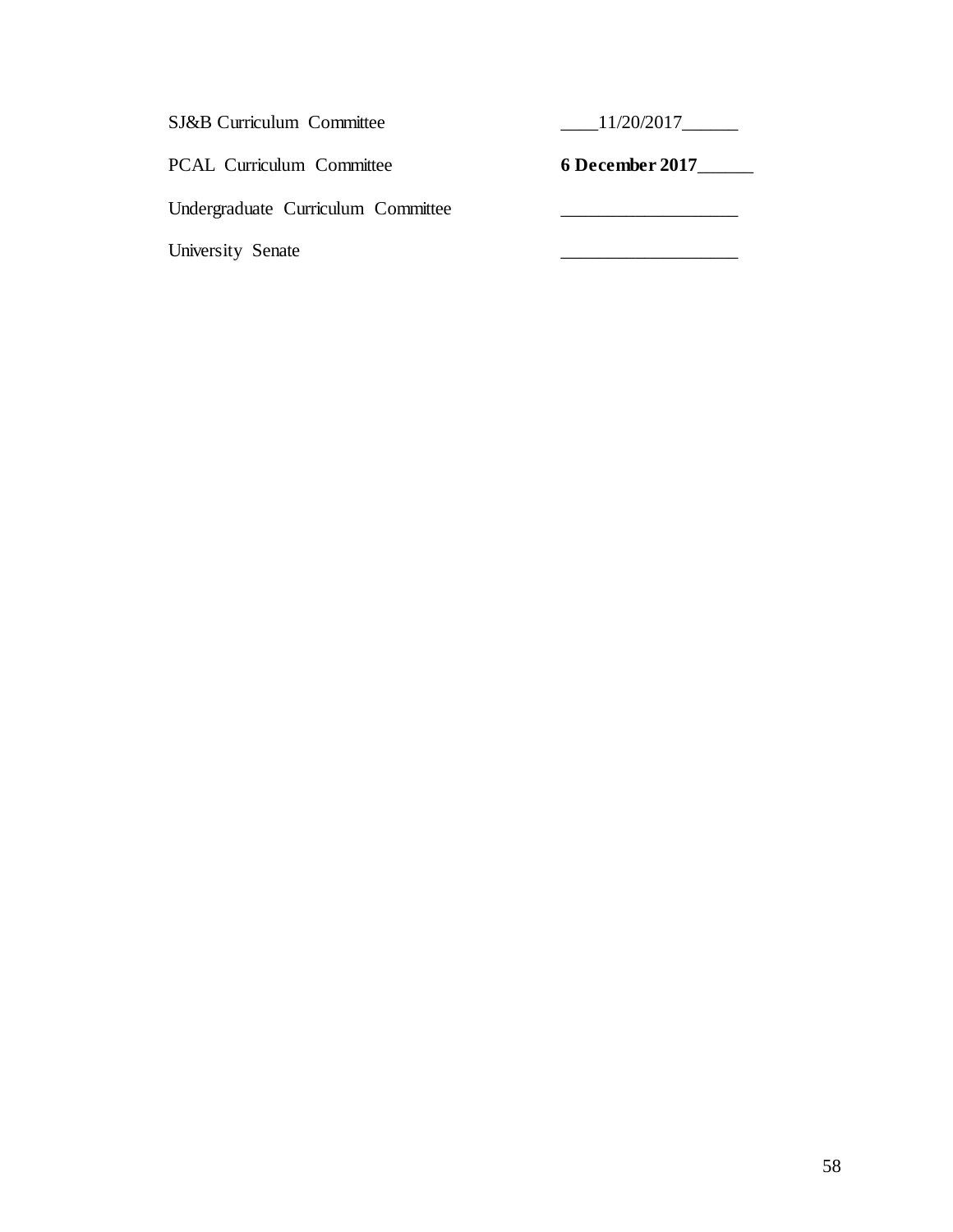| | |
|---|---|
| SJ&B Curriculum Committee | ____11/20/2017______ |
| PCAL Curriculum Committee | **6 December 2017**______ |
| Undergraduate Curriculum Committee | ___________________ |
| University Senate | ___________________ |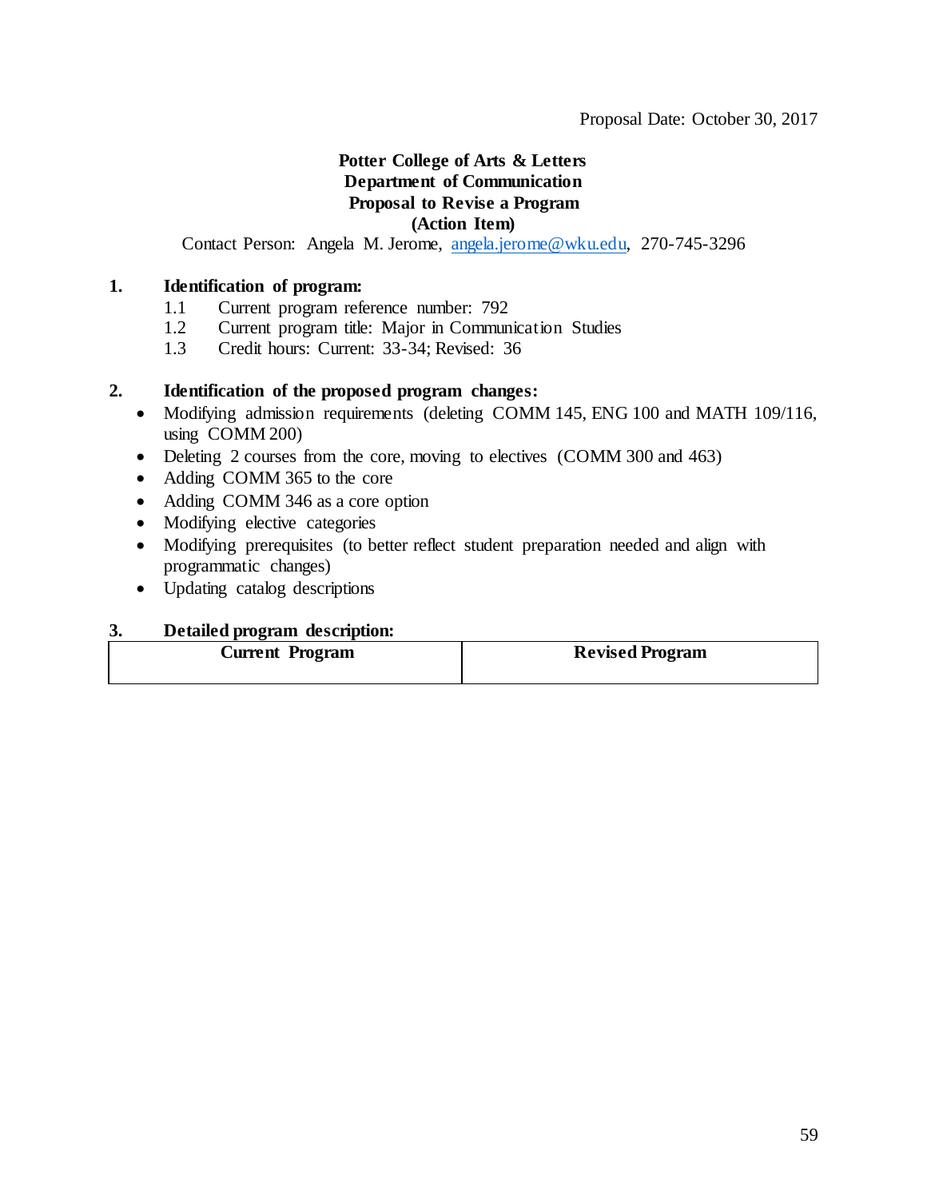Proposal Date: October 30, 2017

**Potter College of Arts & Letters**
**Department of Communication**
**Proposal to Revise a Program**
**(Action Item)**

Contact Person: Angela M. Jerome, angela.jerome@wku.edu, 270-745-3296

**1. Identification of program:**

1.1 Current program reference number: 792
1.2 Current program title: Major in Communication Studies
1.3 Credit hours: Current: 33-34; Revised: 36

**2. Identification of the proposed program changes:**

- Modifying admission requirements (deleting COMM 145, ENG 100 and MATH 109/116, using COMM 200)
- Deleting 2 courses from the core, moving to electives (COMM 300 and 463)
- Adding COMM 365 to the core
- Adding COMM 346 as a core option
- Modifying elective categories
- Modifying prerequisites (to better reflect student preparation needed and align with programmatic changes)
- Updating catalog descriptions

**3. Detailed program description:**

| Current Program | Revised Program |
|---|---|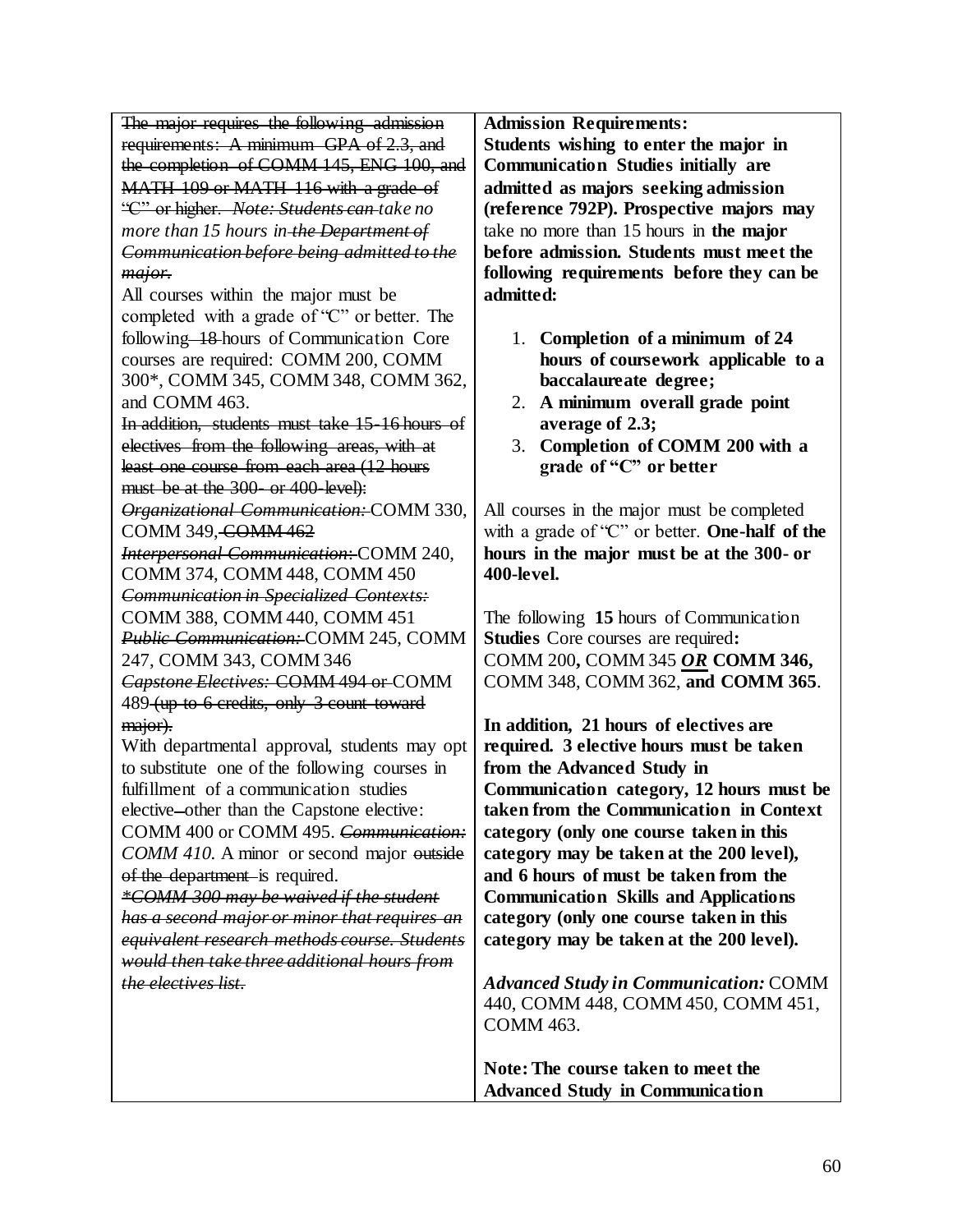| | |
|---|---|
| ~~The major requires the following admission requirements: A minimum GPA of 2.3, and the completion of COMM 145, ENG 100, and MATH 109 or MATH 116 with a grade of "C" or higher.~~ *~~Note: Students can~~ take no more than 15 hours in ~~the Department of Communication before being admitted to the major.~~*<br>All courses within the major must be completed with a grade of "C" or better. The following ~~18~~ hours of Communication Core courses are required: COMM 200, COMM 300*, COMM 345, COMM 348, COMM 362, and COMM 463.<br>~~In addition, students must take 15-16 hours of electives from the following areas, with at least one course from each area (12 hours must be at the 300- or 400-level):~~<br>*~~Organizational Communication:~~* COMM 330, COMM 349, ~~COMM 462~~<br>*~~Interpersonal Communication:~~* COMM 240, COMM 374, COMM 448, COMM 450<br>*~~Communication in Specialized Contexts:~~* COMM 388, COMM 440, COMM 451<br>*~~Public Communication:~~* COMM 245, COMM 247, COMM 343, COMM 346<br>*~~Capstone Electives:~~* ~~COMM 494 or~~ COMM 489 ~~(up to 6 credits, only 3 count toward major).~~<br>With departmental approval, students may opt to substitute one of the following courses in fulfillment of a communication studies elective ~~–~~ other than the Capstone elective: COMM 400 or COMM 495. *~~Communication:~~ COMM 410*. A minor or second major ~~outside of the department~~ is required.<br>*~~*COMM 300 may be waived if the student has a second major or minor that requires an equivalent research methods course. Students would then take three additional hours from the electives list.~~* | **Admission Requirements:**<br>**Students wishing to enter the major in Communication Studies initially are admitted as majors seeking admission (reference 792P). Prospective majors may** take no more than 15 hours in **the major before admission. Students must meet the following requirements before they can be admitted:**<br><br>1. **Completion of a minimum of 24 hours of coursework applicable to a baccalaureate degree;**<br>2. **A minimum overall grade point average of 2.3;**<br>3. **Completion of COMM 200 with a grade of "C" or better**<br><br>All courses in the major must be completed with a grade of "C" or better. **One-half of the hours in the major must be at the 300- or 400-level.**<br><br>The following **15** hours of Communication **Studies** Core courses are required**:** COMM 200**,** COMM 345 ***<u>OR</u>* COMM 346,** COMM 348, COMM 362, **and COMM 365**.<br><br>**In addition, 21 hours of electives are required. 3 elective hours must be taken from the Advanced Study in Communication category, 12 hours must be taken from the Communication in Context category (only one course taken in this category may be taken at the 200 level), and 6 hours of must be taken from the Communication Skills and Applications category (only one course taken in this category may be taken at the 200 level).**<br><br>***Advanced Study in Communication:*** COMM 440, COMM 448, COMM 450, COMM 451, COMM 463.<br><br>**Note: The course taken to meet the Advanced Study in Communication** |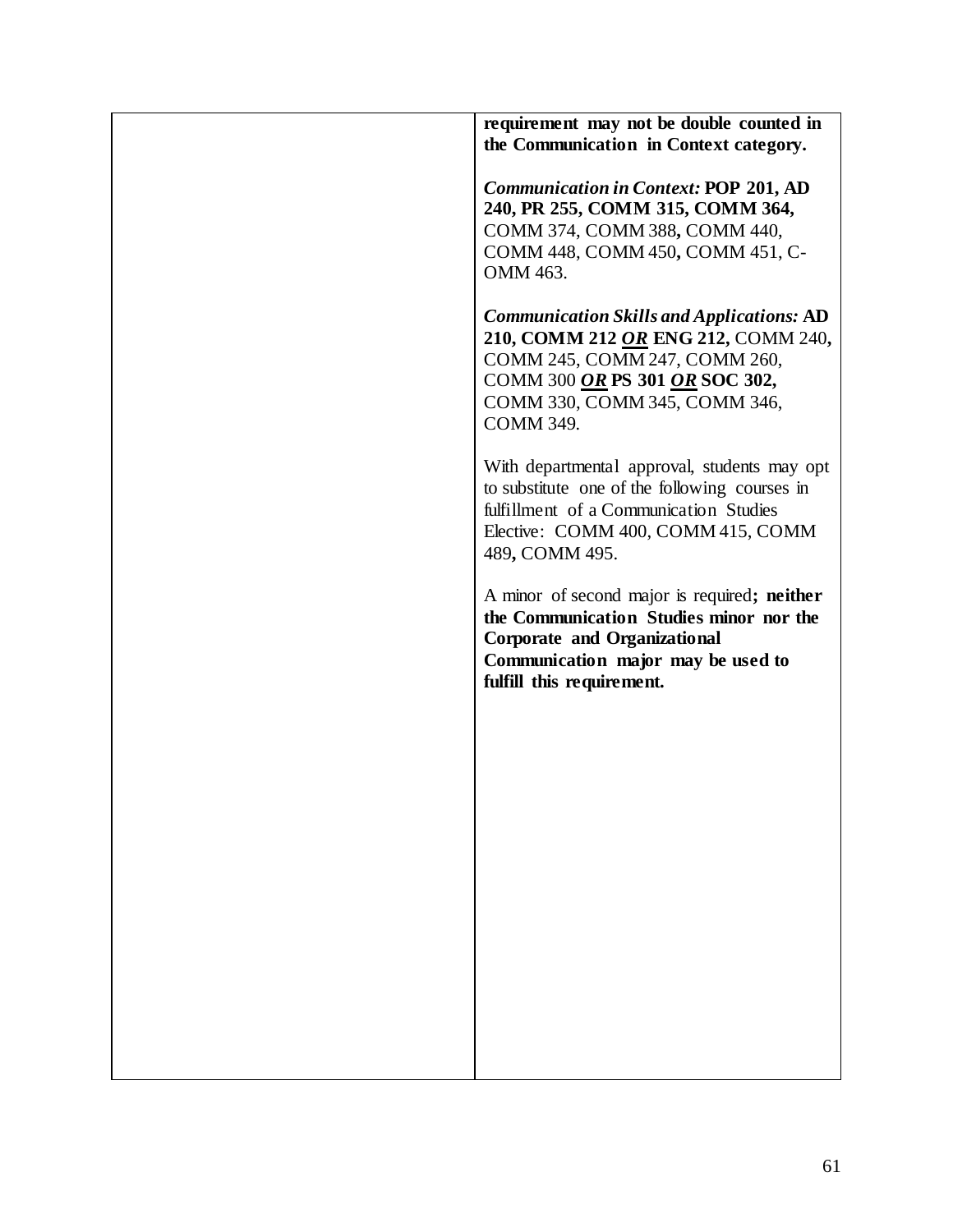| | |
|---|---|
| | **requirement may not be double counted in the Communication in Context category.**<br><br>***Communication in Context:*** **POP 201, AD 240, PR 255, COMM 315, COMM 364,** COMM 374, COMM 388**,** COMM 440, COMM 448, COMM 450**,** COMM 451, C-OMM 463.<br><br>***Communication Skills and Applications:*** **AD 210, COMM 212 *OR* ENG 212,** COMM 240**,** COMM 245, COMM 247, COMM 260, COMM 300 ***OR*** **PS 301 *OR* SOC 302,** COMM 330, COMM 345, COMM 346, COMM 349.<br><br>With departmental approval, students may opt to substitute one of the following courses in fulfillment of a Communication Studies Elective: COMM 400, COMM 415, COMM 489**,** COMM 495.<br><br>A minor of second major is required**; neither the Communication Studies minor nor the Corporate and Organizational Communication major may be used to fulfill this requirement.** |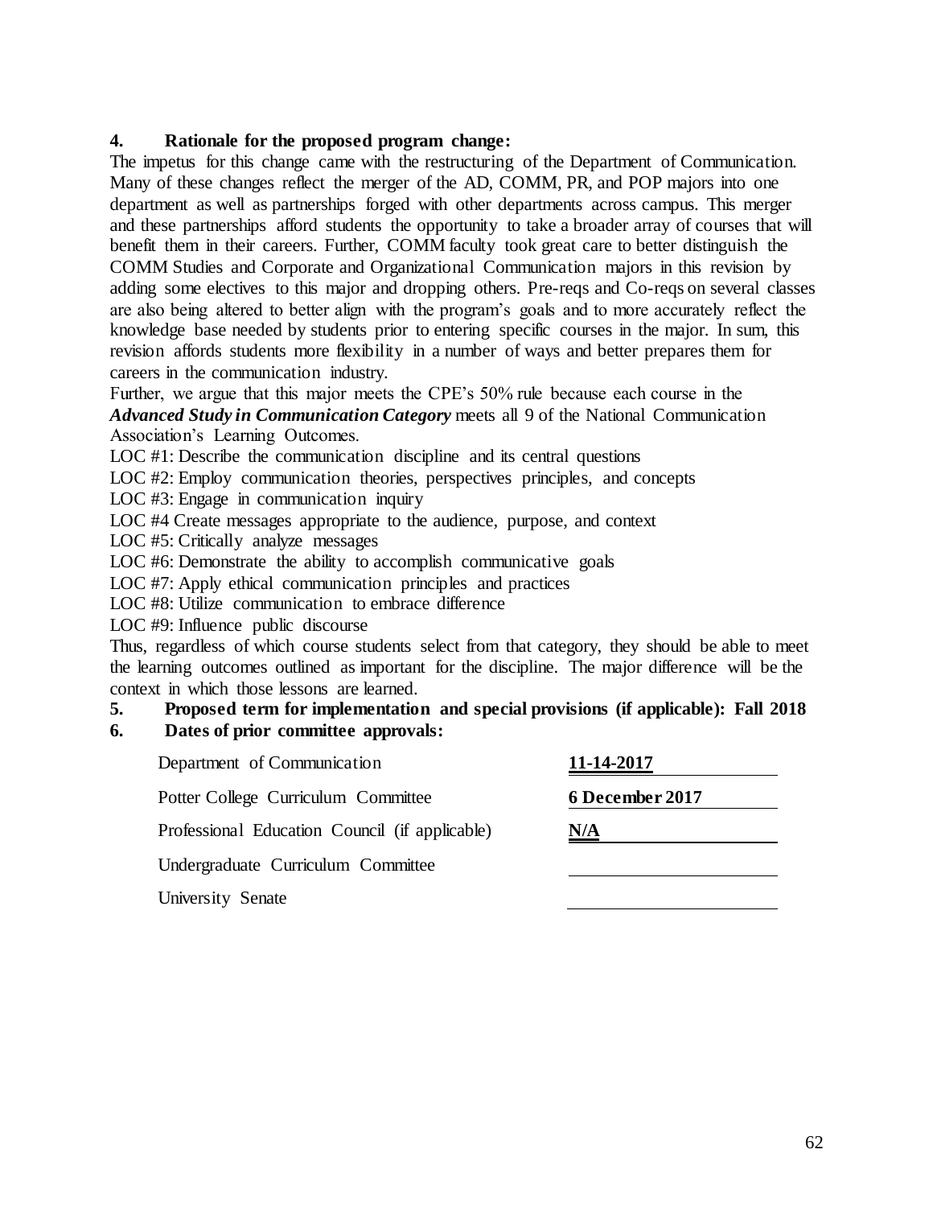**4. Rationale for the proposed program change:**

The impetus for this change came with the restructuring of the Department of Communication. Many of these changes reflect the merger of the AD, COMM, PR, and POP majors into one department as well as partnerships forged with other departments across campus. This merger and these partnerships afford students the opportunity to take a broader array of courses that will benefit them in their careers. Further, COMM faculty took great care to better distinguish the COMM Studies and Corporate and Organizational Communication majors in this revision by adding some electives to this major and dropping others. Pre-reqs and Co-reqs on several classes are also being altered to better align with the program's goals and to more accurately reflect the knowledge base needed by students prior to entering specific courses in the major. In sum, this revision affords students more flexibility in a number of ways and better prepares them for careers in the communication industry.

Further, we argue that this major meets the CPE's 50% rule because each course in the ***Advanced Study in Communication Category*** meets all 9 of the National Communication Association's Learning Outcomes.

LOC #1: Describe the communication discipline and its central questions

LOC #2: Employ communication theories, perspectives principles, and concepts

LOC #3: Engage in communication inquiry

LOC #4 Create messages appropriate to the audience, purpose, and context

LOC #5: Critically analyze messages

LOC #6: Demonstrate the ability to accomplish communicative goals

LOC #7: Apply ethical communication principles and practices

LOC #8: Utilize communication to embrace difference

LOC #9: Influence public discourse

Thus, regardless of which course students select from that category, they should be able to meet the learning outcomes outlined as important for the discipline. The major difference will be the context in which those lessons are learned.

**5. Proposed term for implementation and special provisions (if applicable): Fall 2018**

**6. Dates of prior committee approvals:**

| | |
|---|---|
| Department of Communication | **11-14-2017** |
| Potter College Curriculum Committee | **6 December 2017** |
| Professional Education Council (if applicable) | **N/A** |
| Undergraduate Curriculum Committee | |
| University Senate | |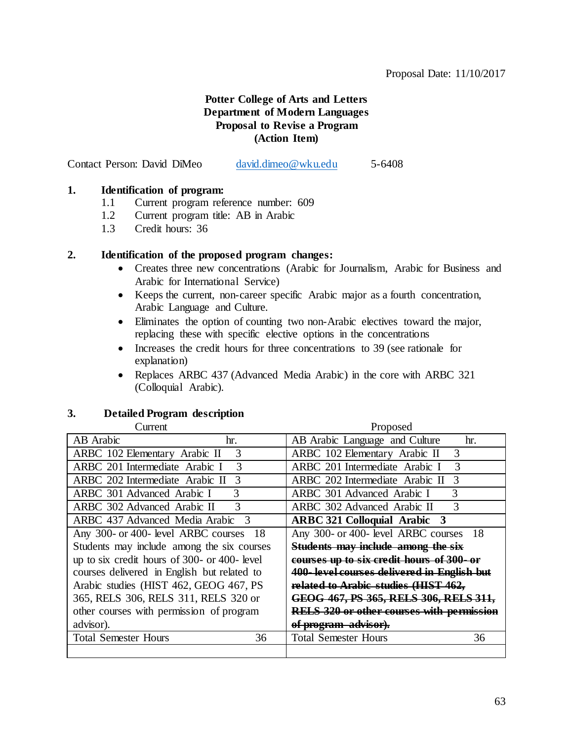Proposal Date: 11/10/2017

**Potter College of Arts and Letters**
**Department of Modern Languages**
**Proposal to Revise a Program**
**(Action Item)**

Contact Person: David DiMeo david.dimeo@wku.edu 5-6408

**1. Identification of program:**

1.1 Current program reference number: 609
1.2 Current program title: AB in Arabic
1.3 Credit hours: 36

**2. Identification of the proposed program changes:**

- Creates three new concentrations (Arabic for Journalism, Arabic for Business and Arabic for International Service)
- Keeps the current, non-career specific Arabic major as a fourth concentration, Arabic Language and Culture.
- Eliminates the option of counting two non-Arabic electives toward the major, replacing these with specific elective options in the concentrations
- Increases the credit hours for three concentrations to 39 (see rationale for explanation)
- Replaces ARBC 437 (Advanced Media Arabic) in the core with ARBC 321 (Colloquial Arabic).

**3. Detailed Program description**

| Current | | Proposed | |
|---|---|---|---|
| AB Arabic | hr. | AB Arabic Language and Culture | hr. |
| ARBC 102 Elementary Arabic II | 3 | ARBC 102 Elementary Arabic II | 3 |
| ARBC 201 Intermediate Arabic I | 3 | ARBC 201 Intermediate Arabic I | 3 |
| ARBC 202 Intermediate Arabic II | 3 | ARBC 202 Intermediate Arabic II | 3 |
| ARBC 301 Advanced Arabic I | 3 | ARBC 301 Advanced Arabic I | 3 |
| ARBC 302 Advanced Arabic II | 3 | ARBC 302 Advanced Arabic II | 3 |
| ARBC 437 Advanced Media Arabic | 3 | **ARBC 321 Colloquial Arabic** | **3** |
| Any 300- or 400- level ARBC courses Students may include among the six courses up to six credit hours of 300- or 400- level courses delivered in English but related to Arabic studies (HIST 462, GEOG 467, PS 365, RELS 306, RELS 311, RELS 320 or other courses with permission of program advisor). | 18 | Any 300- or 400- level ARBC courses ~~**Students may include among the six courses up to six credit hours of 300- or 400- level courses delivered in English but related to Arabic studies (HIST 462, GEOG 467, PS 365, RELS 306, RELS 311, RELS 320 or other courses with permission of program advisor).**~~ | 18 |
| Total Semester Hours | 36 | Total Semester Hours | 36 |
| | | | |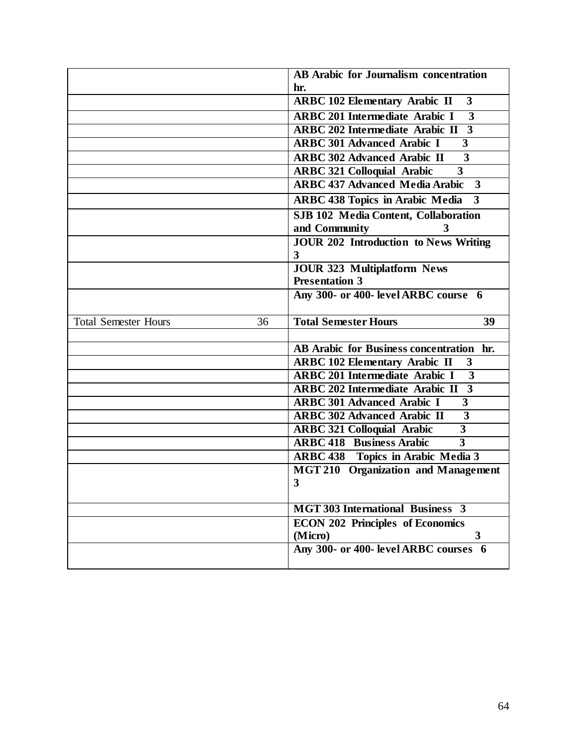| | |
|---|---|
| | **AB Arabic for Journalism concentration hr.** |
| | **ARBC 102 Elementary Arabic II 3** |
| | **ARBC 201 Intermediate Arabic I 3** |
| | **ARBC 202 Intermediate Arabic II 3** |
| | **ARBC 301 Advanced Arabic I 3** |
| | **ARBC 302 Advanced Arabic II 3** |
| | **ARBC 321 Colloquial Arabic 3** |
| | **ARBC 437 Advanced Media Arabic 3** |
| | **ARBC 438 Topics in Arabic Media 3** |
| | **SJB 102 Media Content, Collaboration and Community 3** |
| | **JOUR 202 Introduction to News Writing 3** |
| | **JOUR 323 Multiplatform News Presentation 3** |
| | **Any 300- or 400- level ARBC course 6** |
| Total Semester Hours 36 | **Total Semester Hours 39** |
| | |
| | **AB Arabic for Business concentration hr.** |
| | **ARBC 102 Elementary Arabic II 3** |
| | **ARBC 201 Intermediate Arabic I 3** |
| | **ARBC 202 Intermediate Arabic II 3** |
| | **ARBC 301 Advanced Arabic I 3** |
| | **ARBC 302 Advanced Arabic II 3** |
| | **ARBC 321 Colloquial Arabic 3** |
| | **ARBC 418 Business Arabic 3** |
| | **ARBC 438 Topics in Arabic Media 3** |
| | **MGT 210 Organization and Management 3** |
| | **MGT 303 International Business 3** |
| | **ECON 202 Principles of Economics (Micro) 3** |
| | **Any 300- or 400- level ARBC courses 6** |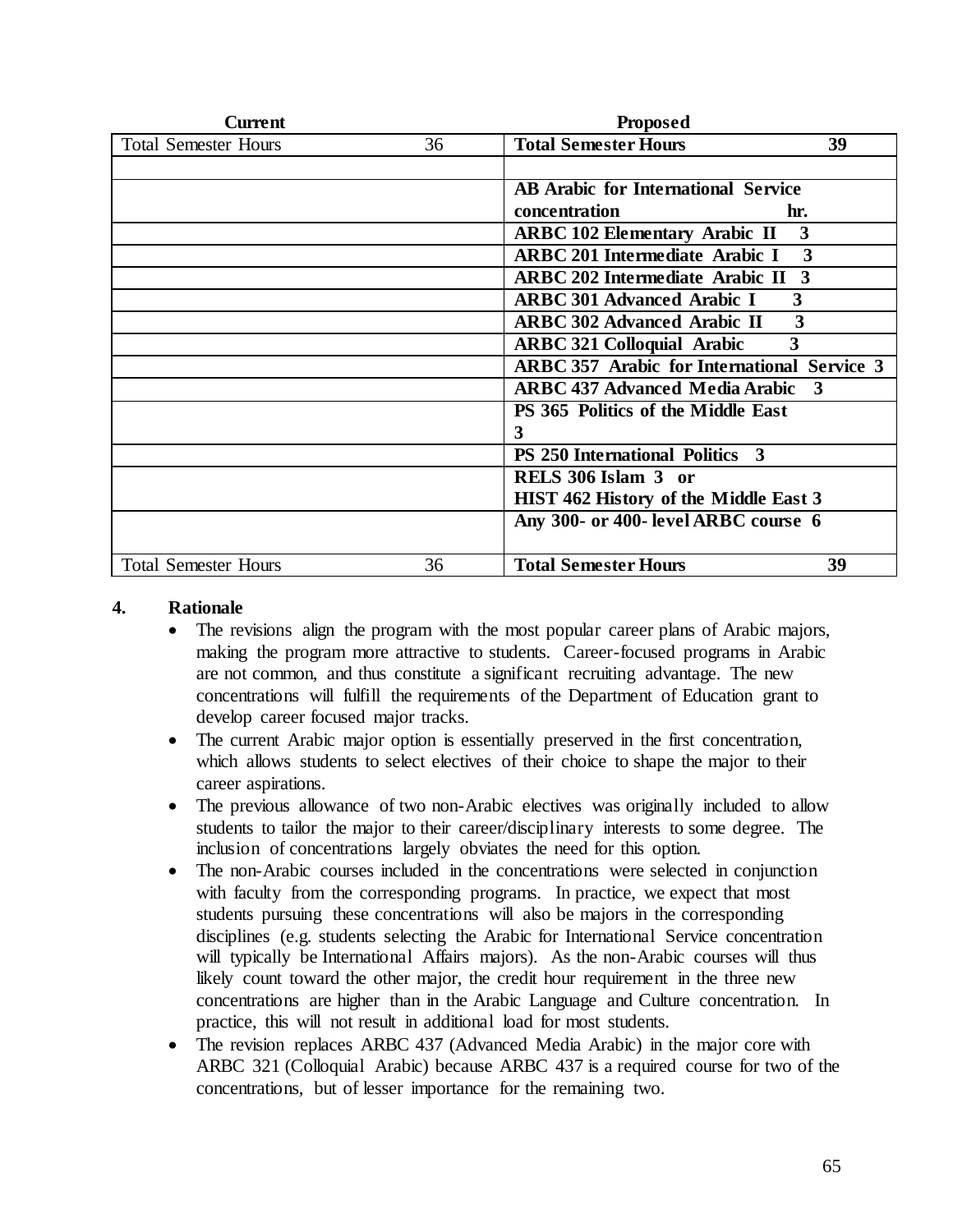| Current | | Proposed |
|---|---|---|
| Total Semester Hours | 36 | **Total Semester Hours 39** |
| | | |
| | | **AB Arabic for International Service concentration hr.** |
| | | **ARBC 102 Elementary Arabic II 3** |
| | | **ARBC 201 Intermediate Arabic I 3** |
| | | **ARBC 202 Intermediate Arabic II 3** |
| | | **ARBC 301 Advanced Arabic I 3** |
| | | **ARBC 302 Advanced Arabic II 3** |
| | | **ARBC 321 Colloquial Arabic 3** |
| | | **ARBC 357 Arabic for International Service 3** |
| | | **ARBC 437 Advanced Media Arabic 3** |
| | | **PS 365 Politics of the Middle East 3** |
| | | **PS 250 International Politics 3** |
| | | **RELS 306 Islam 3 or HIST 462 History of the Middle East 3** |
| | | **Any 300- or 400- level ARBC course 6** |
| Total Semester Hours | 36 | **Total Semester Hours 39** |

**4. Rationale**

- The revisions align the program with the most popular career plans of Arabic majors, making the program more attractive to students. Career-focused programs in Arabic are not common, and thus constitute a significant recruiting advantage. The new concentrations will fulfill the requirements of the Department of Education grant to develop career focused major tracks.
- The current Arabic major option is essentially preserved in the first concentration, which allows students to select electives of their choice to shape the major to their career aspirations.
- The previous allowance of two non-Arabic electives was originally included to allow students to tailor the major to their career/disciplinary interests to some degree. The inclusion of concentrations largely obviates the need for this option.
- The non-Arabic courses included in the concentrations were selected in conjunction with faculty from the corresponding programs. In practice, we expect that most students pursuing these concentrations will also be majors in the corresponding disciplines (e.g. students selecting the Arabic for International Service concentration will typically be International Affairs majors). As the non-Arabic courses will thus likely count toward the other major, the credit hour requirement in the three new concentrations are higher than in the Arabic Language and Culture concentration. In practice, this will not result in additional load for most students.
- The revision replaces ARBC 437 (Advanced Media Arabic) in the major core with ARBC 321 (Colloquial Arabic) because ARBC 437 is a required course for two of the concentrations, but of lesser importance for the remaining two.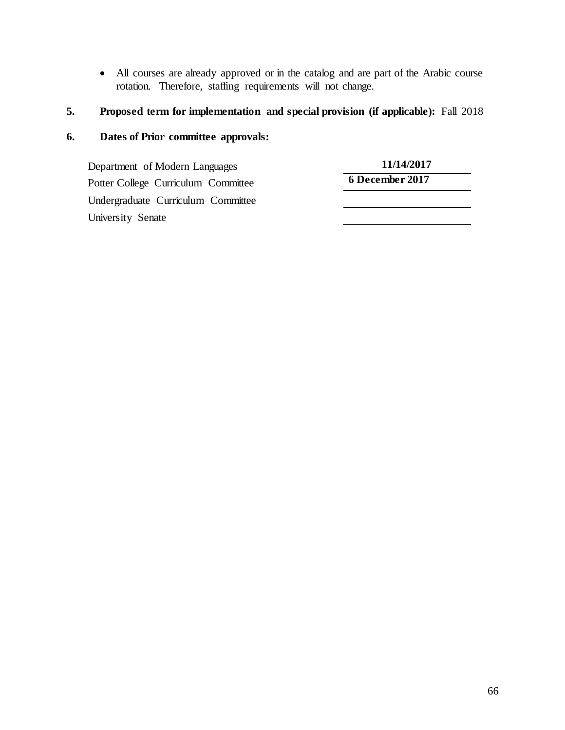- All courses are already approved or in the catalog and are part of the Arabic course rotation. Therefore, staffing requirements will not change.

**5. Proposed term for implementation and special provision (if applicable):** Fall 2018

**6. Dates of Prior committee approvals:**

| | |
|---|---|
| Department of Modern Languages | **11/14/2017** |
| Potter College Curriculum Committee | **6 December 2017** |
| Undergraduate Curriculum Committee | |
| University Senate | |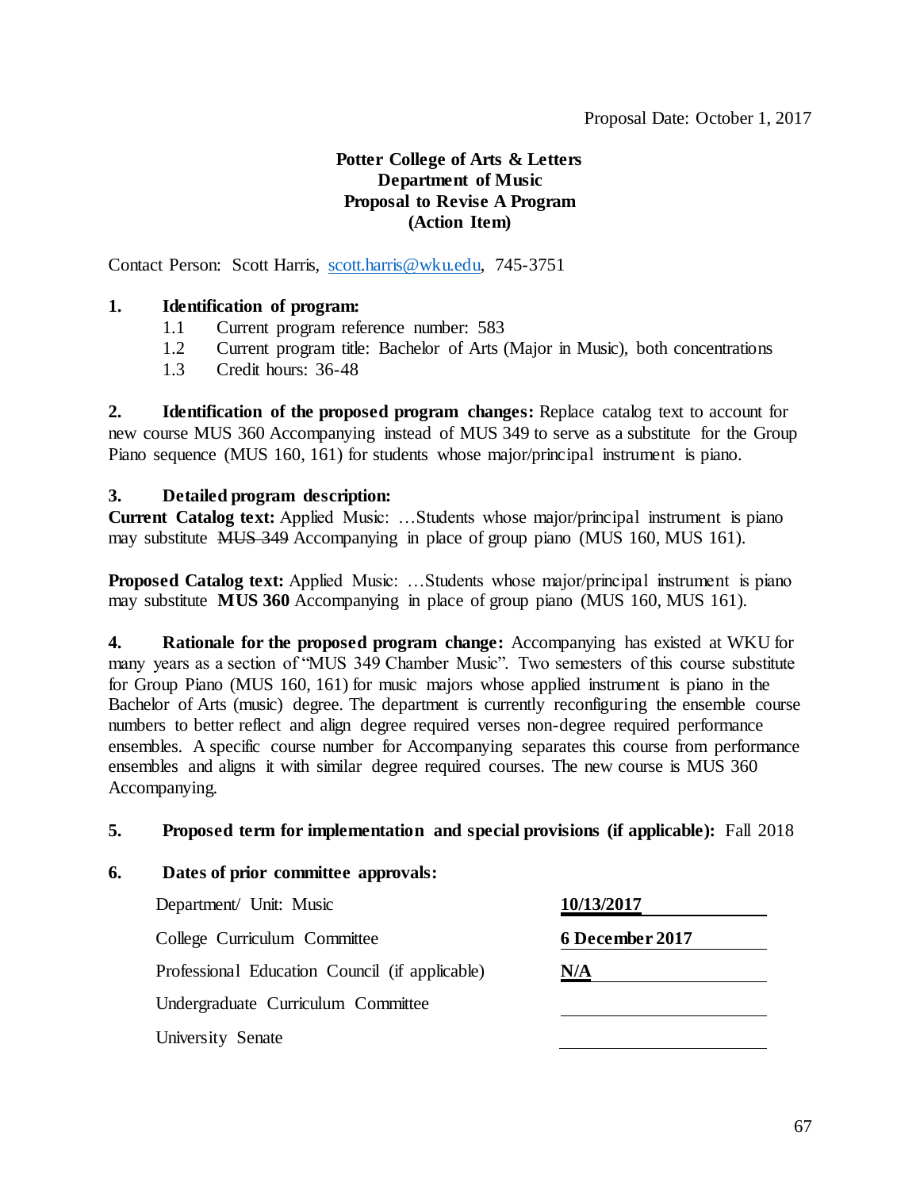Proposal Date: October 1, 2017

**Potter College of Arts & Letters**
**Department of Music**
**Proposal to Revise A Program**
**(Action Item)**

Contact Person: Scott Harris, scott.harris@wku.edu, 745-3751

**1. Identification of program:**

1.1 Current program reference number: 583
1.2 Current program title: Bachelor of Arts (Major in Music), both concentrations
1.3 Credit hours: 36-48

**2. Identification of the proposed program changes:** Replace catalog text to account for new course MUS 360 Accompanying instead of MUS 349 to serve as a substitute for the Group Piano sequence (MUS 160, 161) for students whose major/principal instrument is piano.

**3. Detailed program description:**

**Current Catalog text:** Applied Music: …Students whose major/principal instrument is piano may substitute ~~MUS 349~~ Accompanying in place of group piano (MUS 160, MUS 161).

**Proposed Catalog text:** Applied Music: …Students whose major/principal instrument is piano may substitute **MUS 360** Accompanying in place of group piano (MUS 160, MUS 161).

**4. Rationale for the proposed program change:** Accompanying has existed at WKU for many years as a section of "MUS 349 Chamber Music". Two semesters of this course substitute for Group Piano (MUS 160, 161) for music majors whose applied instrument is piano in the Bachelor of Arts (music) degree. The department is currently reconfiguring the ensemble course numbers to better reflect and align degree required verses non-degree required performance ensembles. A specific course number for Accompanying separates this course from performance ensembles and aligns it with similar degree required courses. The new course is MUS 360 Accompanying.

**5. Proposed term for implementation and special provisions (if applicable):** Fall 2018

**6. Dates of prior committee approvals:**

| | |
|---|---|
| Department/ Unit: Music | **10/13/2017** |
| College Curriculum Committee | **6 December 2017** |
| Professional Education Council (if applicable) | **N/A** |
| Undergraduate Curriculum Committee | |
| University Senate | |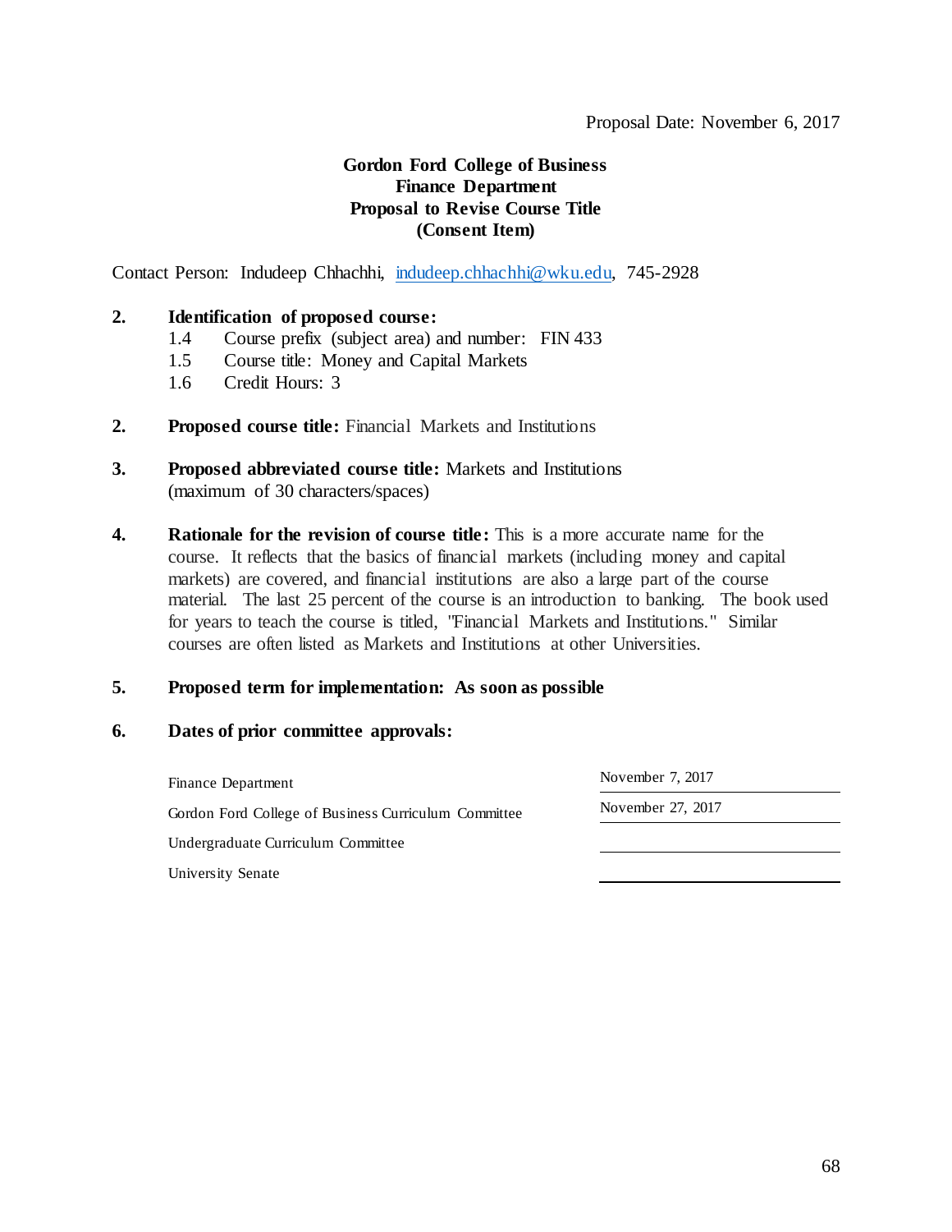Proposal Date: November 6, 2017

**Gordon Ford College of Business**
**Finance Department**
**Proposal to Revise Course Title**
**(Consent Item)**

Contact Person: Indudeep Chhachhi, indudeep.chhachhi@wku.edu, 745-2928

**2. Identification of proposed course:**

1.4 Course prefix (subject area) and number: FIN 433

1.5 Course title: Money and Capital Markets

1.6 Credit Hours: 3

**2. Proposed course title:** Financial Markets and Institutions

**3. Proposed abbreviated course title:** Markets and Institutions (maximum of 30 characters/spaces)

**4. Rationale for the revision of course title:** This is a more accurate name for the course. It reflects that the basics of financial markets (including money and capital markets) are covered, and financial institutions are also a large part of the course material. The last 25 percent of the course is an introduction to banking. The book used for years to teach the course is titled, "Financial Markets and Institutions." Similar courses are often listed as Markets and Institutions at other Universities.

**5. Proposed term for implementation: As soon as possible**

**6. Dates of prior committee approvals:**

| | |
|---|---|
| Finance Department | November 7, 2017 |
| Gordon Ford College of Business Curriculum Committee | November 27, 2017 |
| Undergraduate Curriculum Committee | |
| University Senate | |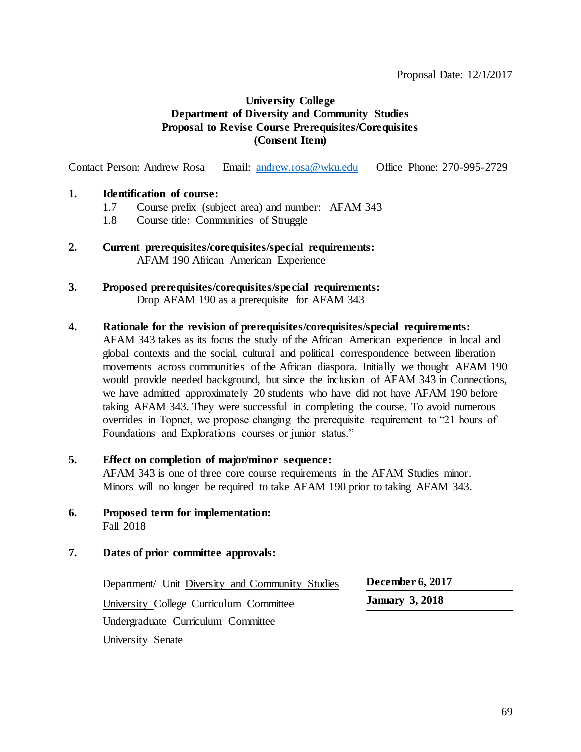Proposal Date: 12/1/2017

**University College**
**Department of Diversity and Community Studies**
**Proposal to Revise Course Prerequisites/Corequisites**
**(Consent Item)**

Contact Person: Andrew Rosa Email: andrew.rosa@wku.edu Office Phone: 270-995-2729

**1. Identification of course:**

1.7 Course prefix (subject area) and number: AFAM 343

1.8 Course title: Communities of Struggle

**2. Current prerequisites/corequisites/special requirements:**

AFAM 190 African American Experience

**3. Proposed prerequisites/corequisites/special requirements:**

Drop AFAM 190 as a prerequisite for AFAM 343

**4. Rationale for the revision of prerequisites/corequisites/special requirements:**

AFAM 343 takes as its focus the study of the African American experience in local and global contexts and the social, cultural and political correspondence between liberation movements across communities of the African diaspora. Initially we thought AFAM 190 would provide needed background, but since the inclusion of AFAM 343 in Connections, we have admitted approximately 20 students who have did not have AFAM 190 before taking AFAM 343. They were successful in completing the course. To avoid numerous overrides in Topnet, we propose changing the prerequisite requirement to "21 hours of Foundations and Explorations courses or junior status."

**5. Effect on completion of major/minor sequence:**

AFAM 343 is one of three core course requirements in the AFAM Studies minor. Minors will no longer be required to take AFAM 190 prior to taking AFAM 343.

**6. Proposed term for implementation:**

Fall 2018

**7. Dates of prior committee approvals:**

| | |
|---|---|
| Department/ Unit Diversity and Community Studies | **December 6, 2017** |
| University College Curriculum Committee | **January 3, 2018** |
| Undergraduate Curriculum Committee | |
| University Senate | |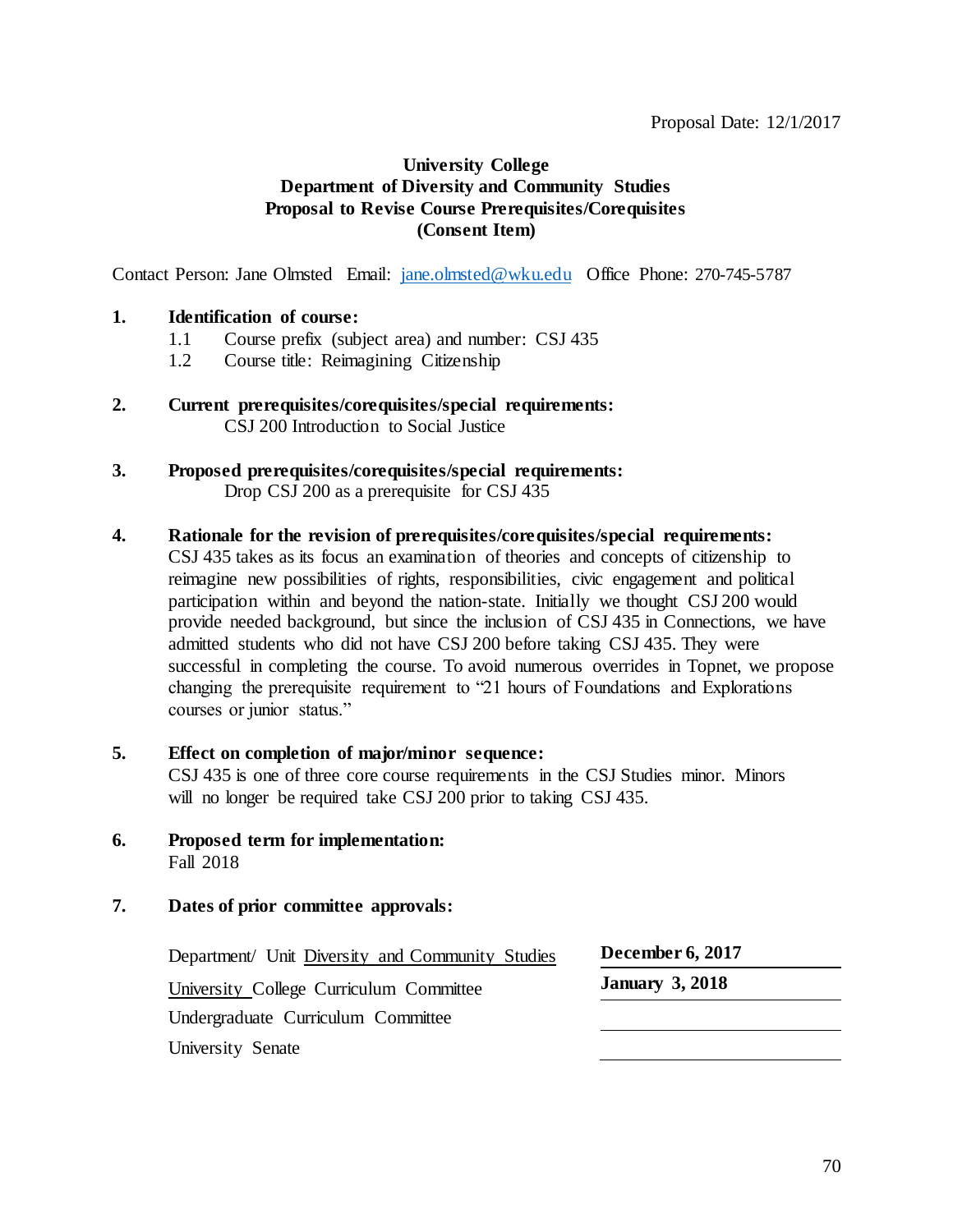Proposal Date: 12/1/2017

**University College**
**Department of Diversity and Community Studies**
**Proposal to Revise Course Prerequisites/Corequisites**
**(Consent Item)**

Contact Person: Jane Olmsted Email: jane.olmsted@wku.edu Office Phone: 270-745-5787

**1. Identification of course:**

1.1 Course prefix (subject area) and number: CSJ 435

1.2 Course title: Reimagining Citizenship

**2. Current prerequisites/corequisites/special requirements:**

CSJ 200 Introduction to Social Justice

**3. Proposed prerequisites/corequisites/special requirements:**

Drop CSJ 200 as a prerequisite for CSJ 435

**4. Rationale for the revision of prerequisites/corequisites/special requirements:**

CSJ 435 takes as its focus an examination of theories and concepts of citizenship to reimagine new possibilities of rights, responsibilities, civic engagement and political participation within and beyond the nation-state. Initially we thought CSJ 200 would provide needed background, but since the inclusion of CSJ 435 in Connections, we have admitted students who did not have CSJ 200 before taking CSJ 435. They were successful in completing the course. To avoid numerous overrides in Topnet, we propose changing the prerequisite requirement to "21 hours of Foundations and Explorations courses or junior status."

**5. Effect on completion of major/minor sequence:**

CSJ 435 is one of three core course requirements in the CSJ Studies minor. Minors will no longer be required take CSJ 200 prior to taking CSJ 435.

**6. Proposed term for implementation:**

Fall 2018

**7. Dates of prior committee approvals:**

| | |
|---|---|
| Department/ Unit Diversity and Community Studies | **December 6, 2017** |
| University College Curriculum Committee | **January 3, 2018** |
| Undergraduate Curriculum Committee | |
| University Senate | |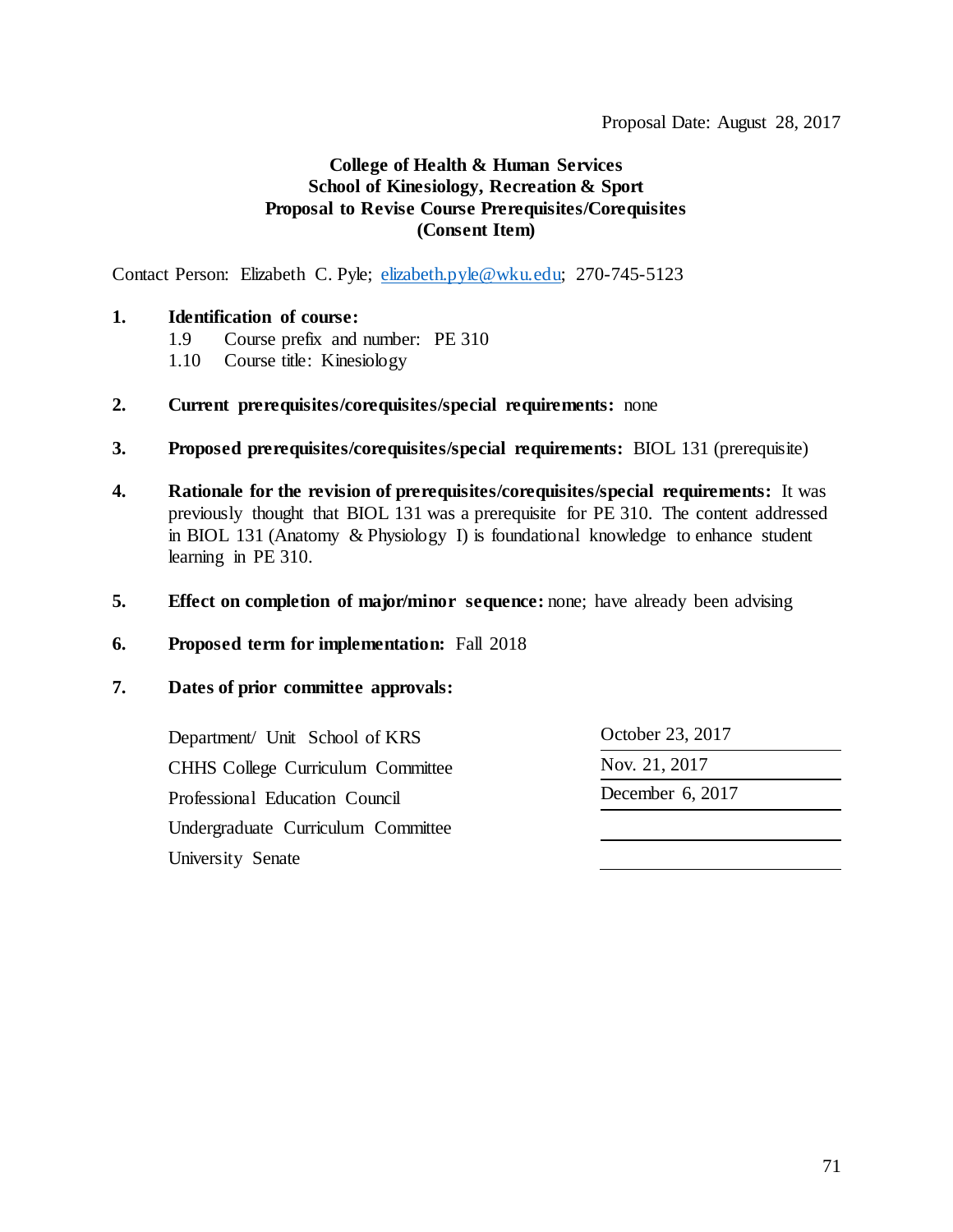Proposal Date: August 28, 2017

**College of Health & Human Services**
**School of Kinesiology, Recreation & Sport**
**Proposal to Revise Course Prerequisites/Corequisites**
**(Consent Item)**

Contact Person: Elizabeth C. Pyle; elizabeth.pyle@wku.edu; 270-745-5123

1. **Identification of course:**
   1.9 Course prefix and number: PE 310
   1.10 Course title: Kinesiology

2. **Current prerequisites/corequisites/special requirements:** none

3. **Proposed prerequisites/corequisites/special requirements:** BIOL 131 (prerequisite)

4. **Rationale for the revision of prerequisites/corequisites/special requirements:** It was previously thought that BIOL 131 was a prerequisite for PE 310. The content addressed in BIOL 131 (Anatomy & Physiology I) is foundational knowledge to enhance student learning in PE 310.

5. **Effect on completion of major/minor sequence:** none; have already been advising

6. **Proposed term for implementation:** Fall 2018

7. **Dates of prior committee approvals:**

| | |
|---|---|
| Department/ Unit School of KRS | October 23, 2017 |
| CHHS College Curriculum Committee | Nov. 21, 2017 |
| Professional Education Council | December 6, 2017 |
| Undergraduate Curriculum Committee | |
| University Senate | |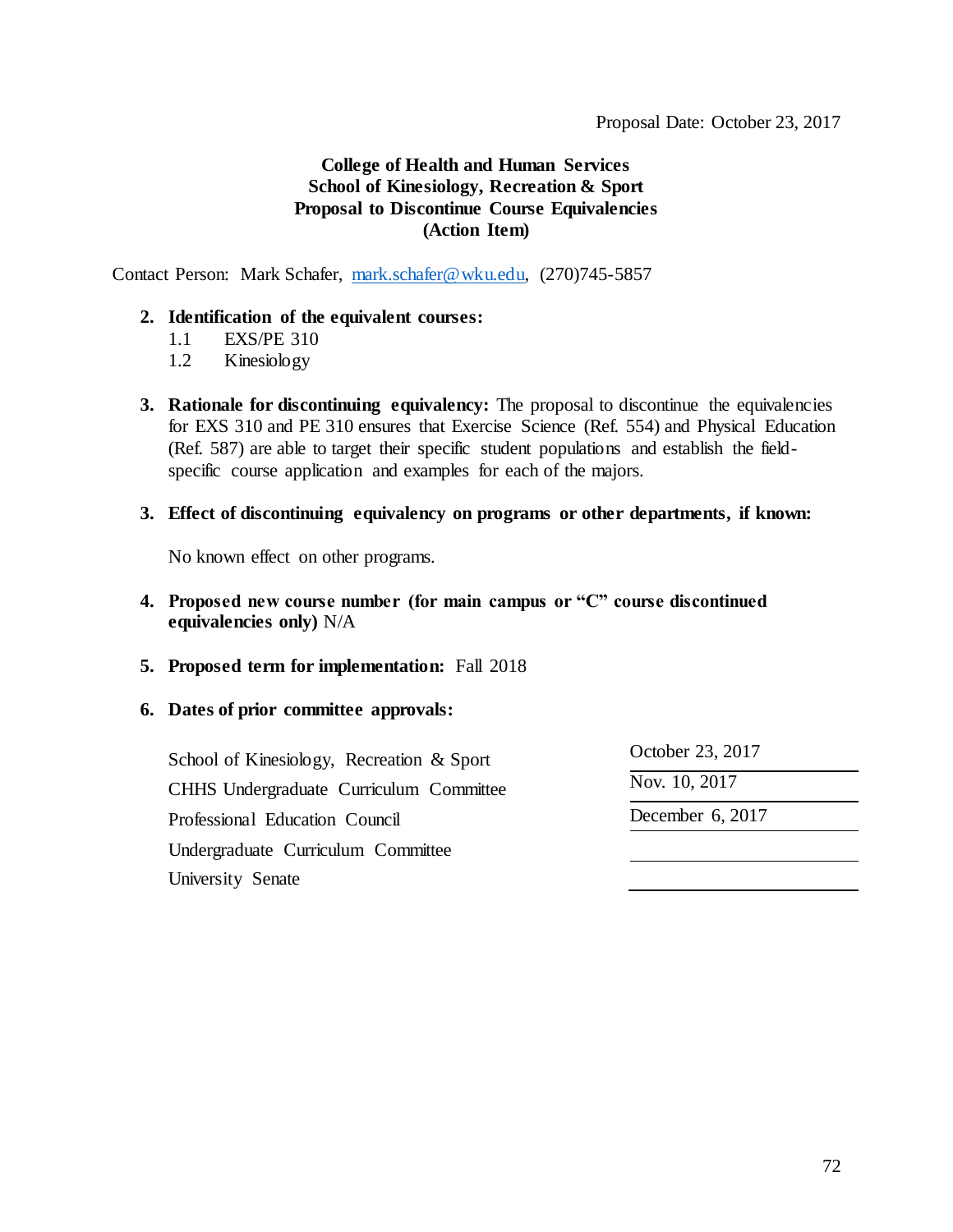Proposal Date: October 23, 2017

**College of Health and Human Services**
**School of Kinesiology, Recreation & Sport**
**Proposal to Discontinue Course Equivalencies**
**(Action Item)**

Contact Person: Mark Schafer, [mark.schafer@wku.edu](mailto:mark.schafer@wku.edu), (270)745-5857

**2. Identification of the equivalent courses:**

1.1 EXS/PE 310
1.2 Kinesiology

**3. Rationale for discontinuing equivalency:** The proposal to discontinue the equivalencies for EXS 310 and PE 310 ensures that Exercise Science (Ref. 554) and Physical Education (Ref. 587) are able to target their specific student populations and establish the field-specific course application and examples for each of the majors.

**3. Effect of discontinuing equivalency on programs or other departments, if known:**

No known effect on other programs.

**4. Proposed new course number (for main campus or "C" course discontinued equivalencies only)** N/A

**5. Proposed term for implementation:** Fall 2018

**6. Dates of prior committee approvals:**

| | |
|---|---|
| School of Kinesiology, Recreation & Sport | October 23, 2017 |
| CHHS Undergraduate Curriculum Committee | Nov. 10, 2017 |
| Professional Education Council | December 6, 2017 |
| Undergraduate Curriculum Committee | |
| University Senate | |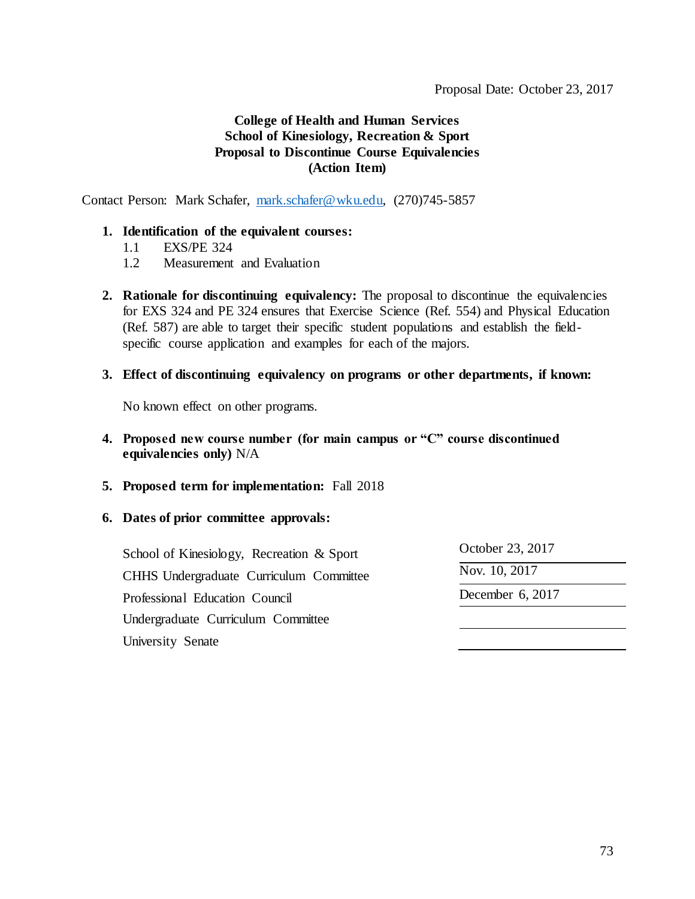Proposal Date: October 23, 2017

**College of Health and Human Services**
**School of Kinesiology, Recreation & Sport**
**Proposal to Discontinue Course Equivalencies**
**(Action Item)**

Contact Person: Mark Schafer, mark.schafer@wku.edu, (270)745-5857

1. **Identification of the equivalent courses:**
   - 1.1 EXS/PE 324
   - 1.2 Measurement and Evaluation

2. **Rationale for discontinuing equivalency:** The proposal to discontinue the equivalencies for EXS 324 and PE 324 ensures that Exercise Science (Ref. 554) and Physical Education (Ref. 587) are able to target their specific student populations and establish the field-specific course application and examples for each of the majors.

3. **Effect of discontinuing equivalency on programs or other departments, if known:**

   No known effect on other programs.

4. **Proposed new course number (for main campus or "C" course discontinued equivalencies only)** N/A

5. **Proposed term for implementation:** Fall 2018

6. **Dates of prior committee approvals:**

| | |
|---|---|
| School of Kinesiology, Recreation & Sport | October 23, 2017 |
| CHHS Undergraduate Curriculum Committee | Nov. 10, 2017 |
| Professional Education Council | December 6, 2017 |
| Undergraduate Curriculum Committee | |
| University Senate | |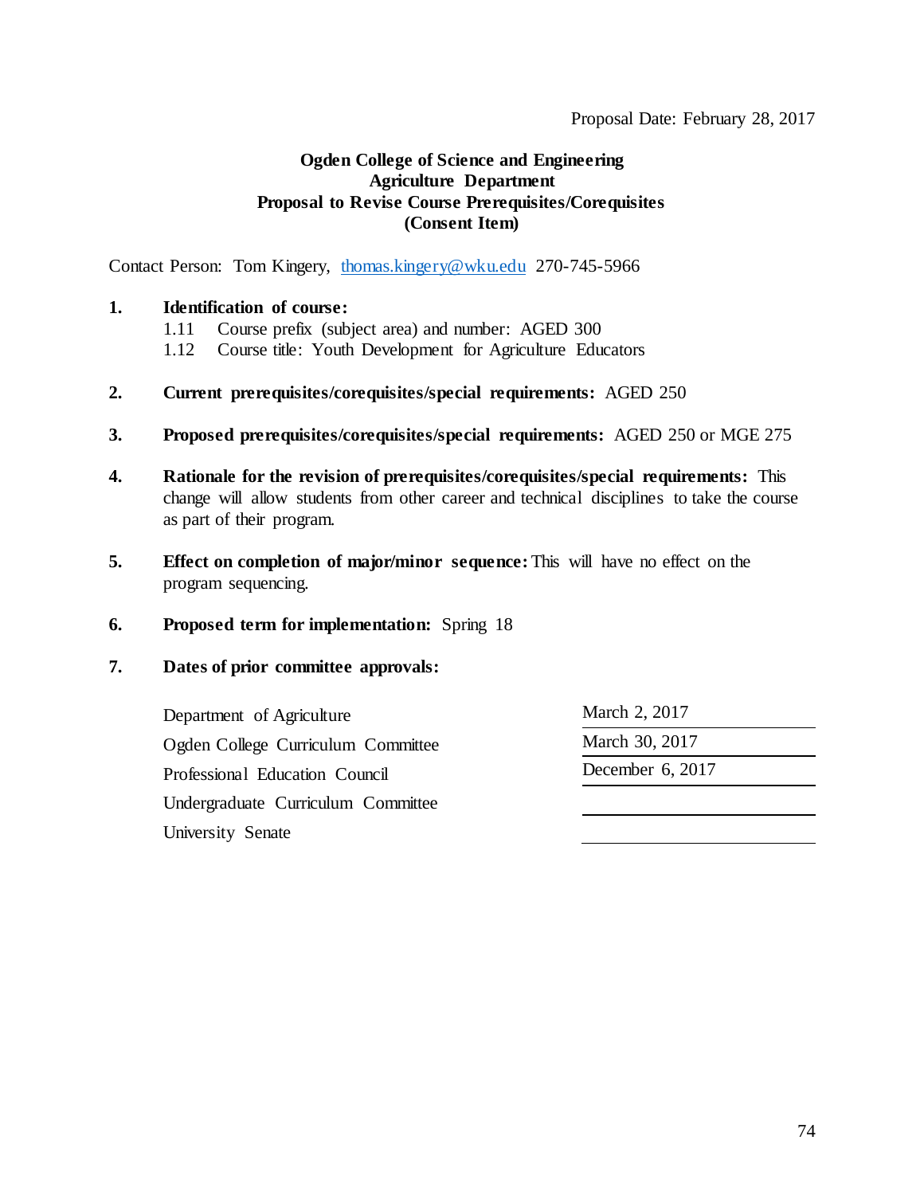Proposal Date: February 28, 2017

**Ogden College of Science and Engineering**
**Agriculture Department**
**Proposal to Revise Course Prerequisites/Corequisites**
**(Consent Item)**

Contact Person: Tom Kingery, thomas.kingery@wku.edu 270-745-5966

**1. Identification of course:**

1.11 Course prefix (subject area) and number: AGED 300

1.12 Course title: Youth Development for Agriculture Educators

**2. Current prerequisites/corequisites/special requirements:** AGED 250

**3. Proposed prerequisites/corequisites/special requirements:** AGED 250 or MGE 275

**4. Rationale for the revision of prerequisites/corequisites/special requirements:** This change will allow students from other career and technical disciplines to take the course as part of their program.

**5. Effect on completion of major/minor sequence:** This will have no effect on the program sequencing.

**6. Proposed term for implementation:** Spring 18

**7. Dates of prior committee approvals:**

| | |
|---|---|
| Department of Agriculture | March 2, 2017 |
| Ogden College Curriculum Committee | March 30, 2017 |
| Professional Education Council | December 6, 2017 |
| Undergraduate Curriculum Committee | |
| University Senate | |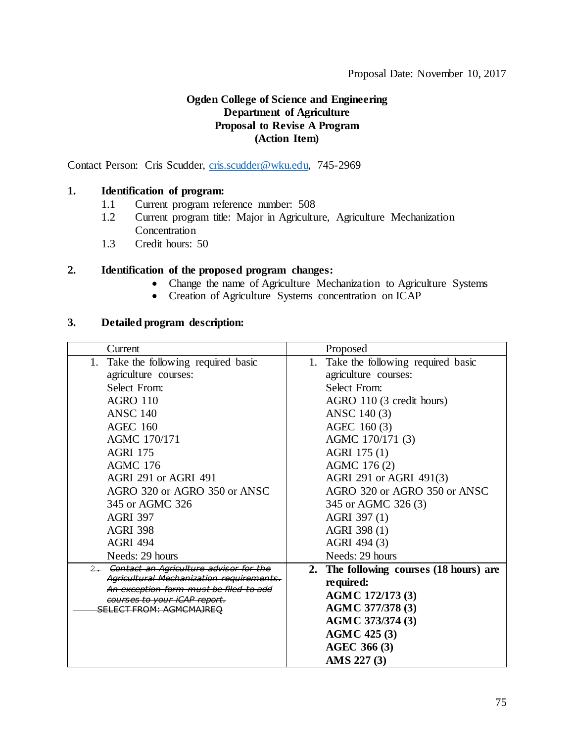Proposal Date: November 10, 2017

**Ogden College of Science and Engineering**
**Department of Agriculture**
**Proposal to Revise A Program**
**(Action Item)**

Contact Person: Cris Scudder, cris.scudder@wku.edu, 745-2969

**1. Identification of program:**

1.1 Current program reference number: 508
1.2 Current program title: Major in Agriculture, Agriculture Mechanization Concentration
1.3 Credit hours: 50

**2. Identification of the proposed program changes:**

- Change the name of Agriculture Mechanization to Agriculture Systems
- Creation of Agriculture Systems concentration on ICAP

**3. Detailed program description:**

| Current | Proposed |
|---|---|
| 1. Take the following required basic agriculture courses:<br>Select From:<br>AGRO 110<br>ANSC 140<br>AGEC 160<br>AGMC 170/171<br>AGRI 175<br>AGMC 176<br>AGRI 291 or AGRI 491<br>AGRO 320 or AGRO 350 or ANSC 345 or AGMC 326<br>AGRI 397<br>AGRI 398<br>AGRI 494<br>Needs: 29 hours | 1. Take the following required basic agriculture courses:<br>Select From:<br>AGRO 110 (3 credit hours)<br>ANSC 140 (3)<br>AGEC 160 (3)<br>AGMC 170/171 (3)<br>AGRI 175 (1)<br>AGMC 176 (2)<br>AGRI 291 or AGRI 491(3)<br>AGRO 320 or AGRO 350 or ANSC 345 or AGMC 326 (3)<br>AGRI 397 (1)<br>AGRI 398 (1)<br>AGRI 494 (3)<br>Needs: 29 hours |
| ~~2. *Contact an Agriculture advisor for the Agricultural Mechanization requirements. An exception form must be filed to add courses to your iCAP report.*~~<br>~~SELECT FROM: AGMCMAJREQ~~ | **2. The following courses (18 hours) are required:**<br>**AGMC 172/173 (3)**<br>**AGMC 377/378 (3)**<br>**AGMC 373/374 (3)**<br>**AGMC 425 (3)**<br>**AGEC 366 (3)**<br>**AMS 227 (3)** |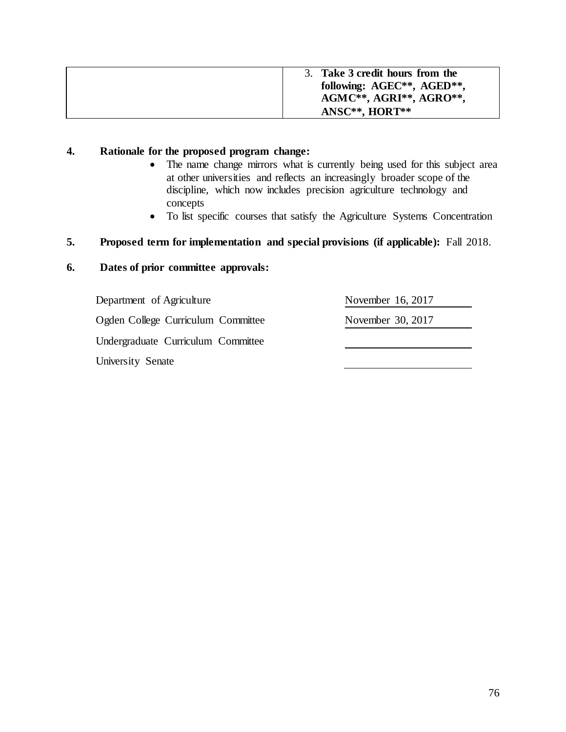| | |
|---|---|
| | 3. **Take 3 credit hours from the following: AGEC**, AGED**, AGMC**, AGRI**, AGRO**, ANSC**, HORT**** |

**4. Rationale for the proposed program change:**

- The name change mirrors what is currently being used for this subject area at other universities and reflects an increasingly broader scope of the discipline, which now includes precision agriculture technology and concepts
- To list specific courses that satisfy the Agriculture Systems Concentration

**5. Proposed term for implementation and special provisions (if applicable):** Fall 2018.

**6. Dates of prior committee approvals:**

| | |
|---|---|
| Department of Agriculture | November 16, 2017 |
| Ogden College Curriculum Committee | November 30, 2017 |
| Undergraduate Curriculum Committee | |
| University Senate | |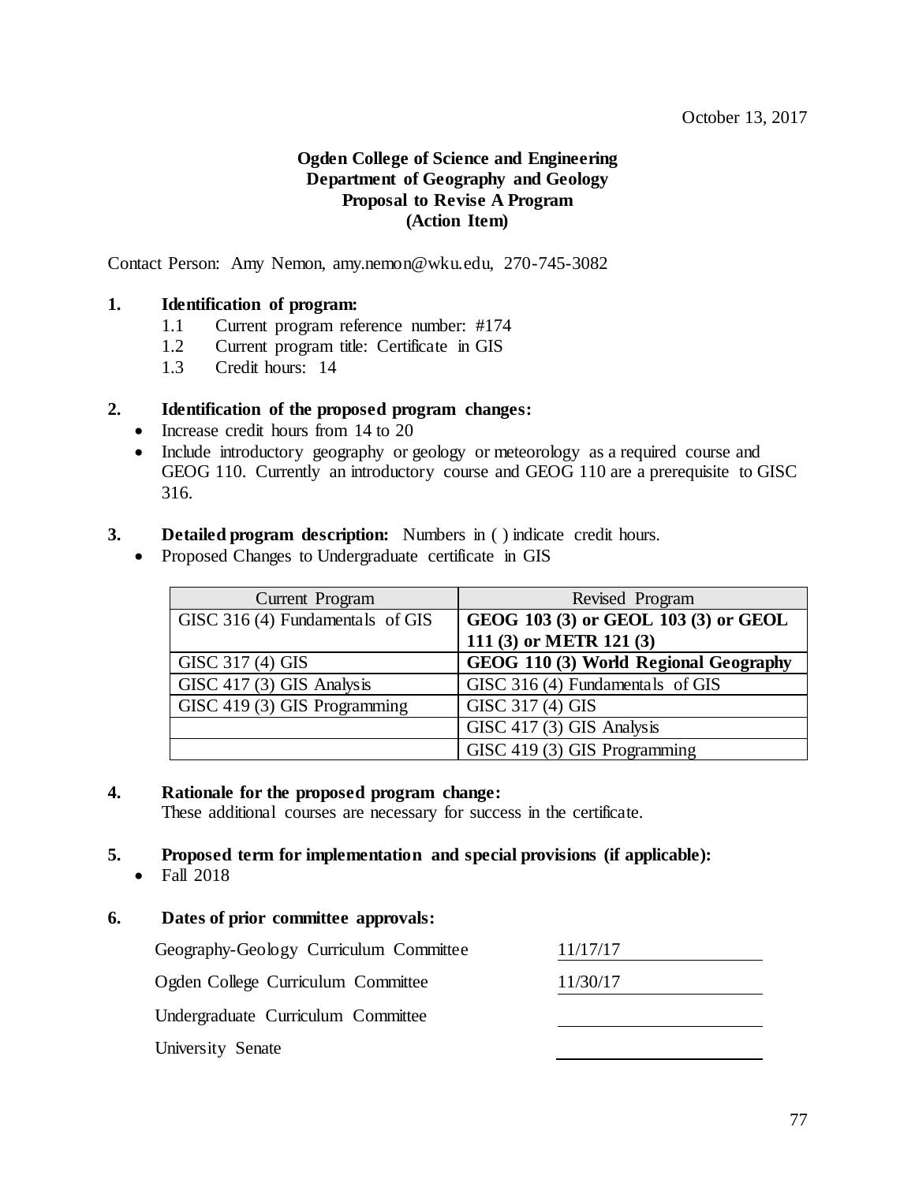October 13, 2017

**Ogden College of Science and Engineering**
**Department of Geography and Geology**
**Proposal to Revise A Program**
**(Action Item)**

Contact Person: Amy Nemon, amy.nemon@wku.edu, 270-745-3082

**1. Identification of program:**

1.1 Current program reference number: #174
1.2 Current program title: Certificate in GIS
1.3 Credit hours: 14

**2. Identification of the proposed program changes:**

- Increase credit hours from 14 to 20
- Include introductory geography or geology or meteorology as a required course and GEOG 110. Currently an introductory course and GEOG 110 are a prerequisite to GISC 316.

**3. Detailed program description:** Numbers in ( ) indicate credit hours.

- Proposed Changes to Undergraduate certificate in GIS

| Current Program | Revised Program |
|---|---|
| GISC 316 (4) Fundamentals of GIS | **GEOG 103 (3) or GEOL 103 (3) or GEOL 111 (3) or METR 121 (3)** |
| GISC 317 (4) GIS | **GEOG 110 (3) World Regional Geography** |
| GISC 417 (3) GIS Analysis | GISC 316 (4) Fundamentals of GIS |
| GISC 419 (3) GIS Programming | GISC 317 (4) GIS |
| | GISC 417 (3) GIS Analysis |
| | GISC 419 (3) GIS Programming |

**4. Rationale for the proposed program change:**

These additional courses are necessary for success in the certificate.

**5. Proposed term for implementation and special provisions (if applicable):**

- Fall 2018

**6. Dates of prior committee approvals:**

| | |
|---|---|
| Geography-Geology Curriculum Committee | 11/17/17 |
| Ogden College Curriculum Committee | 11/30/17 |
| Undergraduate Curriculum Committee | |
| University Senate | |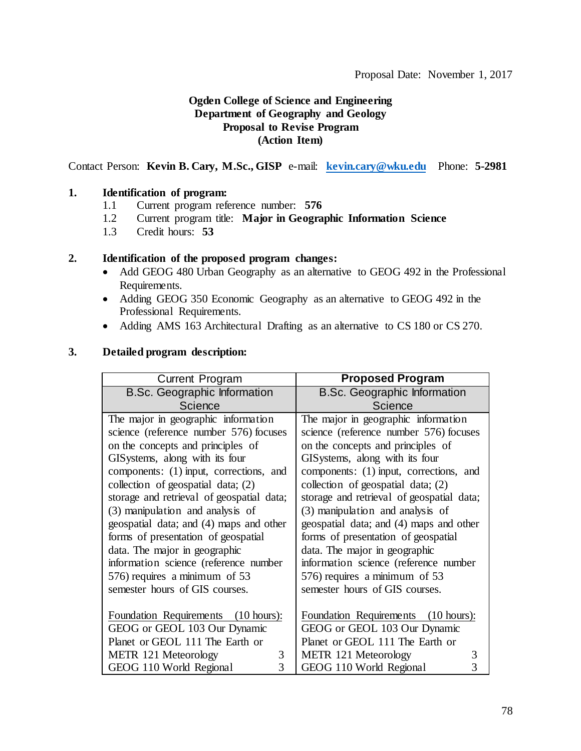Proposal Date: November 1, 2017

**Ogden College of Science and Engineering**
**Department of Geography and Geology**
**Proposal to Revise Program**
**(Action Item)**

Contact Person: **Kevin B. Cary, M.Sc., GISP** e-mail: **kevin.cary@wku.edu** Phone: **5-2981**

**1. Identification of program:**

1.1 Current program reference number: **576**
1.2 Current program title: **Major in Geographic Information Science**
1.3 Credit hours: **53**

**2. Identification of the proposed program changes:**

- Add GEOG 480 Urban Geography as an alternative to GEOG 492 in the Professional Requirements.
- Adding GEOG 350 Economic Geography as an alternative to GEOG 492 in the Professional Requirements.
- Adding AMS 163 Architectural Drafting as an alternative to CS 180 or CS 270.

**3. Detailed program description:**

| Current Program | **Proposed Program** |
|---|---|
| B.Sc. Geographic Information Science | B.Sc. Geographic Information Science |
| The major in geographic information science (reference number 576) focuses on the concepts and principles of GISystems, along with its four components: (1) input, corrections, and collection of geospatial data; (2) storage and retrieval of geospatial data; (3) manipulation and analysis of geospatial data; and (4) maps and other forms of presentation of geospatial data. The major in geographic information science (reference number 576) requires a minimum of 53 semester hours of GIS courses. | The major in geographic information science (reference number 576) focuses on the concepts and principles of GISystems, along with its four components: (1) input, corrections, and collection of geospatial data; (2) storage and retrieval of geospatial data; (3) manipulation and analysis of geospatial data; and (4) maps and other forms of presentation of geospatial data. The major in geographic information science (reference number 576) requires a minimum of 53 semester hours of GIS courses. |
| Foundation Requirements (10 hours): | Foundation Requirements (10 hours): |
| GEOG or GEOL 103 Our Dynamic Planet or GEOL 111 The Earth or METR 121 Meteorology 3 | GEOG or GEOL 103 Our Dynamic Planet or GEOL 111 The Earth or METR 121 Meteorology 3 |
| GEOG 110 World Regional 3 | GEOG 110 World Regional 3 |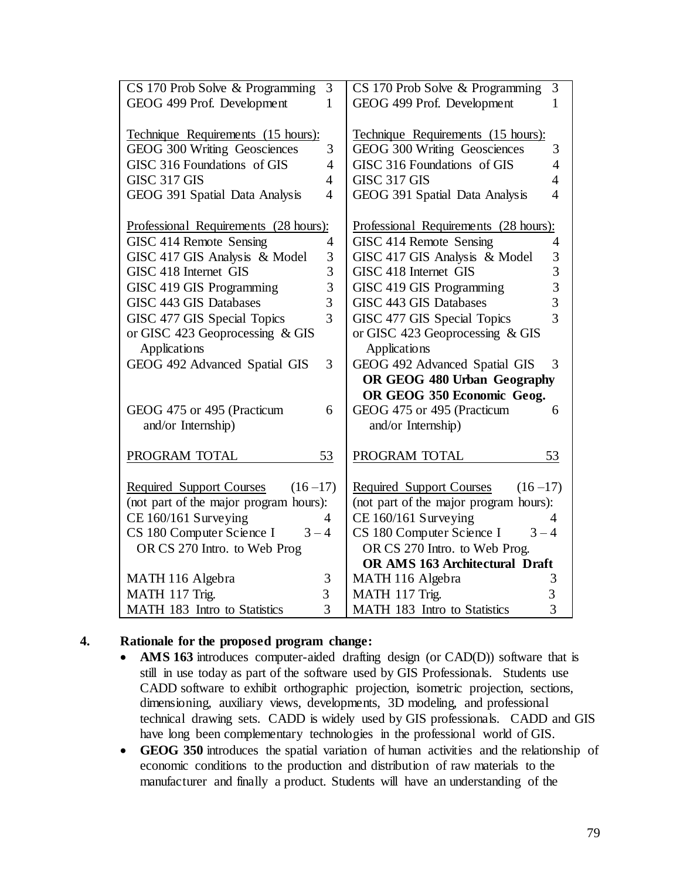| | |
|---|---|
| CS 170 Prob Solve & Programming 3 | CS 170 Prob Solve & Programming 3 |
| GEOG 499 Prof. Development 1 | GEOG 499 Prof. Development 1 |
| | |
| Technique Requirements (15 hours): | Technique Requirements (15 hours): |
| GEOG 300 Writing Geosciences 3 | GEOG 300 Writing Geosciences 3 |
| GISC 316 Foundations of GIS 4 | GISC 316 Foundations of GIS 4 |
| GISC 317 GIS 4 | GISC 317 GIS 4 |
| GEOG 391 Spatial Data Analysis 4 | GEOG 391 Spatial Data Analysis 4 |
| | |
| Professional Requirements (28 hours): | Professional Requirements (28 hours): |
| GISC 414 Remote Sensing 4 | GISC 414 Remote Sensing 4 |
| GISC 417 GIS Analysis & Model 3 | GISC 417 GIS Analysis & Model 3 |
| GISC 418 Internet GIS 3 | GISC 418 Internet GIS 3 |
| GISC 419 GIS Programming 3 | GISC 419 GIS Programming 3 |
| GISC 443 GIS Databases 3 | GISC 443 GIS Databases 3 |
| GISC 477 GIS Special Topics 3 | GISC 477 GIS Special Topics 3 |
| or GISC 423 Geoprocessing & GIS Applications | or GISC 423 Geoprocessing & GIS Applications |
| GEOG 492 Advanced Spatial GIS 3 | GEOG 492 Advanced Spatial GIS 3 **OR GEOG 480 Urban Geography OR GEOG 350 Economic Geog.** |
| GEOG 475 or 495 (Practicum and/or Internship) 6 | GEOG 475 or 495 (Practicum and/or Internship) 6 |
| | |
| PROGRAM TOTAL 53 | PROGRAM TOTAL 53 |
| | |
| Required Support Courses (16 –17) (not part of the major program hours): | Required Support Courses (16 –17) (not part of the major program hours): |
| CE 160/161 Surveying 4 | CE 160/161 Surveying 4 |
| CS 180 Computer Science I 3 – 4 OR CS 270 Intro. to Web Prog | CS 180 Computer Science I 3 – 4 OR CS 270 Intro. to Web Prog. **OR AMS 163 Architectural Draft** |
| MATH 116 Algebra 3 | MATH 116 Algebra 3 |
| MATH 117 Trig. 3 | MATH 117 Trig. 3 |
| MATH 183 Intro to Statistics 3 | MATH 183 Intro to Statistics 3 |

**4. Rationale for the proposed program change:**

- **AMS 163** introduces computer-aided drafting design (or CAD(D)) software that is still in use today as part of the software used by GIS Professionals. Students use CADD software to exhibit orthographic projection, isometric projection, sections, dimensioning, auxiliary views, developments, 3D modeling, and professional technical drawing sets. CADD is widely used by GIS professionals. CADD and GIS have long been complementary technologies in the professional world of GIS.
- **GEOG 350** introduces the spatial variation of human activities and the relationship of economic conditions to the production and distribution of raw materials to the manufacturer and finally a product. Students will have an understanding of the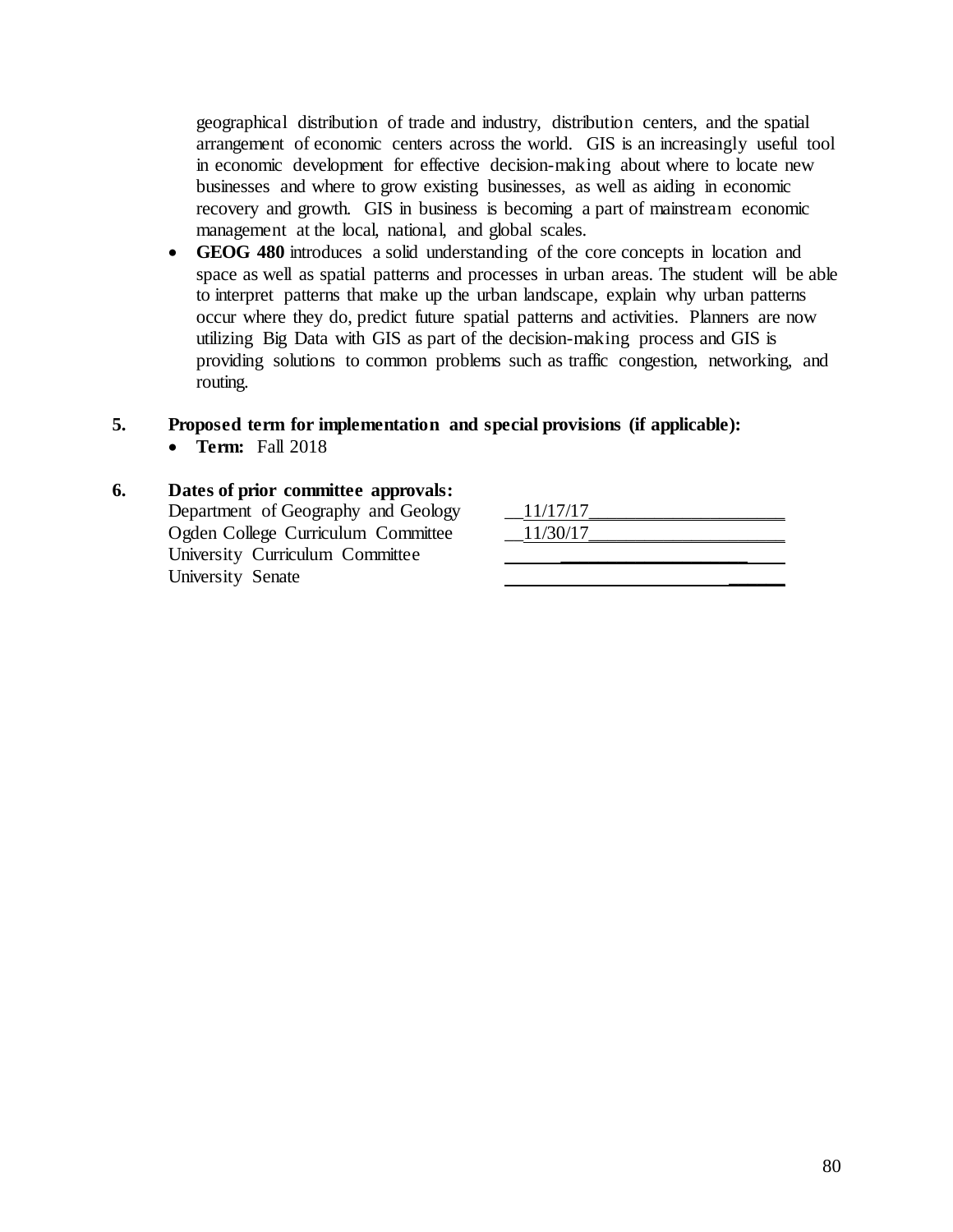geographical distribution of trade and industry, distribution centers, and the spatial arrangement of economic centers across the world. GIS is an increasingly useful tool in economic development for effective decision-making about where to locate new businesses and where to grow existing businesses, as well as aiding in economic recovery and growth. GIS in business is becoming a part of mainstream economic management at the local, national, and global scales.

- **GEOG 480** introduces a solid understanding of the core concepts in location and space as well as spatial patterns and processes in urban areas. The student will be able to interpret patterns that make up the urban landscape, explain why urban patterns occur where they do, predict future spatial patterns and activities. Planners are now utilizing Big Data with GIS as part of the decision-making process and GIS is providing solutions to common problems such as traffic congestion, networking, and routing.

**5. Proposed term for implementation and special provisions (if applicable):**

- **Term:** Fall 2018

**6. Dates of prior committee approvals:**

| | |
|---|---|
| Department of Geography and Geology | 11/17/17 |
| Ogden College Curriculum Committee | 11/30/17 |
| University Curriculum Committee | |
| University Senate | |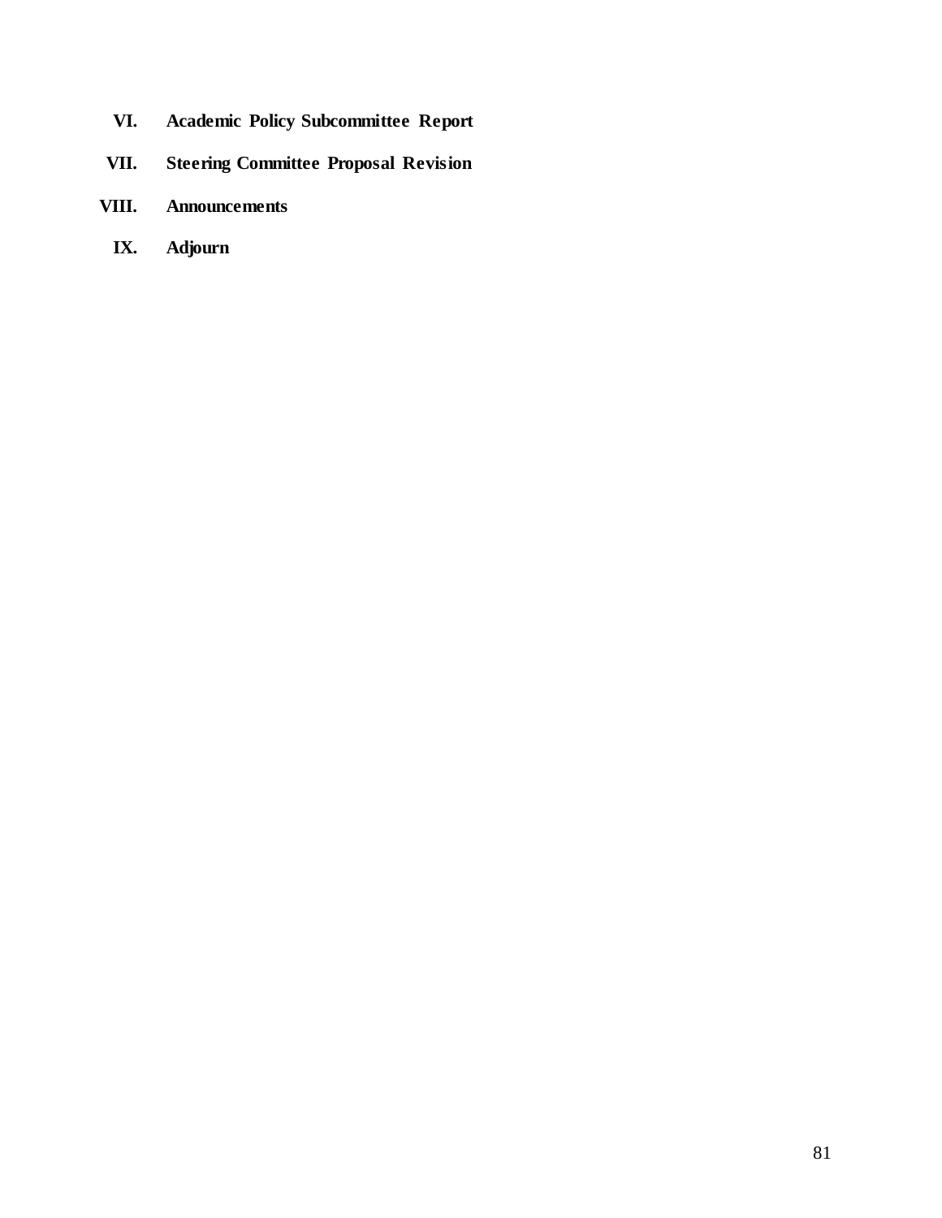VI. **Academic Policy Subcommittee Report**

VII. **Steering Committee Proposal Revision**

VIII. **Announcements**

IX. **Adjourn**